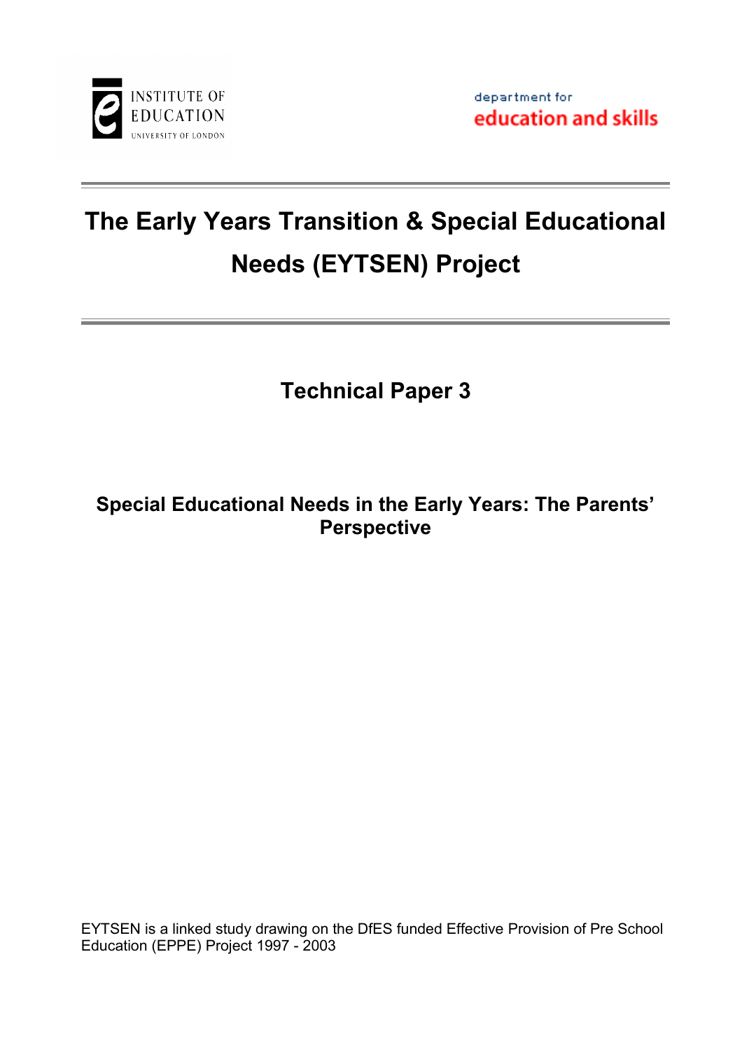INSTITUTE OF EDUCATION
UNIVERSITY OF LONDON

department for
education and skills

# The Early Years Transition & Special Educational Needs (EYTSEN) Project

## Technical Paper 3

### Special Educational Needs in the Early Years: The Parents' Perspective

EYTSEN is a linked study drawing on the DfES funded Effective Provision of Pre School Education (EPPE) Project 1997 - 2003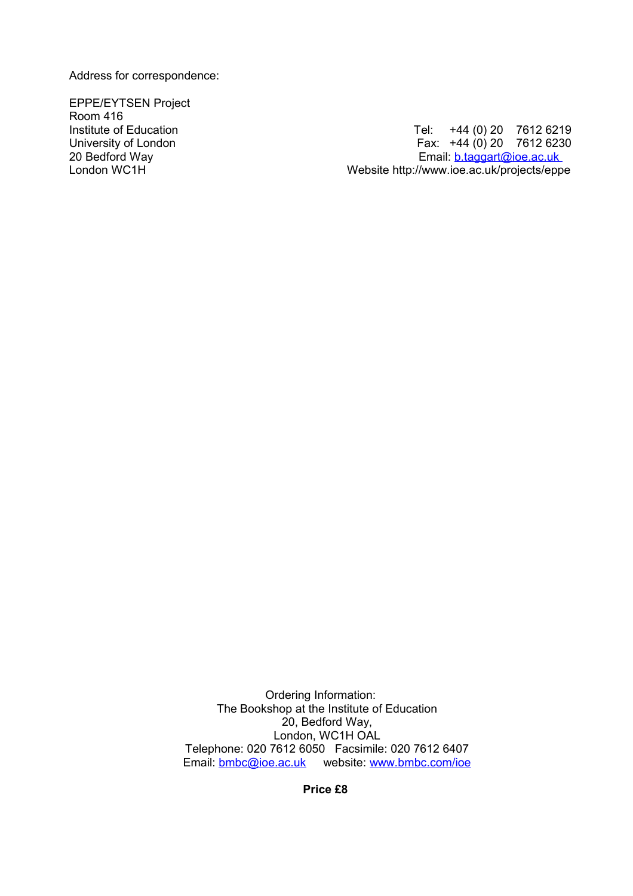Address for correspondence:

EPPE/EYTSEN Project
Room 416
Institute of Education
University of London
20 Bedford Way
London WC1H

Tel: +44 (0) 20 7612 6219
Fax: +44 (0) 20 7612 6230
Email: b.taggart@ioe.ac.uk
Website http://www.ioe.ac.uk/projects/eppe

Ordering Information:
The Bookshop at the Institute of Education
20, Bedford Way,
London, WC1H OAL
Telephone: 020 7612 6050 Facsimile: 020 7612 6407
Email: bmbc@ioe.ac.uk website: www.bmbc.com/ioe

**Price £8**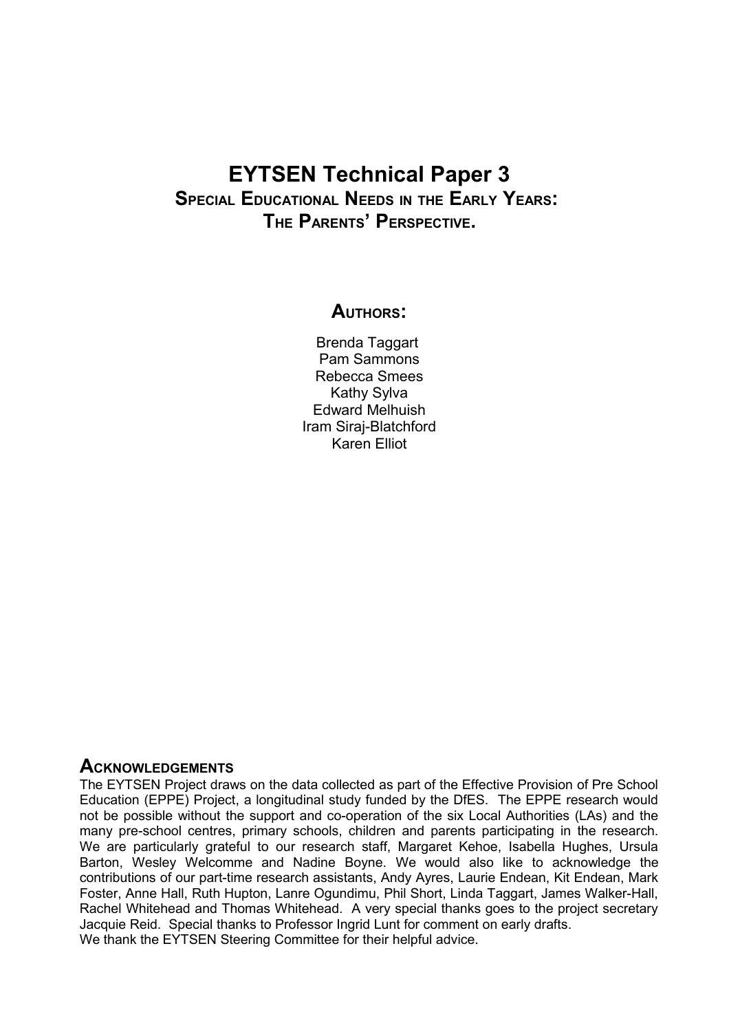# EYTSEN Technical Paper 3

## SPECIAL EDUCATIONAL NEEDS IN THE EARLY YEARS: THE PARENTS' PERSPECTIVE.

### AUTHORS:

Brenda Taggart
Pam Sammons
Rebecca Smees
Kathy Sylva
Edward Melhuish
Iram Siraj-Blatchford
Karen Elliot

## ACKNOWLEDGEMENTS

The EYTSEN Project draws on the data collected as part of the Effective Provision of Pre School Education (EPPE) Project, a longitudinal study funded by the DfES. The EPPE research would not be possible without the support and co-operation of the six Local Authorities (LAs) and the many pre-school centres, primary schools, children and parents participating in the research. We are particularly grateful to our research staff, Margaret Kehoe, Isabella Hughes, Ursula Barton, Wesley Welcomme and Nadine Boyne. We would also like to acknowledge the contributions of our part-time research assistants, Andy Ayres, Laurie Endean, Kit Endean, Mark Foster, Anne Hall, Ruth Hupton, Lanre Ogundimu, Phil Short, Linda Taggart, James Walker-Hall, Rachel Whitehead and Thomas Whitehead. A very special thanks goes to the project secretary Jacquie Reid. Special thanks to Professor Ingrid Lunt for comment on early drafts.
We thank the EYTSEN Steering Committee for their helpful advice.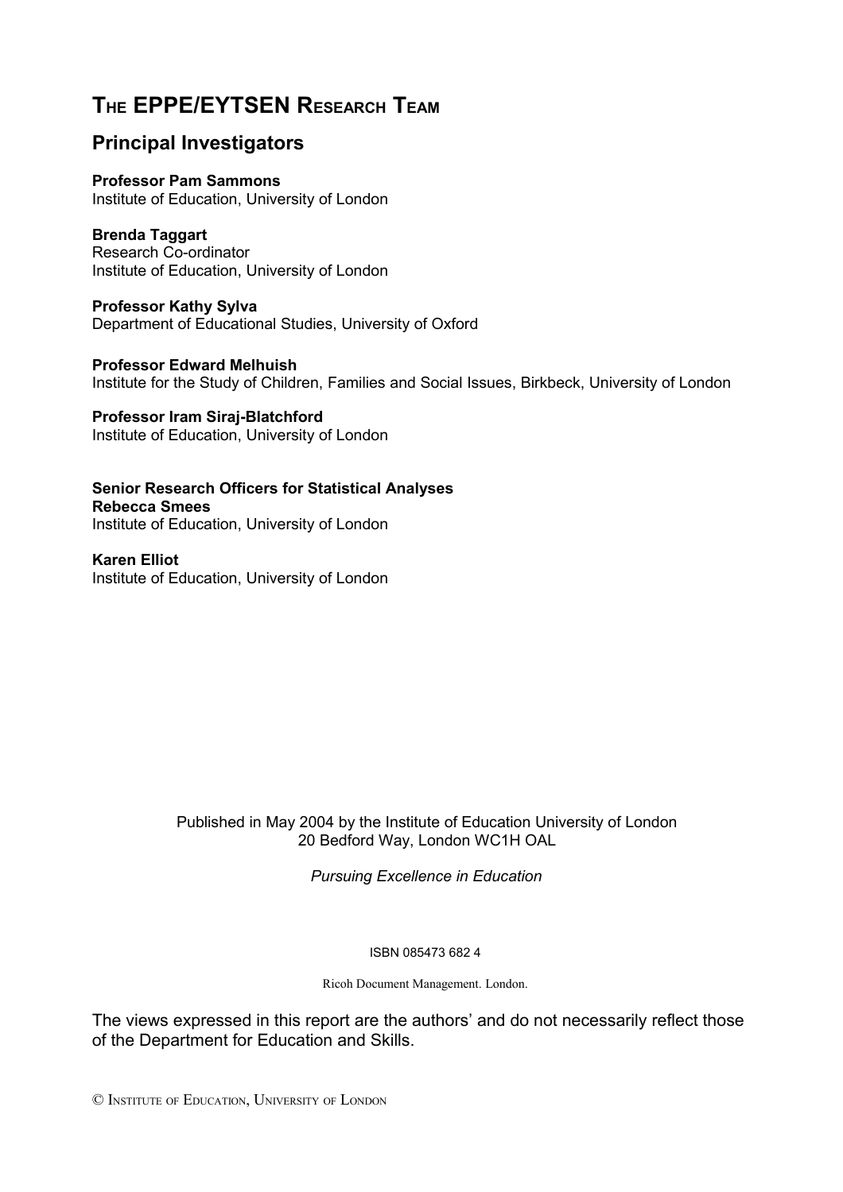# The EPPE/EYTSEN Research Team

## Principal Investigators

**Professor Pam Sammons**
Institute of Education, University of London

**Brenda Taggart**
Research Co-ordinator
Institute of Education, University of London

**Professor Kathy Sylva**
Department of Educational Studies, University of Oxford

**Professor Edward Melhuish**
Institute for the Study of Children, Families and Social Issues, Birkbeck, University of London

**Professor Iram Siraj-Blatchford**
Institute of Education, University of London

**Senior Research Officers for Statistical Analyses**
**Rebecca Smees**
Institute of Education, University of London

**Karen Elliot**
Institute of Education, University of London

Published in May 2004 by the Institute of Education University of London
20 Bedford Way, London WC1H OAL

*Pursuing Excellence in Education*

ISBN 085473 682 4

Ricoh Document Management. London.

The views expressed in this report are the authors' and do not necessarily reflect those of the Department for Education and Skills.

© Institute of Education, University of London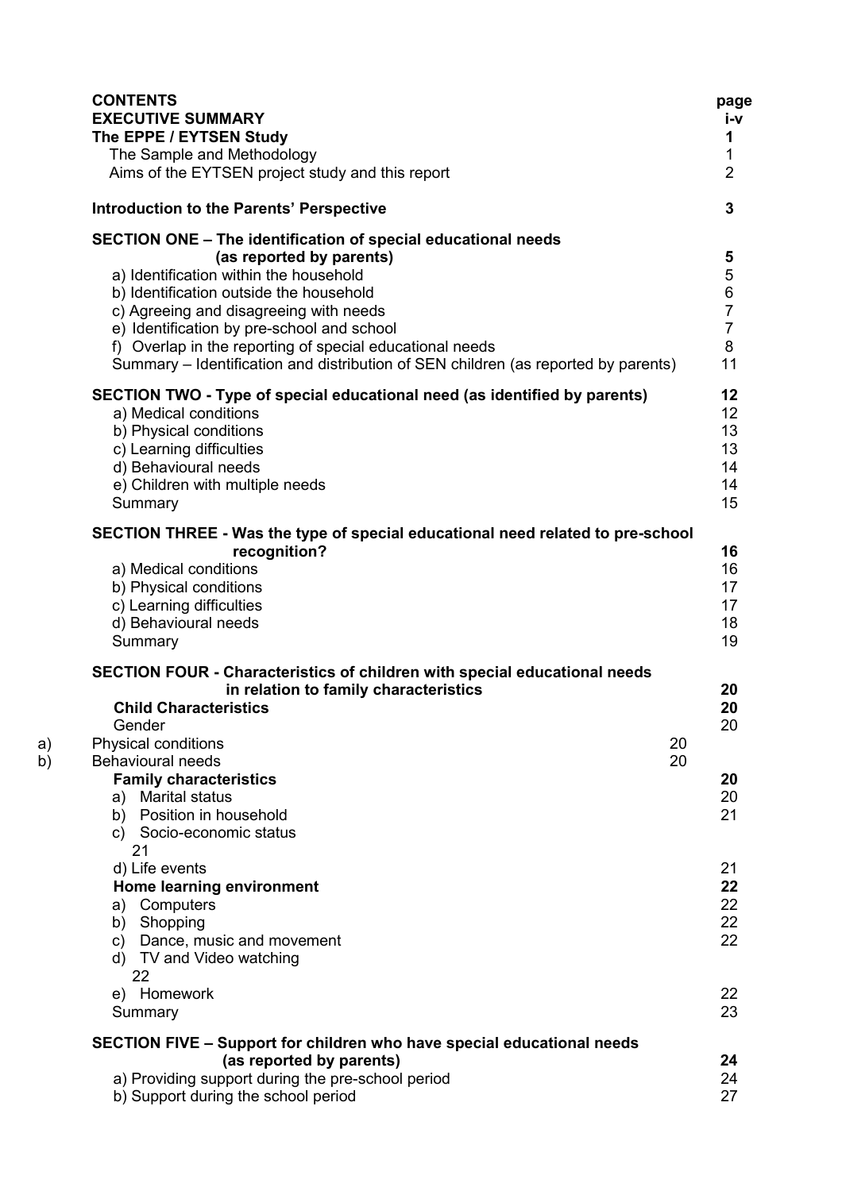| CONTENTS | page |
|---|---|
| **EXECUTIVE SUMMARY** | **i-v** |
| **The EPPE / EYTSEN Study** | **1** |
| The Sample and Methodology | 1 |
| Aims of the EYTSEN project study and this report | 2 |
| **Introduction to the Parents' Perspective** | **3** |
| **SECTION ONE – The identification of special educational needs (as reported by parents)** | **5** |
| a) Identification within the household | 5 |
| b) Identification outside the household | 6 |
| c) Agreeing and disagreeing with needs | 7 |
| e) Identification by pre-school and school | 7 |
| f) Overlap in the reporting of special educational needs | 8 |
| Summary – Identification and distribution of SEN children (as reported by parents) | 11 |
| **SECTION TWO - Type of special educational need (as identified by parents)** | **12** |
| a) Medical conditions | 12 |
| b) Physical conditions | 13 |
| c) Learning difficulties | 13 |
| d) Behavioural needs | 14 |
| e) Children with multiple needs | 14 |
| Summary | 15 |
| **SECTION THREE - Was the type of special educational need related to pre-school recognition?** | **16** |
| a) Medical conditions | 16 |
| b) Physical conditions | 17 |
| c) Learning difficulties | 17 |
| d) Behavioural needs | 18 |
| Summary | 19 |
| **SECTION FOUR - Characteristics of children with special educational needs in relation to family characteristics** | **20** |
| **Child Characteristics** | **20** |
| Gender | 20 |
| a) Physical conditions | 20 |
| b) Behavioural needs | 20 |
| **Family characteristics** | **20** |
| a) Marital status | 20 |
| b) Position in household | 21 |
| c) Socio-economic status | 21 |
| d) Life events | 21 |
| **Home learning environment** | **22** |
| a) Computers | 22 |
| b) Shopping | 22 |
| c) Dance, music and movement | 22 |
| d) TV and Video watching | 22 |
| e) Homework | 22 |
| Summary | 23 |
| **SECTION FIVE – Support for children who have special educational needs (as reported by parents)** | **24** |
| a) Providing support during the pre-school period | 24 |
| b) Support during the school period | 27 |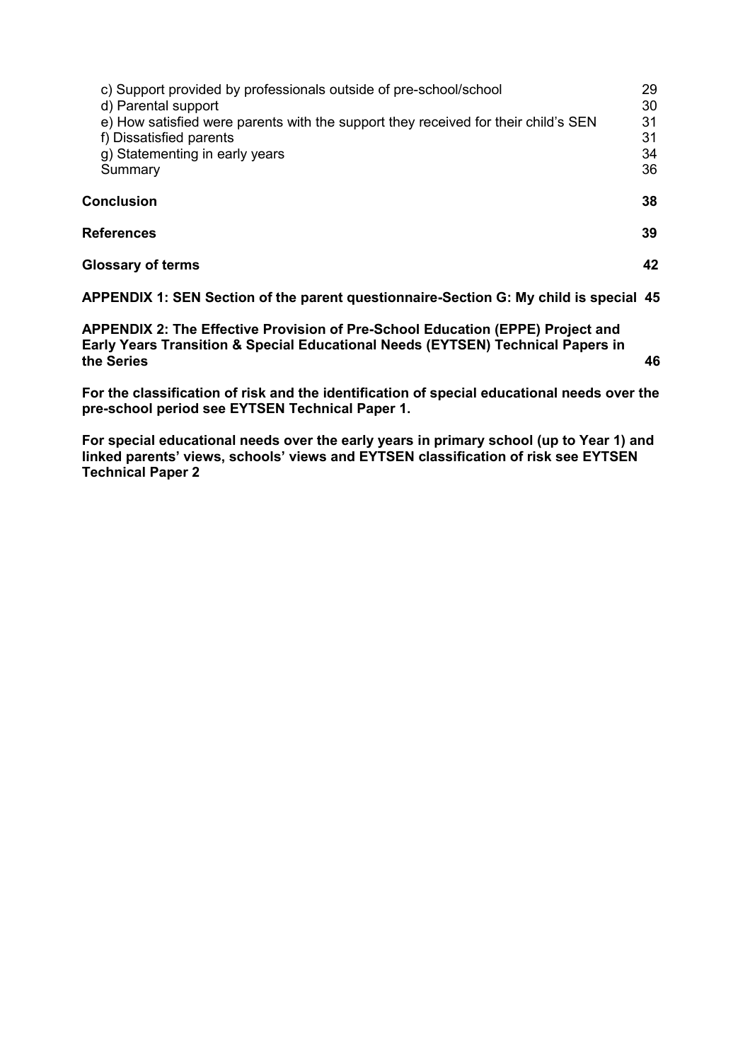| | |
|---|---|
| c) Support provided by professionals outside of pre-school/school | 29 |
| d) Parental support | 30 |
| e) How satisfied were parents with the support they received for their child's SEN | 31 |
| f) Dissatisfied parents | 31 |
| g) Statementing in early years | 34 |
| Summary | 36 |
| **Conclusion** | **38** |
| **References** | **39** |
| **Glossary of terms** | **42** |
| **APPENDIX 1: SEN Section of the parent questionnaire-Section G: My child is special** | **45** |
| **APPENDIX 2: The Effective Provision of Pre-School Education (EPPE) Project and Early Years Transition & Special Educational Needs (EYTSEN) Technical Papers in the Series** | **46** |

**For the classification of risk and the identification of special educational needs over the pre-school period see EYTSEN Technical Paper 1.**

**For special educational needs over the early years in primary school (up to Year 1) and linked parents' views, schools' views and EYTSEN classification of risk see EYTSEN Technical Paper 2**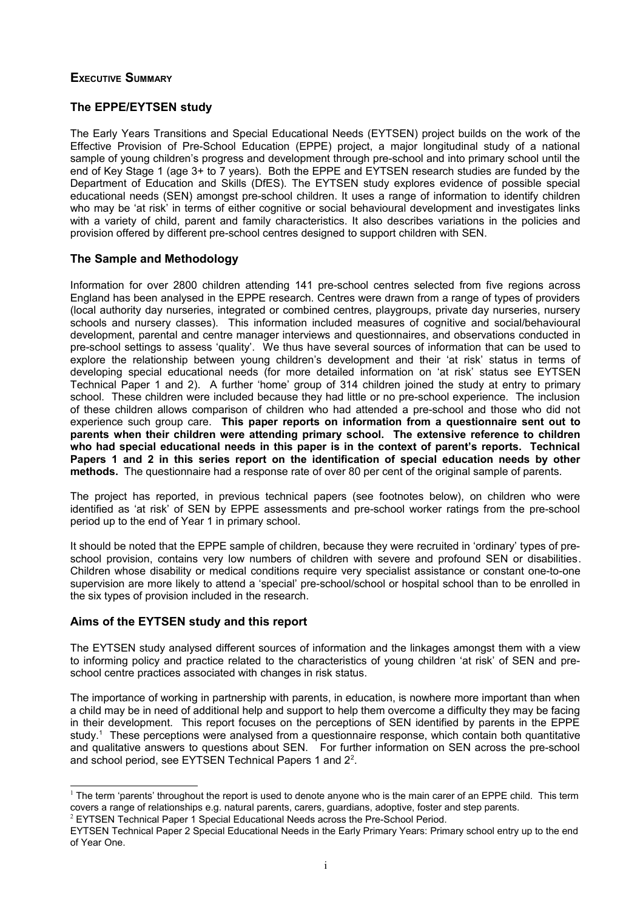## Executive Summary

### The EPPE/EYTSEN study

The Early Years Transitions and Special Educational Needs (EYTSEN) project builds on the work of the Effective Provision of Pre-School Education (EPPE) project, a major longitudinal study of a national sample of young children's progress and development through pre-school and into primary school until the end of Key Stage 1 (age 3+ to 7 years). Both the EPPE and EYTSEN research studies are funded by the Department of Education and Skills (DfES). The EYTSEN study explores evidence of possible special educational needs (SEN) amongst pre-school children. It uses a range of information to identify children who may be 'at risk' in terms of either cognitive or social behavioural development and investigates links with a variety of child, parent and family characteristics. It also describes variations in the policies and provision offered by different pre-school centres designed to support children with SEN.

### The Sample and Methodology

Information for over 2800 children attending 141 pre-school centres selected from five regions across England has been analysed in the EPPE research. Centres were drawn from a range of types of providers (local authority day nurseries, integrated or combined centres, playgroups, private day nurseries, nursery schools and nursery classes). This information included measures of cognitive and social/behavioural development, parental and centre manager interviews and questionnaires, and observations conducted in pre-school settings to assess 'quality'. We thus have several sources of information that can be used to explore the relationship between young children's development and their 'at risk' status in terms of developing special educational needs (for more detailed information on 'at risk' status see EYTSEN Technical Paper 1 and 2). A further 'home' group of 314 children joined the study at entry to primary school. These children were included because they had little or no pre-school experience. The inclusion of these children allows comparison of children who had attended a pre-school and those who did not experience such group care. **This paper reports on information from a questionnaire sent out to parents when their children were attending primary school. The extensive reference to children who had special educational needs in this paper is in the context of parent's reports. Technical Papers 1 and 2 in this series report on the identification of special education needs by other methods.** The questionnaire had a response rate of over 80 per cent of the original sample of parents.

The project has reported, in previous technical papers (see footnotes below), on children who were identified as 'at risk' of SEN by EPPE assessments and pre-school worker ratings from the pre-school period up to the end of Year 1 in primary school.

It should be noted that the EPPE sample of children, because they were recruited in 'ordinary' types of pre-school provision, contains very low numbers of children with severe and profound SEN or disabilities. Children whose disability or medical conditions require very specialist assistance or constant one-to-one supervision are more likely to attend a 'special' pre-school/school or hospital school than to be enrolled in the six types of provision included in the research.

### Aims of the EYTSEN study and this report

The EYTSEN study analysed different sources of information and the linkages amongst them with a view to informing policy and practice related to the characteristics of young children 'at risk' of SEN and pre-school centre practices associated with changes in risk status.

The importance of working in partnership with parents, in education, is nowhere more important than when a child may be in need of additional help and support to help them overcome a difficulty they may be facing in their development. This report focuses on the perceptions of SEN identified by parents in the EPPE study.[1] These perceptions were analysed from a questionnaire response, which contain both quantitative and qualitative answers to questions about SEN. For further information on SEN across the pre-school and school period, see EYTSEN Technical Papers 1 and 2[2].

---

[1] The term 'parents' throughout the report is used to denote anyone who is the main carer of an EPPE child. This term covers a range of relationships e.g. natural parents, carers, guardians, adoptive, foster and step parents.

[2] EYTSEN Technical Paper 1 Special Educational Needs across the Pre-School Period.
EYTSEN Technical Paper 2 Special Educational Needs in the Early Primary Years: Primary school entry up to the end of Year One.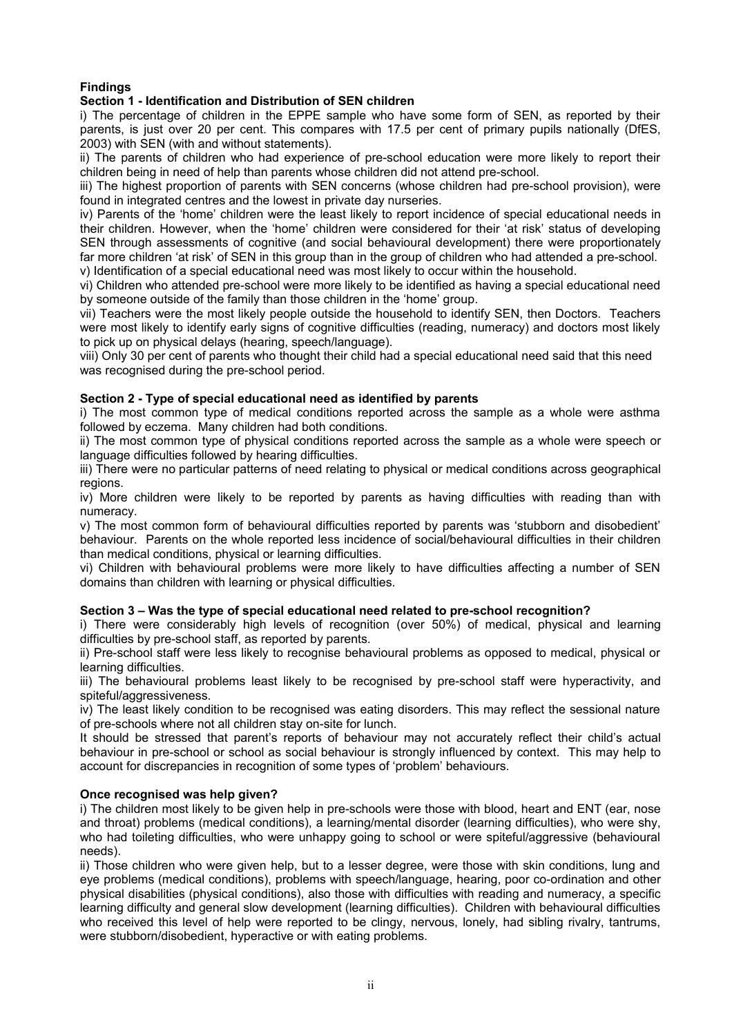**Findings**

**Section 1 - Identification and Distribution of SEN children**

i) The percentage of children in the EPPE sample who have some form of SEN, as reported by their parents, is just over 20 per cent. This compares with 17.5 per cent of primary pupils nationally (DfES, 2003) with SEN (with and without statements).

ii) The parents of children who had experience of pre-school education were more likely to report their children being in need of help than parents whose children did not attend pre-school.

iii) The highest proportion of parents with SEN concerns (whose children had pre-school provision), were found in integrated centres and the lowest in private day nurseries.

iv) Parents of the 'home' children were the least likely to report incidence of special educational needs in their children. However, when the 'home' children were considered for their 'at risk' status of developing SEN through assessments of cognitive (and social behavioural development) there were proportionately far more children 'at risk' of SEN in this group than in the group of children who had attended a pre-school.

v) Identification of a special educational need was most likely to occur within the household.

vi) Children who attended pre-school were more likely to be identified as having a special educational need by someone outside of the family than those children in the 'home' group.

vii) Teachers were the most likely people outside the household to identify SEN, then Doctors. Teachers were most likely to identify early signs of cognitive difficulties (reading, numeracy) and doctors most likely to pick up on physical delays (hearing, speech/language).

viii) Only 30 per cent of parents who thought their child had a special educational need said that this need was recognised during the pre-school period.

**Section 2 - Type of special educational need as identified by parents**

i) The most common type of medical conditions reported across the sample as a whole were asthma followed by eczema. Many children had both conditions.

ii) The most common type of physical conditions reported across the sample as a whole were speech or language difficulties followed by hearing difficulties.

iii) There were no particular patterns of need relating to physical or medical conditions across geographical regions.

iv) More children were likely to be reported by parents as having difficulties with reading than with numeracy.

v) The most common form of behavioural difficulties reported by parents was 'stubborn and disobedient' behaviour. Parents on the whole reported less incidence of social/behavioural difficulties in their children than medical conditions, physical or learning difficulties.

vi) Children with behavioural problems were more likely to have difficulties affecting a number of SEN domains than children with learning or physical difficulties.

**Section 3 – Was the type of special educational need related to pre-school recognition?**

i) There were considerably high levels of recognition (over 50%) of medical, physical and learning difficulties by pre-school staff, as reported by parents.

ii) Pre-school staff were less likely to recognise behavioural problems as opposed to medical, physical or learning difficulties.

iii) The behavioural problems least likely to be recognised by pre-school staff were hyperactivity, and spiteful/aggressiveness.

iv) The least likely condition to be recognised was eating disorders. This may reflect the sessional nature of pre-schools where not all children stay on-site for lunch.

It should be stressed that parent's reports of behaviour may not accurately reflect their child's actual behaviour in pre-school or school as social behaviour is strongly influenced by context. This may help to account for discrepancies in recognition of some types of 'problem' behaviours.

**Once recognised was help given?**

i) The children most likely to be given help in pre-schools were those with blood, heart and ENT (ear, nose and throat) problems (medical conditions), a learning/mental disorder (learning difficulties), who were shy, who had toileting difficulties, who were unhappy going to school or were spiteful/aggressive (behavioural needs).

ii) Those children who were given help, but to a lesser degree, were those with skin conditions, lung and eye problems (medical conditions), problems with speech/language, hearing, poor co-ordination and other physical disabilities (physical conditions), also those with difficulties with reading and numeracy, a specific learning difficulty and general slow development (learning difficulties). Children with behavioural difficulties who received this level of help were reported to be clingy, nervous, lonely, had sibling rivalry, tantrums, were stubborn/disobedient, hyperactive or with eating problems.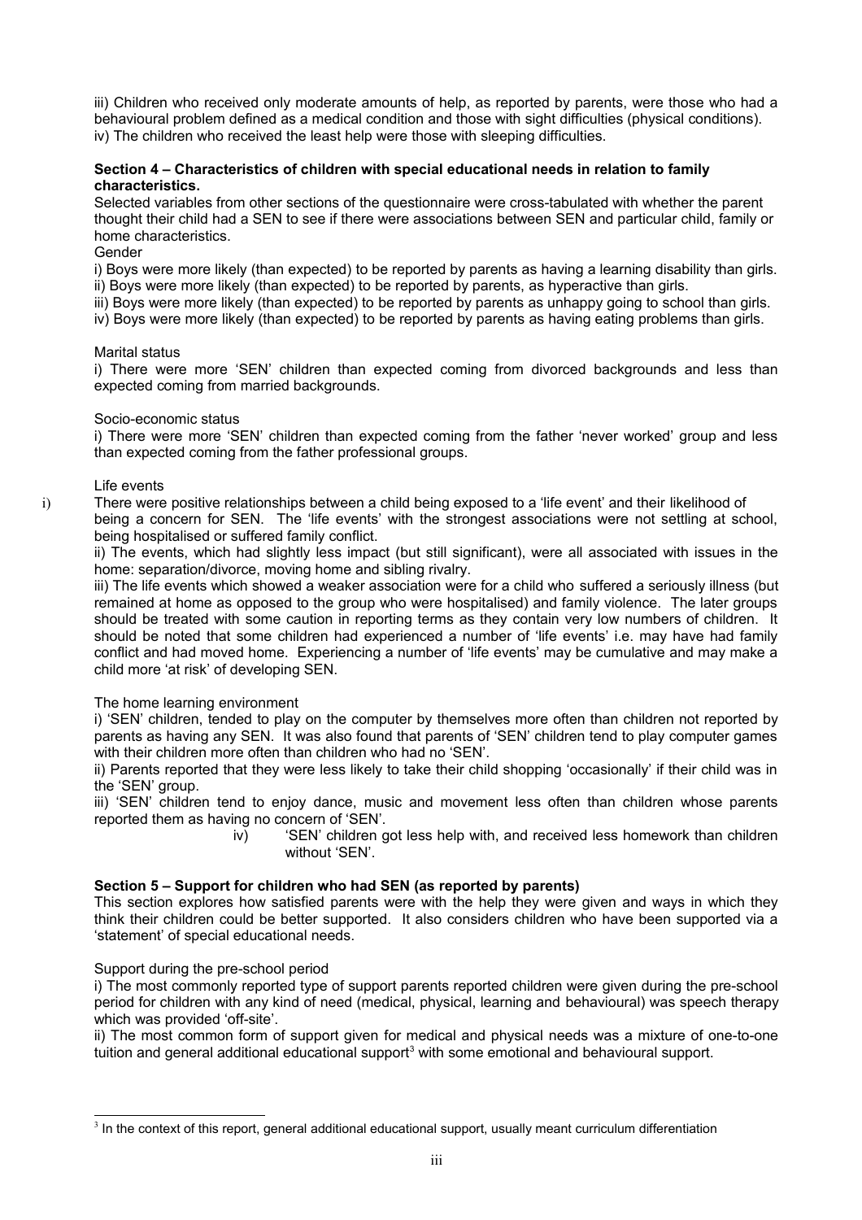iii) Children who received only moderate amounts of help, as reported by parents, were those who had a behavioural problem defined as a medical condition and those with sight difficulties (physical conditions).

iv) The children who received the least help were those with sleeping difficulties.

**Section 4 – Characteristics of children with special educational needs in relation to family characteristics.**

Selected variables from other sections of the questionnaire were cross-tabulated with whether the parent thought their child had a SEN to see if there were associations between SEN and particular child, family or home characteristics.

Gender

i) Boys were more likely (than expected) to be reported by parents as having a learning disability than girls.

ii) Boys were more likely (than expected) to be reported by parents, as hyperactive than girls.

iii) Boys were more likely (than expected) to be reported by parents as unhappy going to school than girls.

iv) Boys were more likely (than expected) to be reported by parents as having eating problems than girls.

Marital status

i) There were more 'SEN' children than expected coming from divorced backgrounds and less than expected coming from married backgrounds.

Socio-economic status

i) There were more 'SEN' children than expected coming from the father 'never worked' group and less than expected coming from the father professional groups.

Life events

i) There were positive relationships between a child being exposed to a 'life event' and their likelihood of being a concern for SEN. The 'life events' with the strongest associations were not settling at school, being hospitalised or suffered family conflict.

ii) The events, which had slightly less impact (but still significant), were all associated with issues in the home: separation/divorce, moving home and sibling rivalry.

iii) The life events which showed a weaker association were for a child who suffered a seriously illness (but remained at home as opposed to the group who were hospitalised) and family violence. The later groups should be treated with some caution in reporting terms as they contain very low numbers of children. It should be noted that some children had experienced a number of 'life events' i.e. may have had family conflict and had moved home. Experiencing a number of 'life events' may be cumulative and may make a child more 'at risk' of developing SEN.

The home learning environment

i) 'SEN' children, tended to play on the computer by themselves more often than children not reported by parents as having any SEN. It was also found that parents of 'SEN' children tend to play computer games with their children more often than children who had no 'SEN'.

ii) Parents reported that they were less likely to take their child shopping 'occasionally' if their child was in the 'SEN' group.

iii) 'SEN' children tend to enjoy dance, music and movement less often than children whose parents reported them as having no concern of 'SEN'.

iv) 'SEN' children got less help with, and received less homework than children without 'SEN'.

**Section 5 – Support for children who had SEN (as reported by parents)**

This section explores how satisfied parents were with the help they were given and ways in which they think their children could be better supported. It also considers children who have been supported via a 'statement' of special educational needs.

Support during the pre-school period

i) The most commonly reported type of support parents reported children were given during the pre-school period for children with any kind of need (medical, physical, learning and behavioural) was speech therapy which was provided 'off-site'.

ii) The most common form of support given for medical and physical needs was a mixture of one-to-one tuition and general additional educational support[3] with some emotional and behavioural support.

[3] In the context of this report, general additional educational support, usually meant curriculum differentiation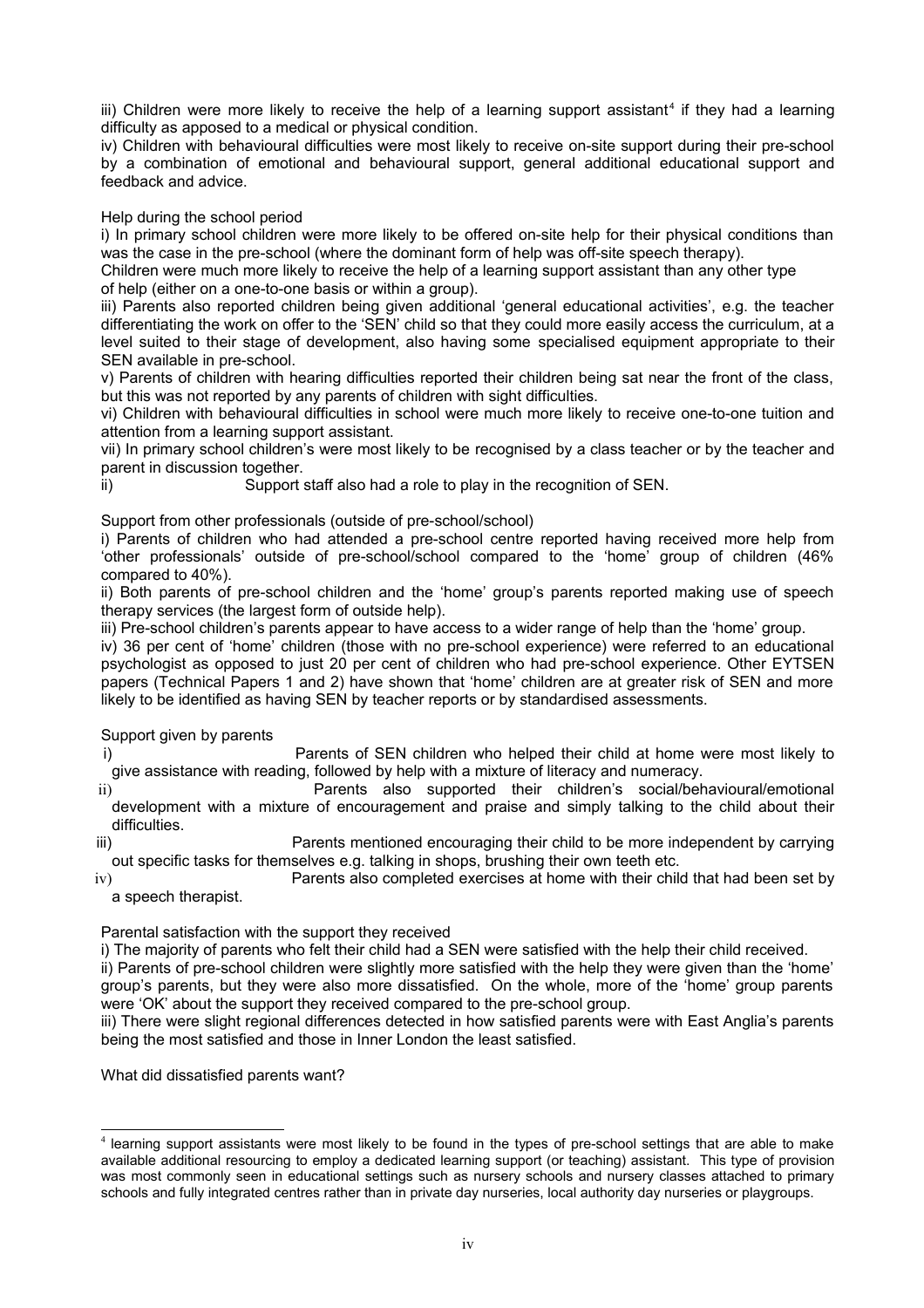iii) Children were more likely to receive the help of a learning support assistant[4] if they had a learning difficulty as apposed to a medical or physical condition.

iv) Children with behavioural difficulties were most likely to receive on-site support during their pre-school by a combination of emotional and behavioural support, general additional educational support and feedback and advice.

Help during the school period

i) In primary school children were more likely to be offered on-site help for their physical conditions than was the case in the pre-school (where the dominant form of help was off-site speech therapy).

Children were much more likely to receive the help of a learning support assistant than any other type of help (either on a one-to-one basis or within a group).

iii) Parents also reported children being given additional 'general educational activities', e.g. the teacher differentiating the work on offer to the 'SEN' child so that they could more easily access the curriculum, at a level suited to their stage of development, also having some specialised equipment appropriate to their SEN available in pre-school.

v) Parents of children with hearing difficulties reported their children being sat near the front of the class, but this was not reported by any parents of children with sight difficulties.

vi) Children with behavioural difficulties in school were much more likely to receive one-to-one tuition and attention from a learning support assistant.

vii) In primary school children's were most likely to be recognised by a class teacher or by the teacher and parent in discussion together.

ii) Support staff also had a role to play in the recognition of SEN.

Support from other professionals (outside of pre-school/school)

i) Parents of children who had attended a pre-school centre reported having received more help from 'other professionals' outside of pre-school/school compared to the 'home' group of children (46% compared to 40%).

ii) Both parents of pre-school children and the 'home' group's parents reported making use of speech therapy services (the largest form of outside help).

iii) Pre-school children's parents appear to have access to a wider range of help than the 'home' group.

iv) 36 per cent of 'home' children (those with no pre-school experience) were referred to an educational psychologist as opposed to just 20 per cent of children who had pre-school experience. Other EYTSEN papers (Technical Papers 1 and 2) have shown that 'home' children are at greater risk of SEN and more likely to be identified as having SEN by teacher reports or by standardised assessments.

Support given by parents

i) Parents of SEN children who helped their child at home were most likely to give assistance with reading, followed by help with a mixture of literacy and numeracy.

ii) Parents also supported their children's social/behavioural/emotional development with a mixture of encouragement and praise and simply talking to the child about their difficulties.

iii) Parents mentioned encouraging their child to be more independent by carrying out specific tasks for themselves e.g. talking in shops, brushing their own teeth etc.

iv) Parents also completed exercises at home with their child that had been set by a speech therapist.

Parental satisfaction with the support they received

i) The majority of parents who felt their child had a SEN were satisfied with the help their child received.

ii) Parents of pre-school children were slightly more satisfied with the help they were given than the 'home' group's parents, but they were also more dissatisfied. On the whole, more of the 'home' group parents were 'OK' about the support they received compared to the pre-school group.

iii) There were slight regional differences detected in how satisfied parents were with East Anglia's parents being the most satisfied and those in Inner London the least satisfied.

What did dissatisfied parents want?

[4] learning support assistants were most likely to be found in the types of pre-school settings that are able to make available additional resourcing to employ a dedicated learning support (or teaching) assistant. This type of provision was most commonly seen in educational settings such as nursery schools and nursery classes attached to primary schools and fully integrated centres rather than in private day nurseries, local authority day nurseries or playgroups.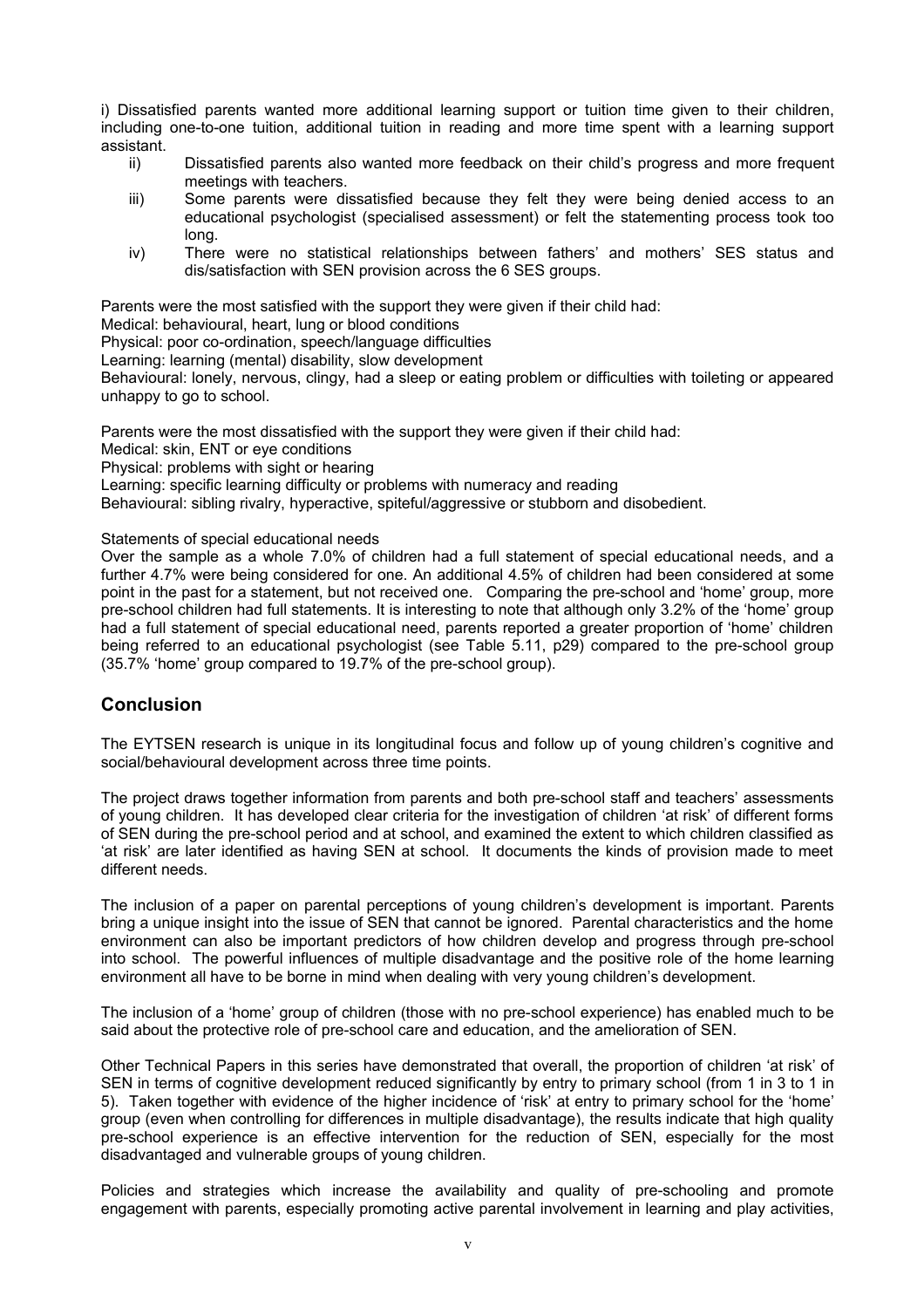i) Dissatisfied parents wanted more additional learning support or tuition time given to their children, including one-to-one tuition, additional tuition in reading and more time spent with a learning support assistant.

ii) Dissatisfied parents also wanted more feedback on their child's progress and more frequent meetings with teachers.

iii) Some parents were dissatisfied because they felt they were being denied access to an educational psychologist (specialised assessment) or felt the statementing process took too long.

iv) There were no statistical relationships between fathers' and mothers' SES status and dis/satisfaction with SEN provision across the 6 SES groups.

Parents were the most satisfied with the support they were given if their child had:
Medical: behavioural, heart, lung or blood conditions
Physical: poor co-ordination, speech/language difficulties
Learning: learning (mental) disability, slow development
Behavioural: lonely, nervous, clingy, had a sleep or eating problem or difficulties with toileting or appeared unhappy to go to school.

Parents were the most dissatisfied with the support they were given if their child had:
Medical: skin, ENT or eye conditions
Physical: problems with sight or hearing
Learning: specific learning difficulty or problems with numeracy and reading
Behavioural: sibling rivalry, hyperactive, spiteful/aggressive or stubborn and disobedient.

Statements of special educational needs

Over the sample as a whole 7.0% of children had a full statement of special educational needs, and a further 4.7% were being considered for one. An additional 4.5% of children had been considered at some point in the past for a statement, but not received one. Comparing the pre-school and 'home' group, more pre-school children had full statements. It is interesting to note that although only 3.2% of the 'home' group had a full statement of special educational need, parents reported a greater proportion of 'home' children being referred to an educational psychologist (see Table 5.11, p29) compared to the pre-school group (35.7% 'home' group compared to 19.7% of the pre-school group).

## Conclusion

The EYTSEN research is unique in its longitudinal focus and follow up of young children's cognitive and social/behavioural development across three time points.

The project draws together information from parents and both pre-school staff and teachers' assessments of young children. It has developed clear criteria for the investigation of children 'at risk' of different forms of SEN during the pre-school period and at school, and examined the extent to which children classified as 'at risk' are later identified as having SEN at school. It documents the kinds of provision made to meet different needs.

The inclusion of a paper on parental perceptions of young children's development is important. Parents bring a unique insight into the issue of SEN that cannot be ignored. Parental characteristics and the home environment can also be important predictors of how children develop and progress through pre-school into school. The powerful influences of multiple disadvantage and the positive role of the home learning environment all have to be borne in mind when dealing with very young children's development.

The inclusion of a 'home' group of children (those with no pre-school experience) has enabled much to be said about the protective role of pre-school care and education, and the amelioration of SEN.

Other Technical Papers in this series have demonstrated that overall, the proportion of children 'at risk' of SEN in terms of cognitive development reduced significantly by entry to primary school (from 1 in 3 to 1 in 5). Taken together with evidence of the higher incidence of 'risk' at entry to primary school for the 'home' group (even when controlling for differences in multiple disadvantage), the results indicate that high quality pre-school experience is an effective intervention for the reduction of SEN, especially for the most disadvantaged and vulnerable groups of young children.

Policies and strategies which increase the availability and quality of pre-schooling and promote engagement with parents, especially promoting active parental involvement in learning and play activities,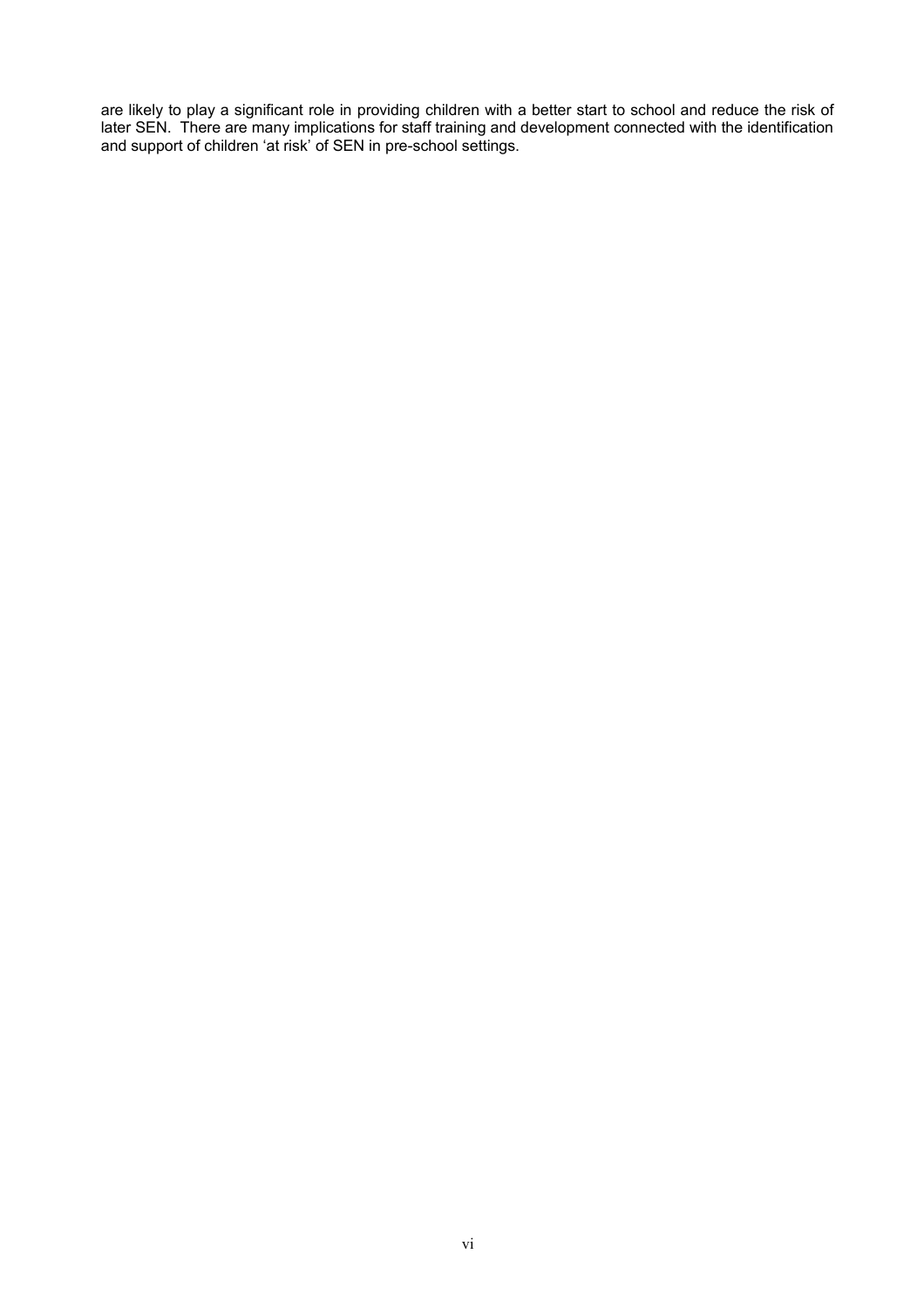are likely to play a significant role in providing children with a better start to school and reduce the risk of later SEN. There are many implications for staff training and development connected with the identification and support of children 'at risk' of SEN in pre-school settings.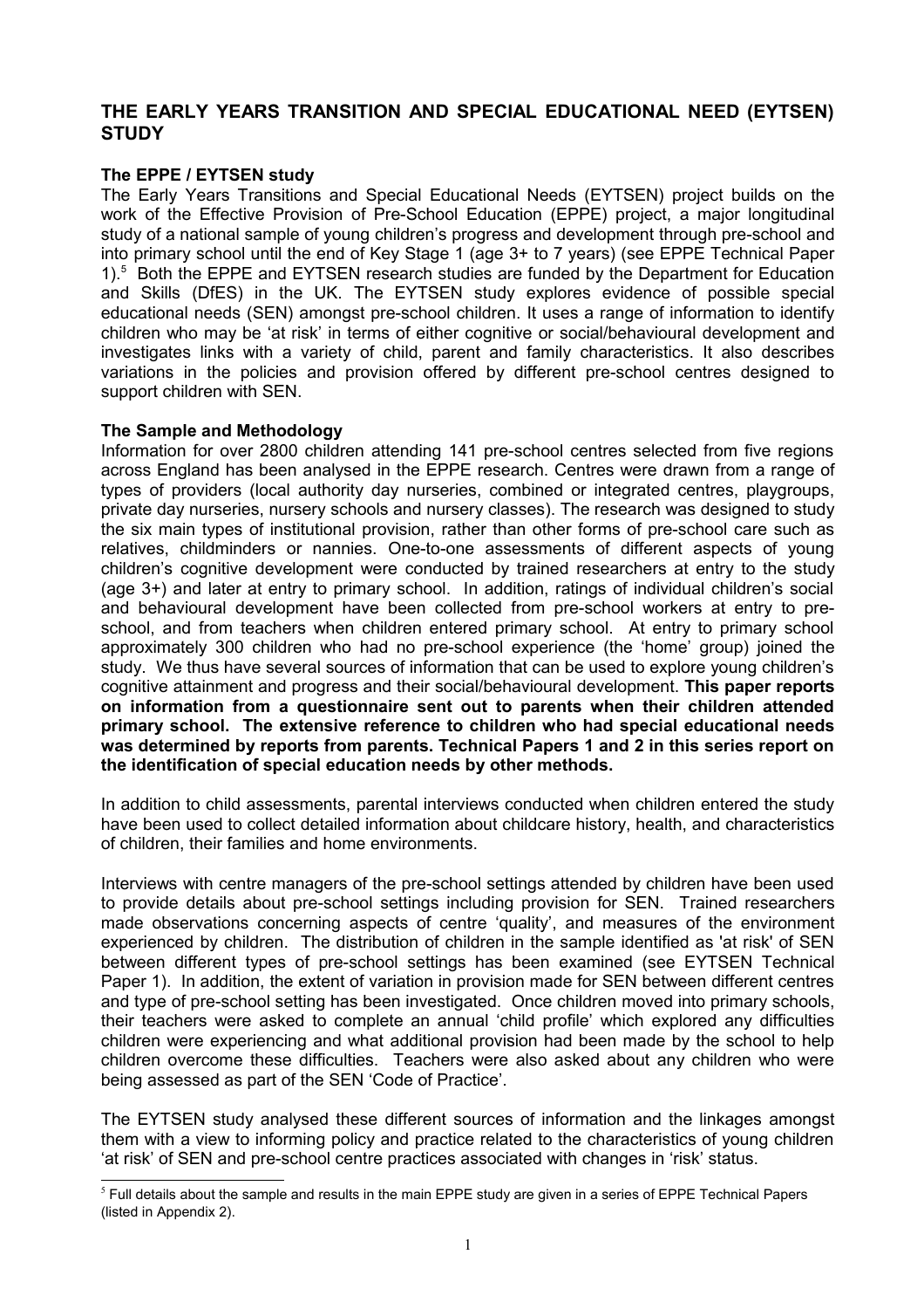## THE EARLY YEARS TRANSITION AND SPECIAL EDUCATIONAL NEED (EYTSEN) STUDY

### The EPPE / EYTSEN study

The Early Years Transitions and Special Educational Needs (EYTSEN) project builds on the work of the Effective Provision of Pre-School Education (EPPE) project, a major longitudinal study of a national sample of young children's progress and development through pre-school and into primary school until the end of Key Stage 1 (age 3+ to 7 years) (see EPPE Technical Paper 1).[5] Both the EPPE and EYTSEN research studies are funded by the Department for Education and Skills (DfES) in the UK. The EYTSEN study explores evidence of possible special educational needs (SEN) amongst pre-school children. It uses a range of information to identify children who may be 'at risk' in terms of either cognitive or social/behavioural development and investigates links with a variety of child, parent and family characteristics. It also describes variations in the policies and provision offered by different pre-school centres designed to support children with SEN.

### The Sample and Methodology

Information for over 2800 children attending 141 pre-school centres selected from five regions across England has been analysed in the EPPE research. Centres were drawn from a range of types of providers (local authority day nurseries, combined or integrated centres, playgroups, private day nurseries, nursery schools and nursery classes). The research was designed to study the six main types of institutional provision, rather than other forms of pre-school care such as relatives, childminders or nannies. One-to-one assessments of different aspects of young children's cognitive development were conducted by trained researchers at entry to the study (age 3+) and later at entry to primary school. In addition, ratings of individual children's social and behavioural development have been collected from pre-school workers at entry to pre-school, and from teachers when children entered primary school. At entry to primary school approximately 300 children who had no pre-school experience (the 'home' group) joined the study. We thus have several sources of information that can be used to explore young children's cognitive attainment and progress and their social/behavioural development. **This paper reports on information from a questionnaire sent out to parents when their children attended primary school. The extensive reference to children who had special educational needs was determined by reports from parents. Technical Papers 1 and 2 in this series report on the identification of special education needs by other methods.**

In addition to child assessments, parental interviews conducted when children entered the study have been used to collect detailed information about childcare history, health, and characteristics of children, their families and home environments.

Interviews with centre managers of the pre-school settings attended by children have been used to provide details about pre-school settings including provision for SEN. Trained researchers made observations concerning aspects of centre 'quality', and measures of the environment experienced by children. The distribution of children in the sample identified as 'at risk' of SEN between different types of pre-school settings has been examined (see EYTSEN Technical Paper 1). In addition, the extent of variation in provision made for SEN between different centres and type of pre-school setting has been investigated. Once children moved into primary schools, their teachers were asked to complete an annual 'child profile' which explored any difficulties children were experiencing and what additional provision had been made by the school to help children overcome these difficulties. Teachers were also asked about any children who were being assessed as part of the SEN 'Code of Practice'.

The EYTSEN study analysed these different sources of information and the linkages amongst them with a view to informing policy and practice related to the characteristics of young children 'at risk' of SEN and pre-school centre practices associated with changes in 'risk' status.

---

[5] Full details about the sample and results in the main EPPE study are given in a series of EPPE Technical Papers (listed in Appendix 2).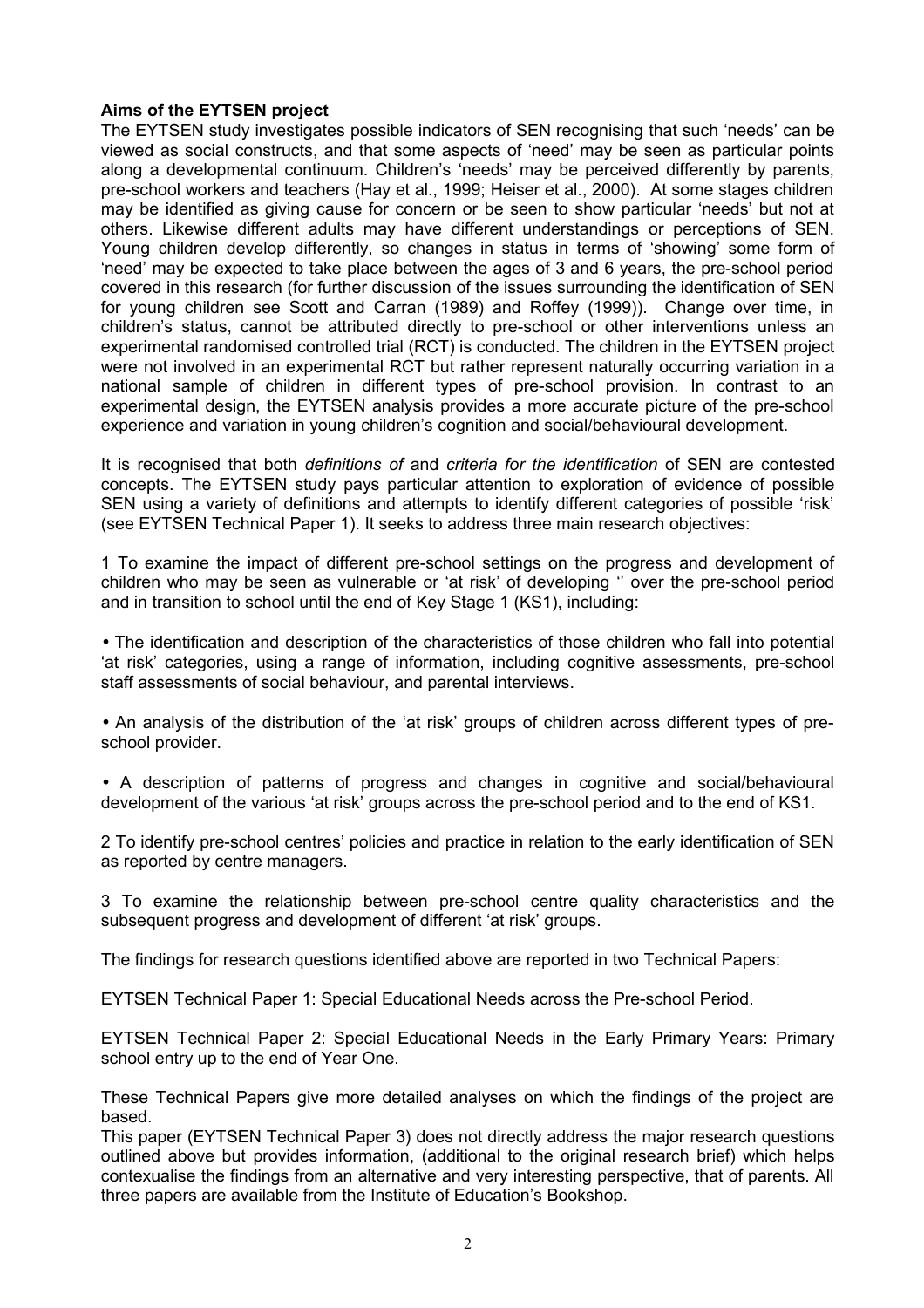**Aims of the EYTSEN project**

The EYTSEN study investigates possible indicators of SEN recognising that such 'needs' can be viewed as social constructs, and that some aspects of 'need' may be seen as particular points along a developmental continuum. Children's 'needs' may be perceived differently by parents, pre-school workers and teachers (Hay et al., 1999; Heiser et al., 2000). At some stages children may be identified as giving cause for concern or be seen to show particular 'needs' but not at others. Likewise different adults may have different understandings or perceptions of SEN. Young children develop differently, so changes in status in terms of 'showing' some form of 'need' may be expected to take place between the ages of 3 and 6 years, the pre-school period covered in this research (for further discussion of the issues surrounding the identification of SEN for young children see Scott and Carran (1989) and Roffey (1999)). Change over time, in children's status, cannot be attributed directly to pre-school or other interventions unless an experimental randomised controlled trial (RCT) is conducted. The children in the EYTSEN project were not involved in an experimental RCT but rather represent naturally occurring variation in a national sample of children in different types of pre-school provision. In contrast to an experimental design, the EYTSEN analysis provides a more accurate picture of the pre-school experience and variation in young children's cognition and social/behavioural development.

It is recognised that both *definitions of* and *criteria for the identification* of SEN are contested concepts. The EYTSEN study pays particular attention to exploration of evidence of possible SEN using a variety of definitions and attempts to identify different categories of possible 'risk' (see EYTSEN Technical Paper 1). It seeks to address three main research objectives:

1 To examine the impact of different pre-school settings on the progress and development of children who may be seen as vulnerable or 'at risk' of developing '' over the pre-school period and in transition to school until the end of Key Stage 1 (KS1), including:

- The identification and description of the characteristics of those children who fall into potential 'at risk' categories, using a range of information, including cognitive assessments, pre-school staff assessments of social behaviour, and parental interviews.

- An analysis of the distribution of the 'at risk' groups of children across different types of pre-school provider.

- A description of patterns of progress and changes in cognitive and social/behavioural development of the various 'at risk' groups across the pre-school period and to the end of KS1.

2 To identify pre-school centres' policies and practice in relation to the early identification of SEN as reported by centre managers.

3 To examine the relationship between pre-school centre quality characteristics and the subsequent progress and development of different 'at risk' groups.

The findings for research questions identified above are reported in two Technical Papers:

EYTSEN Technical Paper 1: Special Educational Needs across the Pre-school Period.

EYTSEN Technical Paper 2: Special Educational Needs in the Early Primary Years: Primary school entry up to the end of Year One.

These Technical Papers give more detailed analyses on which the findings of the project are based.

This paper (EYTSEN Technical Paper 3) does not directly address the major research questions outlined above but provides information, (additional to the original research brief) which helps contexualise the findings from an alternative and very interesting perspective, that of parents. All three papers are available from the Institute of Education's Bookshop.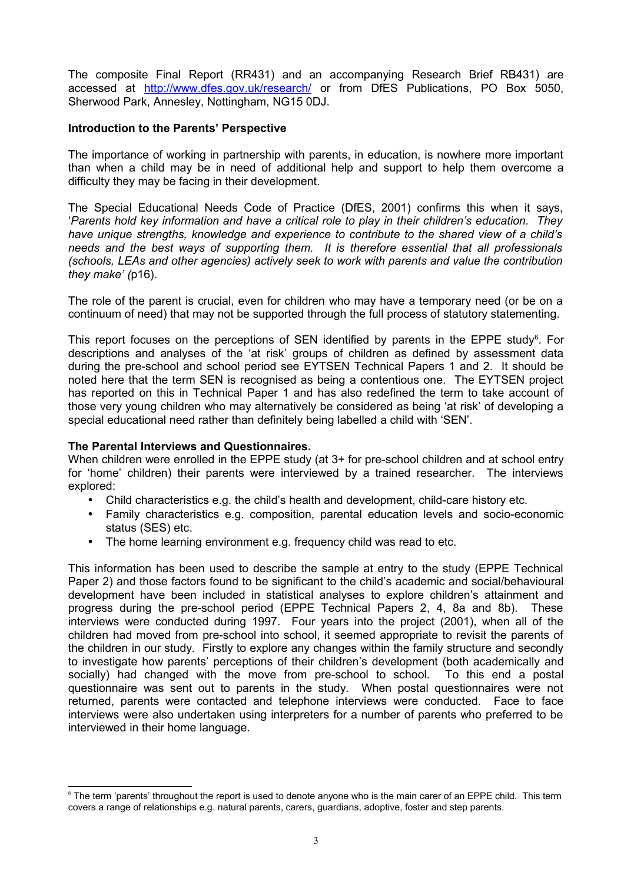The composite Final Report (RR431) and an accompanying Research Brief RB431) are accessed at http://www.dfes.gov.uk/research/ or from DfES Publications, PO Box 5050, Sherwood Park, Annesley, Nottingham, NG15 0DJ.

**Introduction to the Parents' Perspective**

The importance of working in partnership with parents, in education, is nowhere more important than when a child may be in need of additional help and support to help them overcome a difficulty they may be facing in their development.

The Special Educational Needs Code of Practice (DfES, 2001) confirms this when it says, '*Parents hold key information and have a critical role to play in their children's education. They have unique strengths, knowledge and experience to contribute to the shared view of a child's needs and the best ways of supporting them. It is therefore essential that all professionals (schools, LEAs and other agencies) actively seek to work with parents and value the contribution they make' (*p16).

The role of the parent is crucial, even for children who may have a temporary need (or be on a continuum of need) that may not be supported through the full process of statutory statementing.

This report focuses on the perceptions of SEN identified by parents in the EPPE study[6]. For descriptions and analyses of the 'at risk' groups of children as defined by assessment data during the pre-school and school period see EYTSEN Technical Papers 1 and 2. It should be noted here that the term SEN is recognised as being a contentious one. The EYTSEN project has reported on this in Technical Paper 1 and has also redefined the term to take account of those very young children who may alternatively be considered as being 'at risk' of developing a special educational need rather than definitely being labelled a child with 'SEN'.

**The Parental Interviews and Questionnaires.**

When children were enrolled in the EPPE study (at 3+ for pre-school children and at school entry for 'home' children) their parents were interviewed by a trained researcher. The interviews explored:

- Child characteristics e.g. the child's health and development, child-care history etc.
- Family characteristics e.g. composition, parental education levels and socio-economic status (SES) etc.
- The home learning environment e.g. frequency child was read to etc.

This information has been used to describe the sample at entry to the study (EPPE Technical Paper 2) and those factors found to be significant to the child's academic and social/behavioural development have been included in statistical analyses to explore children's attainment and progress during the pre-school period (EPPE Technical Papers 2, 4, 8a and 8b). These interviews were conducted during 1997. Four years into the project (2001), when all of the children had moved from pre-school into school, it seemed appropriate to revisit the parents of the children in our study. Firstly to explore any changes within the family structure and secondly to investigate how parents' perceptions of their children's development (both academically and socially) had changed with the move from pre-school to school. To this end a postal questionnaire was sent out to parents in the study. When postal questionnaires were not returned, parents were contacted and telephone interviews were conducted. Face to face interviews were also undertaken using interpreters for a number of parents who preferred to be interviewed in their home language.

---

[6] The term 'parents' throughout the report is used to denote anyone who is the main carer of an EPPE child. This term covers a range of relationships e.g. natural parents, carers, guardians, adoptive, foster and step parents.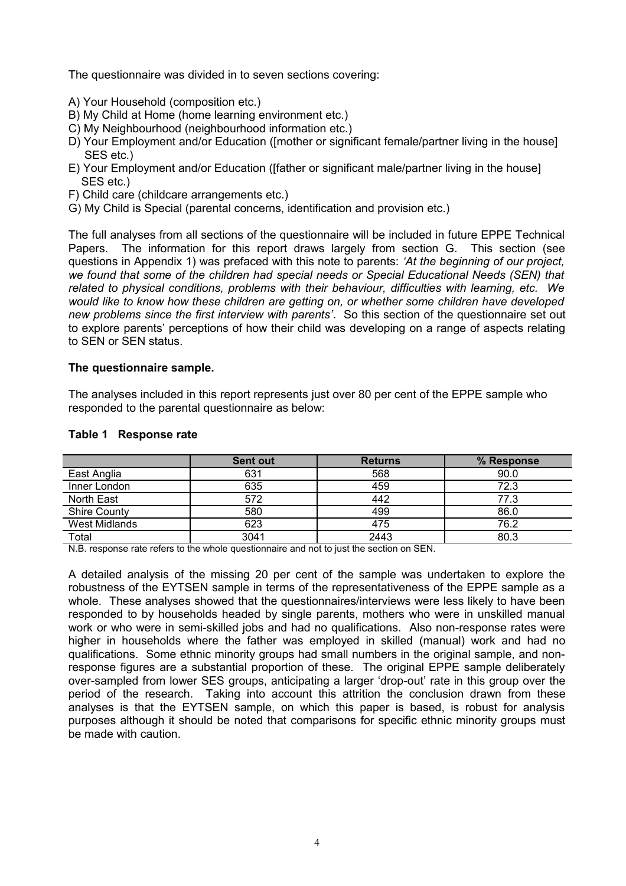The questionnaire was divided in to seven sections covering:

A) Your Household (composition etc.)
B) My Child at Home (home learning environment etc.)
C) My Neighbourhood (neighbourhood information etc.)
D) Your Employment and/or Education ([mother or significant female/partner living in the house] SES etc.)
E) Your Employment and/or Education ([father or significant male/partner living in the house] SES etc.)
F) Child care (childcare arrangements etc.)
G) My Child is Special (parental concerns, identification and provision etc.)

The full analyses from all sections of the questionnaire will be included in future EPPE Technical Papers. The information for this report draws largely from section G. This section (see questions in Appendix 1) was prefaced with this note to parents: *'At the beginning of our project, we found that some of the children had special needs or Special Educational Needs (SEN) that related to physical conditions, problems with their behaviour, difficulties with learning, etc. We would like to know how these children are getting on, or whether some children have developed new problems since the first interview with parents'*. So this section of the questionnaire set out to explore parents' perceptions of how their child was developing on a range of aspects relating to SEN or SEN status.

**The questionnaire sample.**

The analyses included in this report represents just over 80 per cent of the EPPE sample who responded to the parental questionnaire as below:

**Table 1 Response rate**

| | Sent out | Returns | % Response |
|---|---|---|---|
| East Anglia | 631 | 568 | 90.0 |
| Inner London | 635 | 459 | 72.3 |
| North East | 572 | 442 | 77.3 |
| Shire County | 580 | 499 | 86.0 |
| West Midlands | 623 | 475 | 76.2 |
| Total | 3041 | 2443 | 80.3 |

N.B. response rate refers to the whole questionnaire and not to just the section on SEN.

A detailed analysis of the missing 20 per cent of the sample was undertaken to explore the robustness of the EYTSEN sample in terms of the representativeness of the EPPE sample as a whole. These analyses showed that the questionnaires/interviews were less likely to have been responded to by households headed by single parents, mothers who were in unskilled manual work or who were in semi-skilled jobs and had no qualifications. Also non-response rates were higher in households where the father was employed in skilled (manual) work and had no qualifications. Some ethnic minority groups had small numbers in the original sample, and non-response figures are a substantial proportion of these. The original EPPE sample deliberately over-sampled from lower SES groups, anticipating a larger 'drop-out' rate in this group over the period of the research. Taking into account this attrition the conclusion drawn from these analyses is that the EYTSEN sample, on which this paper is based, is robust for analysis purposes although it should be noted that comparisons for specific ethnic minority groups must be made with caution.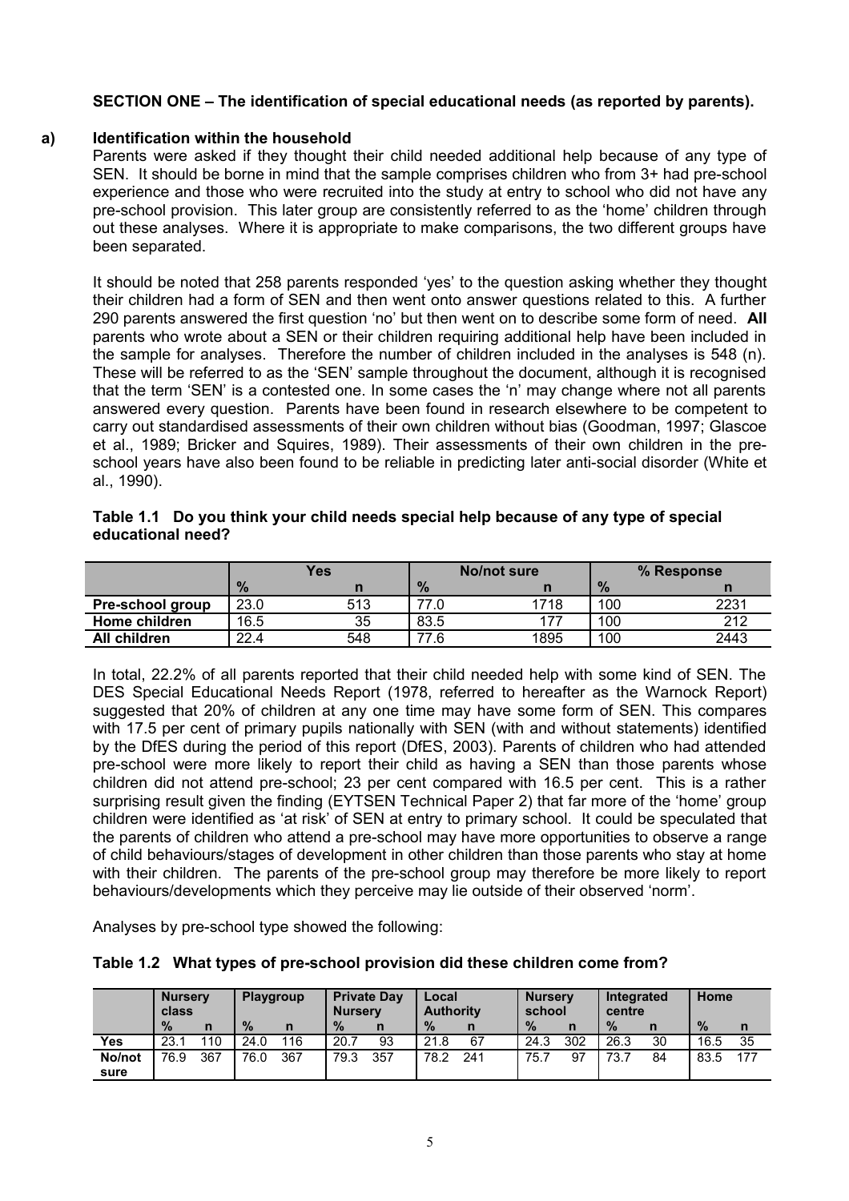**SECTION ONE – The identification of special educational needs (as reported by parents).**

**a) Identification within the household**

Parents were asked if they thought their child needed additional help because of any type of SEN. It should be borne in mind that the sample comprises children who from 3+ had pre-school experience and those who were recruited into the study at entry to school who did not have any pre-school provision. This later group are consistently referred to as the 'home' children through out these analyses. Where it is appropriate to make comparisons, the two different groups have been separated.

It should be noted that 258 parents responded 'yes' to the question asking whether they thought their children had a form of SEN and then went onto answer questions related to this. A further 290 parents answered the first question 'no' but then went on to describe some form of need. **All** parents who wrote about a SEN or their children requiring additional help have been included in the sample for analyses. Therefore the number of children included in the analyses is 548 (n). These will be referred to as the 'SEN' sample throughout the document, although it is recognised that the term 'SEN' is a contested one. In some cases the 'n' may change where not all parents answered every question. Parents have been found in research elsewhere to be competent to carry out standardised assessments of their own children without bias (Goodman, 1997; Glascoe et al., 1989; Bricker and Squires, 1989). Their assessments of their own children in the pre-school years have also been found to be reliable in predicting later anti-social disorder (White et al., 1990).

**Table 1.1 Do you think your child needs special help because of any type of special educational need?**

| | Yes | | No/not sure | | % Response | |
|---|---|---|---|---|---|---|
| | % | n | % | n | % | n |
| **Pre-school group** | 23.0 | 513 | 77.0 | 1718 | 100 | 2231 |
| **Home children** | 16.5 | 35 | 83.5 | 177 | 100 | 212 |
| **All children** | 22.4 | 548 | 77.6 | 1895 | 100 | 2443 |

In total, 22.2% of all parents reported that their child needed help with some kind of SEN. The DES Special Educational Needs Report (1978, referred to hereafter as the Warnock Report) suggested that 20% of children at any one time may have some form of SEN. This compares with 17.5 per cent of primary pupils nationally with SEN (with and without statements) identified by the DfES during the period of this report (DfES, 2003). Parents of children who had attended pre-school were more likely to report their child as having a SEN than those parents whose children did not attend pre-school; 23 per cent compared with 16.5 per cent. This is a rather surprising result given the finding (EYTSEN Technical Paper 2) that far more of the 'home' group children were identified as 'at risk' of SEN at entry to primary school. It could be speculated that the parents of children who attend a pre-school may have more opportunities to observe a range of child behaviours/stages of development in other children than those parents who stay at home with their children. The parents of the pre-school group may therefore be more likely to report behaviours/developments which they perceive may lie outside of their observed 'norm'.

Analyses by pre-school type showed the following:

**Table 1.2 What types of pre-school provision did these children come from?**

| | Nursery class | | Playgroup | | Private Day Nursery | | Local Authority | | Nursery school | | Integrated centre | | Home | |
|---|---|---|---|---|---|---|---|---|---|---|---|---|---|---|
| | % | n | % | n | % | n | % | n | % | n | % | n | % | n |
| **Yes** | 23.1 | 110 | 24.0 | 116 | 20.7 | 93 | 21.8 | 67 | 24.3 | 302 | 26.3 | 30 | 16.5 | 35 |
| **No/not sure** | 76.9 | 367 | 76.0 | 367 | 79.3 | 357 | 78.2 | 241 | 75.7 | 97 | 73.7 | 84 | 83.5 | 177 |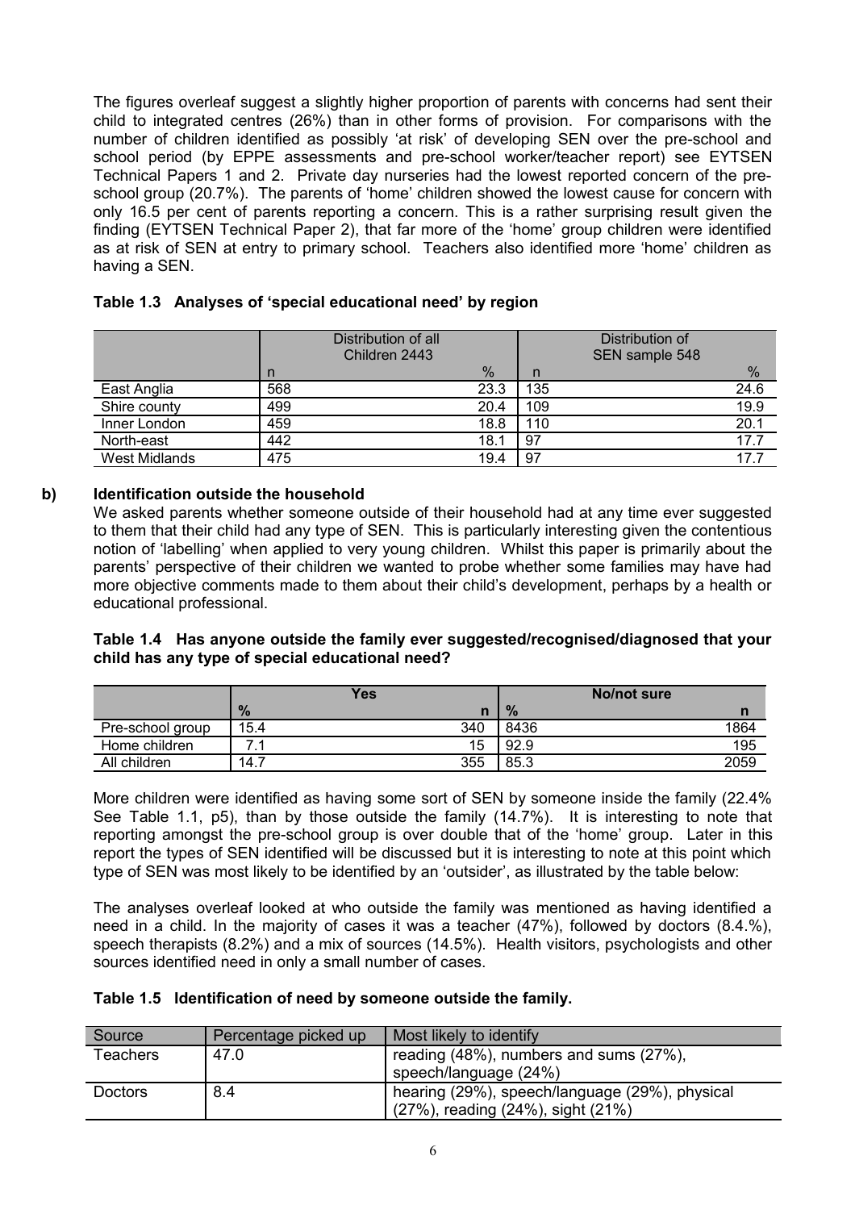The figures overleaf suggest a slightly higher proportion of parents with concerns had sent their child to integrated centres (26%) than in other forms of provision. For comparisons with the number of children identified as possibly 'at risk' of developing SEN over the pre-school and school period (by EPPE assessments and pre-school worker/teacher report) see EYTSEN Technical Papers 1 and 2. Private day nurseries had the lowest reported concern of the pre-school group (20.7%). The parents of 'home' children showed the lowest cause for concern with only 16.5 per cent of parents reporting a concern. This is a rather surprising result given the finding (EYTSEN Technical Paper 2), that far more of the 'home' group children were identified as at risk of SEN at entry to primary school. Teachers also identified more 'home' children as having a SEN.

**Table 1.3 Analyses of 'special educational need' by region**

| | Distribution of all Children 2443 | | Distribution of SEN sample 548 | |
|---|---|---|---|---|
| | n | % | n | % |
| East Anglia | 568 | 23.3 | 135 | 24.6 |
| Shire county | 499 | 20.4 | 109 | 19.9 |
| Inner London | 459 | 18.8 | 110 | 20.1 |
| North-east | 442 | 18.1 | 97 | 17.7 |
| West Midlands | 475 | 19.4 | 97 | 17.7 |

### b) Identification outside the household

We asked parents whether someone outside of their household had at any time ever suggested to them that their child had any type of SEN. This is particularly interesting given the contentious notion of 'labelling' when applied to very young children. Whilst this paper is primarily about the parents' perspective of their children we wanted to probe whether some families may have had more objective comments made to them about their child's development, perhaps by a health or educational professional.

**Table 1.4 Has anyone outside the family ever suggested/recognised/diagnosed that your child has any type of special educational need?**

| | Yes | | No/not sure | |
|---|---|---|---|---|
| | % | n | % | n |
| Pre-school group | 15.4 | 340 | 8436 | 1864 |
| Home children | 7.1 | 15 | 92.9 | 195 |
| All children | 14.7 | 355 | 85.3 | 2059 |

More children were identified as having some sort of SEN by someone inside the family (22.4% See Table 1.1, p5), than by those outside the family (14.7%). It is interesting to note that reporting amongst the pre-school group is over double that of the 'home' group. Later in this report the types of SEN identified will be discussed but it is interesting to note at this point which type of SEN was most likely to be identified by an 'outsider', as illustrated by the table below:

The analyses overleaf looked at who outside the family was mentioned as having identified a need in a child. In the majority of cases it was a teacher (47%), followed by doctors (8.4.%), speech therapists (8.2%) and a mix of sources (14.5%). Health visitors, psychologists and other sources identified need in only a small number of cases.

**Table 1.5 Identification of need by someone outside the family.**

| Source | Percentage picked up | Most likely to identify |
|---|---|---|
| Teachers | 47.0 | reading (48%), numbers and sums (27%), speech/language (24%) |
| Doctors | 8.4 | hearing (29%), speech/language (29%), physical (27%), reading (24%), sight (21%) |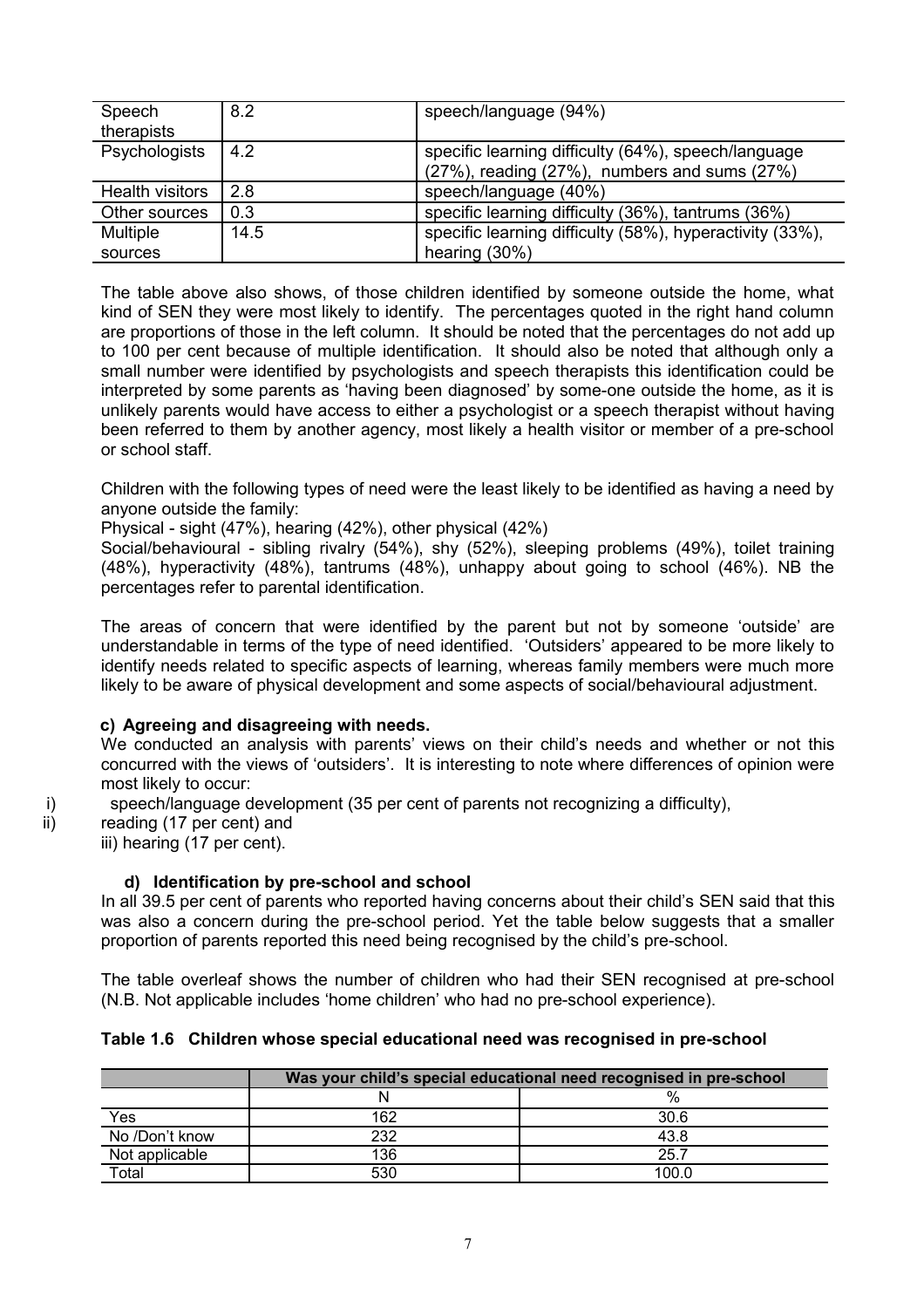| Speech therapists | 8.2 | speech/language (94%) |
|---|---|---|
| Psychologists | 4.2 | specific learning difficulty (64%), speech/language (27%), reading (27%), numbers and sums (27%) |
| Health visitors | 2.8 | speech/language (40%) |
| Other sources | 0.3 | specific learning difficulty (36%), tantrums (36%) |
| Multiple sources | 14.5 | specific learning difficulty (58%), hyperactivity (33%), hearing (30%) |

The table above also shows, of those children identified by someone outside the home, what kind of SEN they were most likely to identify. The percentages quoted in the right hand column are proportions of those in the left column. It should be noted that the percentages do not add up to 100 per cent because of multiple identification. It should also be noted that although only a small number were identified by psychologists and speech therapists this identification could be interpreted by some parents as 'having been diagnosed' by some-one outside the home, as it is unlikely parents would have access to either a psychologist or a speech therapist without having been referred to them by another agency, most likely a health visitor or member of a pre-school or school staff.

Children with the following types of need were the least likely to be identified as having a need by anyone outside the family:

Physical - sight (47%), hearing (42%), other physical (42%)

Social/behavioural - sibling rivalry (54%), shy (52%), sleeping problems (49%), toilet training (48%), hyperactivity (48%), tantrums (48%), unhappy about going to school (46%). NB the percentages refer to parental identification.

The areas of concern that were identified by the parent but not by someone 'outside' are understandable in terms of the type of need identified. 'Outsiders' appeared to be more likely to identify needs related to specific aspects of learning, whereas family members were much more likely to be aware of physical development and some aspects of social/behavioural adjustment.

**c) Agreeing and disagreeing with needs.**

We conducted an analysis with parents' views on their child's needs and whether or not this concurred with the views of 'outsiders'. It is interesting to note where differences of opinion were most likely to occur:

i) speech/language development (35 per cent of parents not recognizing a difficulty),
ii) reading (17 per cent) and
iii) hearing (17 per cent).

**d) Identification by pre-school and school**

In all 39.5 per cent of parents who reported having concerns about their child's SEN said that this was also a concern during the pre-school period. Yet the table below suggests that a smaller proportion of parents reported this need being recognised by the child's pre-school.

The table overleaf shows the number of children who had their SEN recognised at pre-school (N.B. Not applicable includes 'home children' who had no pre-school experience).

**Table 1.6 Children whose special educational need was recognised in pre-school**

| | Was your child's special educational need recognised in pre-school | |
|---|---|---|
| | N | % |
| Yes | 162 | 30.6 |
| No /Don't know | 232 | 43.8 |
| Not applicable | 136 | 25.7 |
| Total | 530 | 100.0 |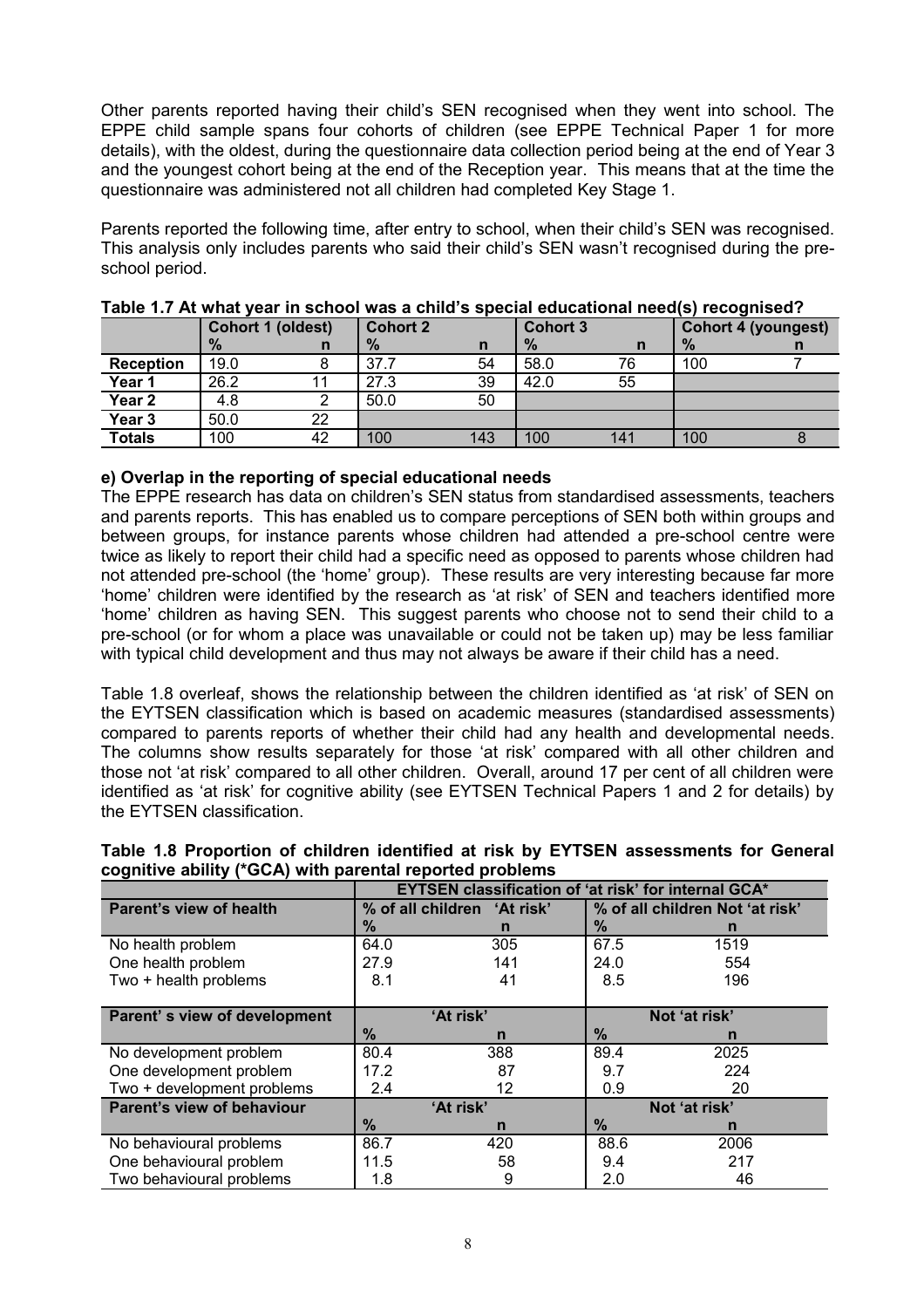Other parents reported having their child's SEN recognised when they went into school. The EPPE child sample spans four cohorts of children (see EPPE Technical Paper 1 for more details), with the oldest, during the questionnaire data collection period being at the end of Year 3 and the youngest cohort being at the end of the Reception year. This means that at the time the questionnaire was administered not all children had completed Key Stage 1.

Parents reported the following time, after entry to school, when their child's SEN was recognised. This analysis only includes parents who said their child's SEN wasn't recognised during the pre-school period.

**Table 1.7 At what year in school was a child's special educational need(s) recognised?**

| | Cohort 1 (oldest) | | Cohort 2 | | Cohort 3 | | Cohort 4 (youngest) | |
|---|---|---|---|---|---|---|---|---|
| | % | n | % | n | % | n | % | n |
| **Reception** | 19.0 | 8 | 37.7 | 54 | 58.0 | 76 | 100 | 7 |
| **Year 1** | 26.2 | 11 | 27.3 | 39 | 42.0 | 55 | | |
| **Year 2** | 4.8 | 2 | 50.0 | 50 | | | | |
| **Year 3** | 50.0 | 22 | | | | | | |
| **Totals** | 100 | 42 | 100 | 143 | 100 | 141 | 100 | 8 |

### e) Overlap in the reporting of special educational needs

The EPPE research has data on children's SEN status from standardised assessments, teachers and parents reports. This has enabled us to compare perceptions of SEN both within groups and between groups, for instance parents whose children had attended a pre-school centre were twice as likely to report their child had a specific need as opposed to parents whose children had not attended pre-school (the 'home' group). These results are very interesting because far more 'home' children were identified by the research as 'at risk' of SEN and teachers identified more 'home' children as having SEN. This suggest parents who choose not to send their child to a pre-school (or for whom a place was unavailable or could not be taken up) may be less familiar with typical child development and thus may not always be aware if their child has a need.

Table 1.8 overleaf, shows the relationship between the children identified as 'at risk' of SEN on the EYTSEN classification which is based on academic measures (standardised assessments) compared to parents reports of whether their child had any health and developmental needs. The columns show results separately for those 'at risk' compared with all other children and those not 'at risk' compared to all other children. Overall, around 17 per cent of all children were identified as 'at risk' for cognitive ability (see EYTSEN Technical Papers 1 and 2 for details) by the EYTSEN classification.

**Table 1.8 Proportion of children identified at risk by EYTSEN assessments for General cognitive ability (*GCA) with parental reported problems**

| | EYTSEN classification of 'at risk' for internal GCA* | | | |
|---|---|---|---|---|
| **Parent's view of health** | % of all children 'At risk' | | % of all children Not 'at risk' | |
| | % | n | % | n |
| No health problem | 64.0 | 305 | 67.5 | 1519 |
| One health problem | 27.9 | 141 | 24.0 | 554 |
| Two + health problems | 8.1 | 41 | 8.5 | 196 |
| **Parent' s view of development** | 'At risk' | | Not 'at risk' | |
| | % | n | % | n |
| No development problem | 80.4 | 388 | 89.4 | 2025 |
| One development problem | 17.2 | 87 | 9.7 | 224 |
| Two + development problems | 2.4 | 12 | 0.9 | 20 |
| **Parent's view of behaviour** | 'At risk' | | Not 'at risk' | |
| | % | n | % | n |
| No behavioural problems | 86.7 | 420 | 88.6 | 2006 |
| One behavioural problem | 11.5 | 58 | 9.4 | 217 |
| Two behavioural problems | 1.8 | 9 | 2.0 | 46 |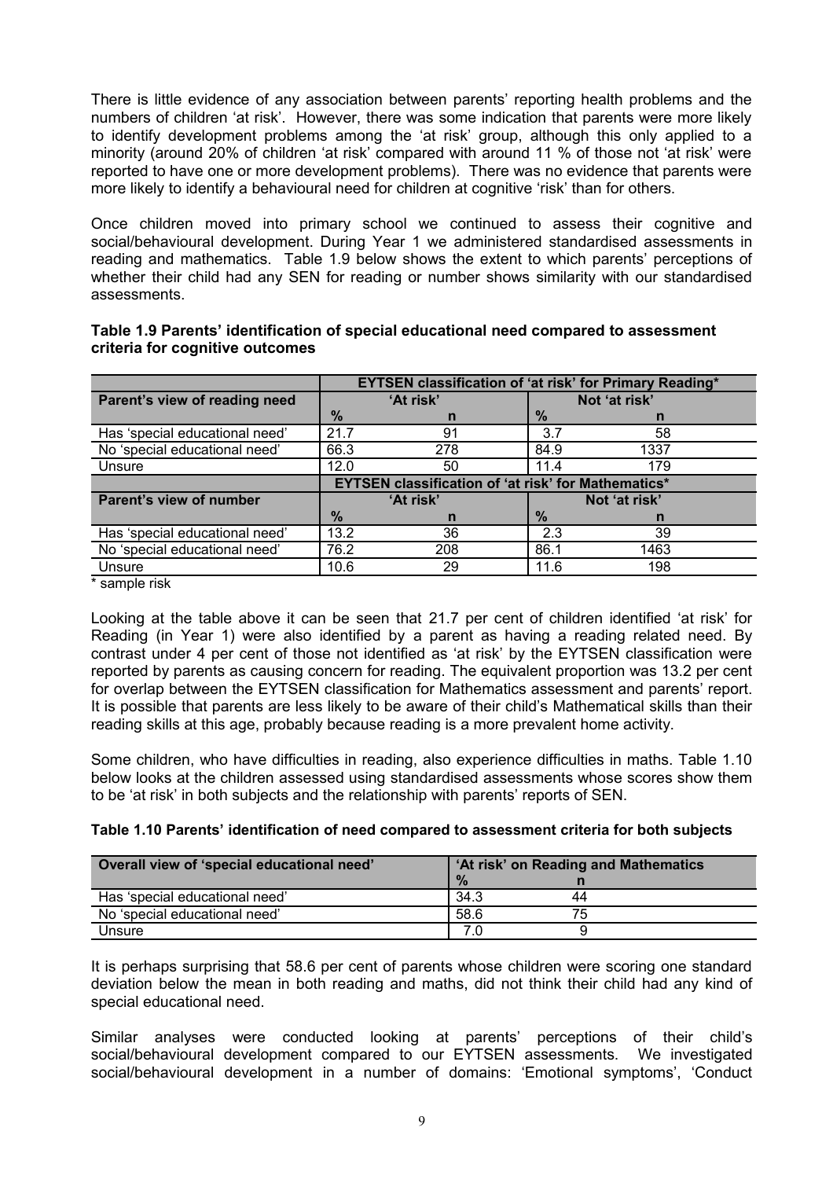There is little evidence of any association between parents' reporting health problems and the numbers of children 'at risk'. However, there was some indication that parents were more likely to identify development problems among the 'at risk' group, although this only applied to a minority (around 20% of children 'at risk' compared with around 11 % of those not 'at risk' were reported to have one or more development problems). There was no evidence that parents were more likely to identify a behavioural need for children at cognitive 'risk' than for others.

Once children moved into primary school we continued to assess their cognitive and social/behavioural development. During Year 1 we administered standardised assessments in reading and mathematics. Table 1.9 below shows the extent to which parents' perceptions of whether their child had any SEN for reading or number shows similarity with our standardised assessments.

**Table 1.9 Parents' identification of special educational need compared to assessment criteria for cognitive outcomes**

| | EYTSEN classification of 'at risk' for Primary Reading* | | | |
|---|---|---|---|---|
| **Parent's view of reading need** | **'At risk'** | | **Not 'at risk'** | |
| | **%** | **n** | **%** | **n** |
| Has 'special educational need' | 21.7 | 91 | 3.7 | 58 |
| No 'special educational need' | 66.3 | 278 | 84.9 | 1337 |
| Unsure | 12.0 | 50 | 11.4 | 179 |
| | **EYTSEN classification of 'at risk' for Mathematics*** | | | |
| **Parent's view of number** | **'At risk'** | | **Not 'at risk'** | |
| | **%** | **n** | **%** | **n** |
| Has 'special educational need' | 13.2 | 36 | 2.3 | 39 |
| No 'special educational need' | 76.2 | 208 | 86.1 | 1463 |
| Unsure | 10.6 | 29 | 11.6 | 198 |

* sample risk

Looking at the table above it can be seen that 21.7 per cent of children identified 'at risk' for Reading (in Year 1) were also identified by a parent as having a reading related need. By contrast under 4 per cent of those not identified as 'at risk' by the EYTSEN classification were reported by parents as causing concern for reading. The equivalent proportion was 13.2 per cent for overlap between the EYTSEN classification for Mathematics assessment and parents' report. It is possible that parents are less likely to be aware of their child's Mathematical skills than their reading skills at this age, probably because reading is a more prevalent home activity.

Some children, who have difficulties in reading, also experience difficulties in maths. Table 1.10 below looks at the children assessed using standardised assessments whose scores show them to be 'at risk' in both subjects and the relationship with parents' reports of SEN.

**Table 1.10 Parents' identification of need compared to assessment criteria for both subjects**

| Overall view of 'special educational need' | 'At risk' on Reading and Mathematics | |
|---|---|---|
| | **%** | **n** |
| Has 'special educational need' | 34.3 | 44 |
| No 'special educational need' | 58.6 | 75 |
| Unsure | 7.0 | 9 |

It is perhaps surprising that 58.6 per cent of parents whose children were scoring one standard deviation below the mean in both reading and maths, did not think their child had any kind of special educational need.

Similar analyses were conducted looking at parents' perceptions of their child's social/behavioural development compared to our EYTSEN assessments. We investigated social/behavioural development in a number of domains: 'Emotional symptoms', 'Conduct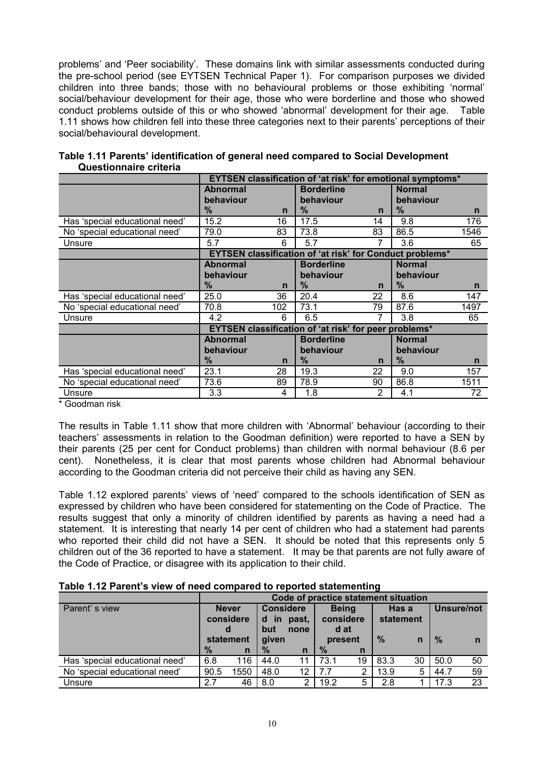problems' and 'Peer sociability'. These domains link with similar assessments conducted during the pre-school period (see EYTSEN Technical Paper 1). For comparison purposes we divided children into three bands; those with no behavioural problems or those exhibiting 'normal' social/behaviour development for their age, those who were borderline and those who showed conduct problems outside of this or who showed 'abnormal' development for their age. Table 1.11 shows how children fell into these three categories next to their parents' perceptions of their social/behavioural development.

**Table 1.11 Parents' identification of general need compared to Social Development Questionnaire criteria**

| | EYTSEN classification of 'at risk' for emotional symptoms* | | | | | |
|---|---|---|---|---|---|---|
| | Abnormal behaviour | | Borderline behaviour | | Normal behaviour | |
| | % | n | % | n | % | n |
| Has 'special educational need' | 15.2 | 16 | 17.5 | 14 | 9.8 | 176 |
| No 'special educational need' | 79.0 | 83 | 73.8 | 83 | 86.5 | 1546 |
| Unsure | 5.7 | 6 | 5.7 | 7 | 3.6 | 65 |
| | **EYTSEN classification of 'at risk' for Conduct problems*** | | | | | |
| | Abnormal behaviour | | Borderline behaviour | | Normal behaviour | |
| | % | n | % | n | % | n |
| Has 'special educational need' | 25.0 | 36 | 20.4 | 22 | 8.6 | 147 |
| No 'special educational need' | 70.8 | 102 | 73.1 | 79 | 87.6 | 1497 |
| Unsure | 4.2 | 6 | 6.5 | 7 | 3.8 | 65 |
| | **EYTSEN classification of 'at risk' for peer problems*** | | | | | |
| | Abnormal behaviour | | Borderline behaviour | | Normal behaviour | |
| | % | n | % | n | % | n |
| Has 'special educational need' | 23.1 | 28 | 19.3 | 22 | 9.0 | 157 |
| No 'special educational need' | 73.6 | 89 | 78.9 | 90 | 86.8 | 1511 |
| Unsure | 3.3 | 4 | 1.8 | 2 | 4.1 | 72 |

\* Goodman risk

The results in Table 1.11 show that more children with 'Abnormal' behaviour (according to their teachers' assessments in relation to the Goodman definition) were reported to have a SEN by their parents (25 per cent for Conduct problems) than children with normal behaviour (8.6 per cent). Nonetheless, it is clear that most parents whose children had Abnormal behaviour according to the Goodman criteria did not perceive their child as having any SEN.

Table 1.12 explored parents' views of 'need' compared to the schools identification of SEN as expressed by children who have been considered for statementing on the Code of Practice. The results suggest that only a minority of children identified by parents as having a need had a statement. It is interesting that nearly 14 per cent of children who had a statement had parents who reported their child did not have a SEN. It should be noted that this represents only 5 children out of the 36 reported to have a statement. It may be that parents are not fully aware of the Code of Practice, or disagree with its application to their child.

**Table 1.12 Parent's view of need compared to reported statementing**

| | Code of practice statement situation | | | | | | | | | |
|---|---|---|---|---|---|---|---|---|---|---|
| Parent' s view | Never considered statement | | Considered in past, but none given | | Being considered at present | | Has a statement | | Unsure/not | |
| | % | n | % | n | % | n | % | n | % | n |
| Has 'special educational need' | 6.8 | 116 | 44.0 | 11 | 73.1 | 19 | 83.3 | 30 | 50.0 | 50 |
| No 'special educational need' | 90.5 | 1550 | 48.0 | 12 | 7.7 | 2 | 13.9 | 5 | 44.7 | 59 |
| Unsure | 2.7 | 46 | 8.0 | 2 | 19.2 | 5 | 2.8 | 1 | 17.3 | 23 |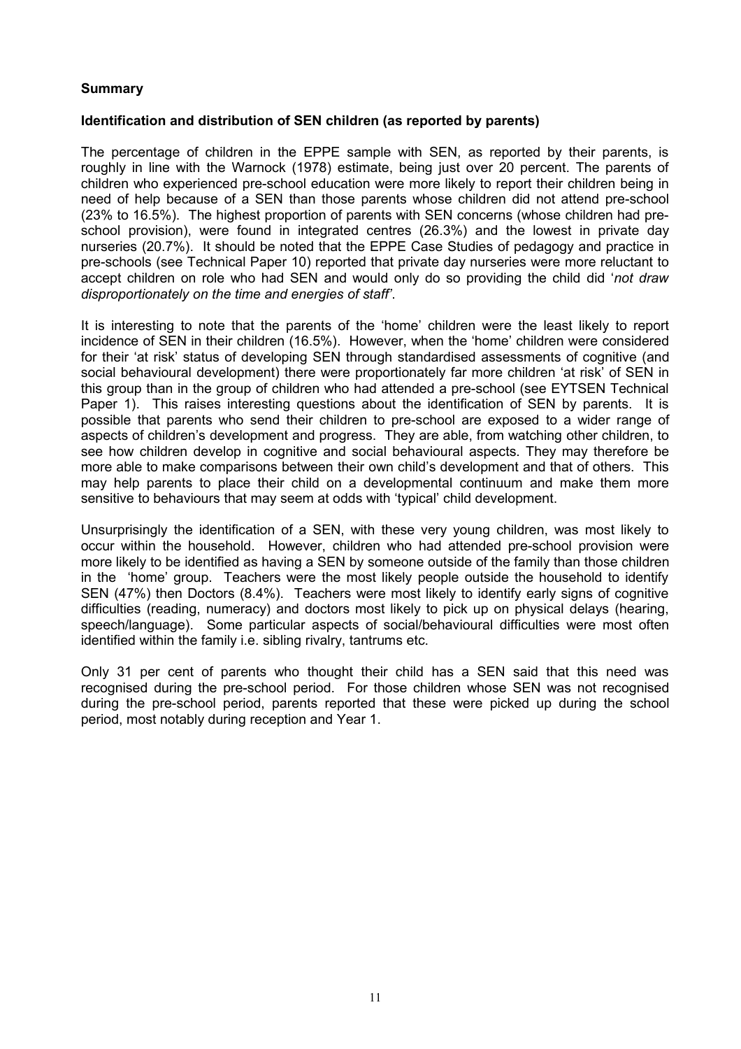**Summary**

**Identification and distribution of SEN children (as reported by parents)**

The percentage of children in the EPPE sample with SEN, as reported by their parents, is roughly in line with the Warnock (1978) estimate, being just over 20 percent. The parents of children who experienced pre-school education were more likely to report their children being in need of help because of a SEN than those parents whose children did not attend pre-school (23% to 16.5%). The highest proportion of parents with SEN concerns (whose children had pre-school provision), were found in integrated centres (26.3%) and the lowest in private day nurseries (20.7%). It should be noted that the EPPE Case Studies of pedagogy and practice in pre-schools (see Technical Paper 10) reported that private day nurseries were more reluctant to accept children on role who had SEN and would only do so providing the child did '*not draw disproportionately on the time and energies of staff'*.

It is interesting to note that the parents of the 'home' children were the least likely to report incidence of SEN in their children (16.5%). However, when the 'home' children were considered for their 'at risk' status of developing SEN through standardised assessments of cognitive (and social behavioural development) there were proportionately far more children 'at risk' of SEN in this group than in the group of children who had attended a pre-school (see EYTSEN Technical Paper 1). This raises interesting questions about the identification of SEN by parents. It is possible that parents who send their children to pre-school are exposed to a wider range of aspects of children's development and progress. They are able, from watching other children, to see how children develop in cognitive and social behavioural aspects. They may therefore be more able to make comparisons between their own child's development and that of others. This may help parents to place their child on a developmental continuum and make them more sensitive to behaviours that may seem at odds with 'typical' child development.

Unsurprisingly the identification of a SEN, with these very young children, was most likely to occur within the household. However, children who had attended pre-school provision were more likely to be identified as having a SEN by someone outside of the family than those children in the 'home' group. Teachers were the most likely people outside the household to identify SEN (47%) then Doctors (8.4%). Teachers were most likely to identify early signs of cognitive difficulties (reading, numeracy) and doctors most likely to pick up on physical delays (hearing, speech/language). Some particular aspects of social/behavioural difficulties were most often identified within the family i.e. sibling rivalry, tantrums etc.

Only 31 per cent of parents who thought their child has a SEN said that this need was recognised during the pre-school period. For those children whose SEN was not recognised during the pre-school period, parents reported that these were picked up during the school period, most notably during reception and Year 1.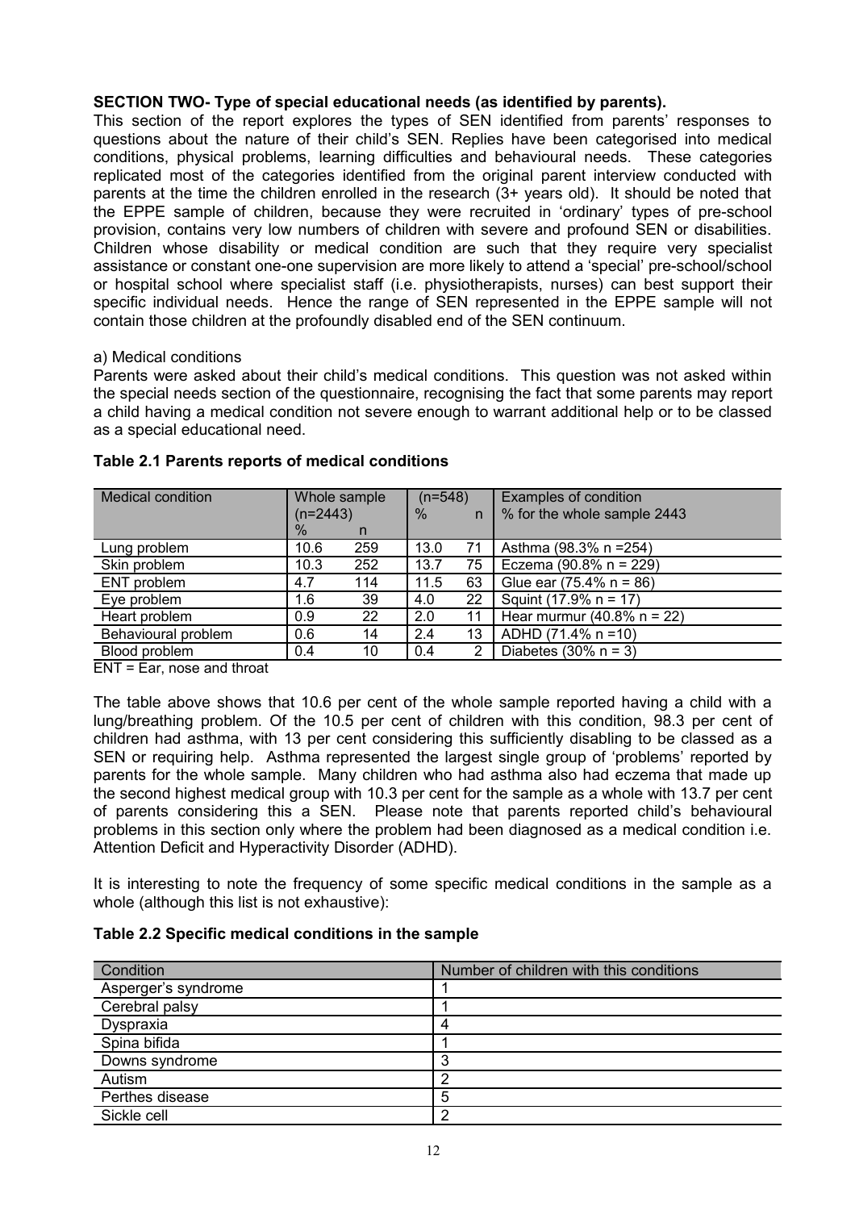**SECTION TWO- Type of special educational needs (as identified by parents).**

This section of the report explores the types of SEN identified from parents' responses to questions about the nature of their child's SEN. Replies have been categorised into medical conditions, physical problems, learning difficulties and behavioural needs. These categories replicated most of the categories identified from the original parent interview conducted with parents at the time the children enrolled in the research (3+ years old). It should be noted that the EPPE sample of children, because they were recruited in 'ordinary' types of pre-school provision, contains very low numbers of children with severe and profound SEN or disabilities. Children whose disability or medical condition are such that they require very specialist assistance or constant one-one supervision are more likely to attend a 'special' pre-school/school or hospital school where specialist staff (i.e. physiotherapists, nurses) can best support their specific individual needs. Hence the range of SEN represented in the EPPE sample will not contain those children at the profoundly disabled end of the SEN continuum.

a) Medical conditions

Parents were asked about their child's medical conditions. This question was not asked within the special needs section of the questionnaire, recognising the fact that some parents may report a child having a medical condition not severe enough to warrant additional help or to be classed as a special educational need.

**Table 2.1 Parents reports of medical conditions**

| Medical condition | Whole sample (n=2443) % | n | (n=548) % | n | Examples of condition % for the whole sample 2443 |
|---|---|---|---|---|---|
| Lung problem | 10.6 | 259 | 13.0 | 71 | Asthma (98.3% n =254) |
| Skin problem | 10.3 | 252 | 13.7 | 75 | Eczema (90.8% n = 229) |
| ENT problem | 4.7 | 114 | 11.5 | 63 | Glue ear (75.4% n = 86) |
| Eye problem | 1.6 | 39 | 4.0 | 22 | Squint (17.9% n = 17) |
| Heart problem | 0.9 | 22 | 2.0 | 11 | Hear murmur (40.8% n = 22) |
| Behavioural problem | 0.6 | 14 | 2.4 | 13 | ADHD (71.4% n =10) |
| Blood problem | 0.4 | 10 | 0.4 | 2 | Diabetes (30% n = 3) |

ENT = Ear, nose and throat

The table above shows that 10.6 per cent of the whole sample reported having a child with a lung/breathing problem. Of the 10.5 per cent of children with this condition, 98.3 per cent of children had asthma, with 13 per cent considering this sufficiently disabling to be classed as a SEN or requiring help. Asthma represented the largest single group of 'problems' reported by parents for the whole sample. Many children who had asthma also had eczema that made up the second highest medical group with 10.3 per cent for the sample as a whole with 13.7 per cent of parents considering this a SEN. Please note that parents reported child's behavioural problems in this section only where the problem had been diagnosed as a medical condition i.e. Attention Deficit and Hyperactivity Disorder (ADHD).

It is interesting to note the frequency of some specific medical conditions in the sample as a whole (although this list is not exhaustive):

**Table 2.2 Specific medical conditions in the sample**

| Condition | Number of children with this conditions |
|---|---|
| Asperger's syndrome | 1 |
| Cerebral palsy | 1 |
| Dyspraxia | 4 |
| Spina bifida | 1 |
| Downs syndrome | 3 |
| Autism | 2 |
| Perthes disease | 5 |
| Sickle cell | 2 |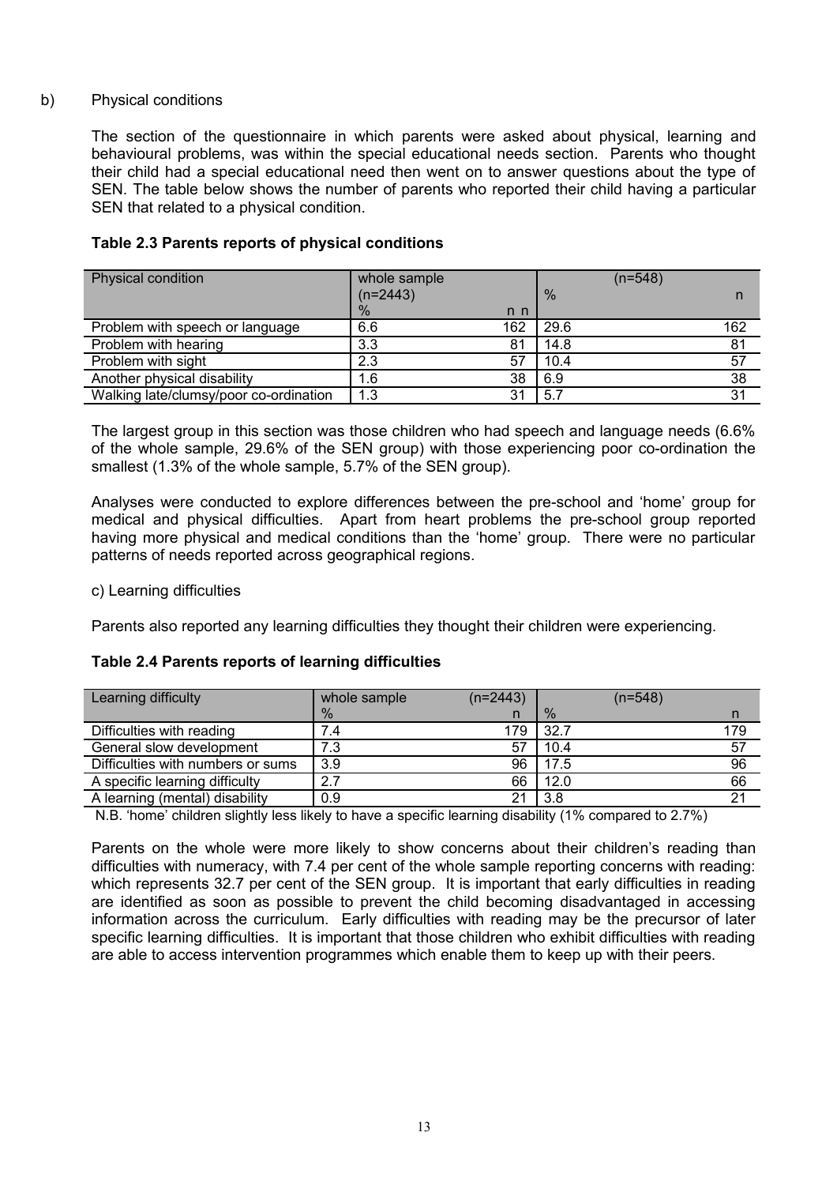b) Physical conditions

The section of the questionnaire in which parents were asked about physical, learning and behavioural problems, was within the special educational needs section. Parents who thought their child had a special educational need then went on to answer questions about the type of SEN. The table below shows the number of parents who reported their child having a particular SEN that related to a physical condition.

**Table 2.3 Parents reports of physical conditions**

| Physical condition | whole sample (n=2443) | | (n=548) | |
|---|---|---|---|---|
| | % | n n | % | n |
| Problem with speech or language | 6.6 | 162 | 29.6 | 162 |
| Problem with hearing | 3.3 | 81 | 14.8 | 81 |
| Problem with sight | 2.3 | 57 | 10.4 | 57 |
| Another physical disability | 1.6 | 38 | 6.9 | 38 |
| Walking late/clumsy/poor co-ordination | 1.3 | 31 | 5.7 | 31 |

The largest group in this section was those children who had speech and language needs (6.6% of the whole sample, 29.6% of the SEN group) with those experiencing poor co-ordination the smallest (1.3% of the whole sample, 5.7% of the SEN group).

Analyses were conducted to explore differences between the pre-school and 'home' group for medical and physical difficulties. Apart from heart problems the pre-school group reported having more physical and medical conditions than the 'home' group. There were no particular patterns of needs reported across geographical regions.

c) Learning difficulties

Parents also reported any learning difficulties they thought their children were experiencing.

**Table 2.4 Parents reports of learning difficulties**

| Learning difficulty | whole sample (n=2443) | | (n=548) | |
|---|---|---|---|---|
| | % | n | % | n |
| Difficulties with reading | 7.4 | 179 | 32.7 | 179 |
| General slow development | 7.3 | 57 | 10.4 | 57 |
| Difficulties with numbers or sums | 3.9 | 96 | 17.5 | 96 |
| A specific learning difficulty | 2.7 | 66 | 12.0 | 66 |
| A learning (mental) disability | 0.9 | 21 | 3.8 | 21 |

N.B. 'home' children slightly less likely to have a specific learning disability (1% compared to 2.7%)

Parents on the whole were more likely to show concerns about their children's reading than difficulties with numeracy, with 7.4 per cent of the whole sample reporting concerns with reading: which represents 32.7 per cent of the SEN group. It is important that early difficulties in reading are identified as soon as possible to prevent the child becoming disadvantaged in accessing information across the curriculum. Early difficulties with reading may be the precursor of later specific learning difficulties. It is important that those children who exhibit difficulties with reading are able to access intervention programmes which enable them to keep up with their peers.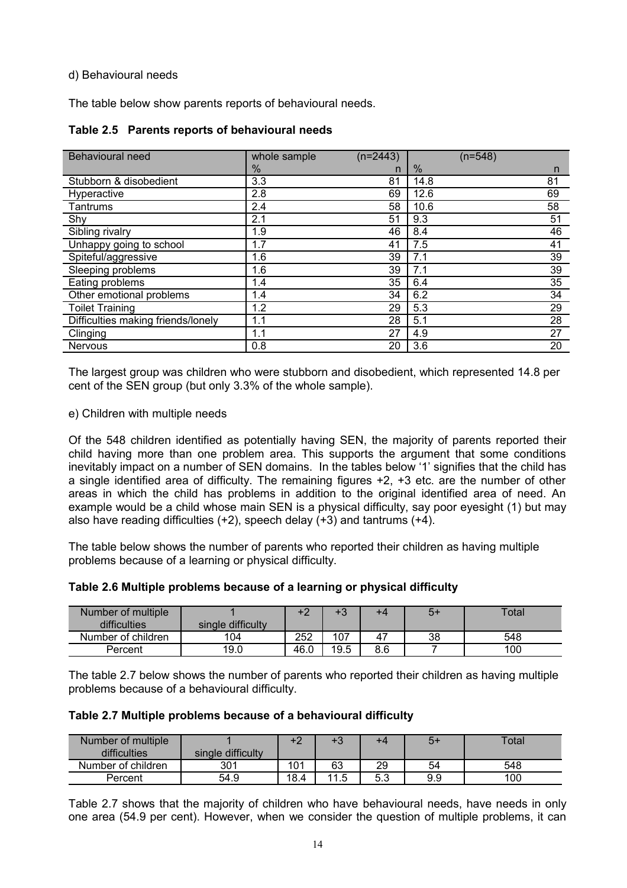d) Behavioural needs

The table below show parents reports of behavioural needs.

**Table 2.5 Parents reports of behavioural needs**

| Behavioural need | whole sample (n=2443) | | (n=548) | |
|---|---|---|---|---|
| | % | n | % | n |
| Stubborn & disobedient | 3.3 | 81 | 14.8 | 81 |
| Hyperactive | 2.8 | 69 | 12.6 | 69 |
| Tantrums | 2.4 | 58 | 10.6 | 58 |
| Shy | 2.1 | 51 | 9.3 | 51 |
| Sibling rivalry | 1.9 | 46 | 8.4 | 46 |
| Unhappy going to school | 1.7 | 41 | 7.5 | 41 |
| Spiteful/aggressive | 1.6 | 39 | 7.1 | 39 |
| Sleeping problems | 1.6 | 39 | 7.1 | 39 |
| Eating problems | 1.4 | 35 | 6.4 | 35 |
| Other emotional problems | 1.4 | 34 | 6.2 | 34 |
| Toilet Training | 1.2 | 29 | 5.3 | 29 |
| Difficulties making friends/lonely | 1.1 | 28 | 5.1 | 28 |
| Clinging | 1.1 | 27 | 4.9 | 27 |
| Nervous | 0.8 | 20 | 3.6 | 20 |

The largest group was children who were stubborn and disobedient, which represented 14.8 per cent of the SEN group (but only 3.3% of the whole sample).

e) Children with multiple needs

Of the 548 children identified as potentially having SEN, the majority of parents reported their child having more than one problem area. This supports the argument that some conditions inevitably impact on a number of SEN domains. In the tables below '1' signifies that the child has a single identified area of difficulty. The remaining figures +2, +3 etc. are the number of other areas in which the child has problems in addition to the original identified area of need. An example would be a child whose main SEN is a physical difficulty, say poor eyesight (1) but may also have reading difficulties (+2), speech delay (+3) and tantrums (+4).

The table below shows the number of parents who reported their children as having multiple problems because of a learning or physical difficulty.

**Table 2.6 Multiple problems because of a learning or physical difficulty**

| Number of multiple difficulties | 1 single difficulty | +2 | +3 | +4 | 5+ | Total |
|---|---|---|---|---|---|---|
| Number of children | 104 | 252 | 107 | 47 | 38 | 548 |
| Percent | 19.0 | 46.0 | 19.5 | 8.6 | 7 | 100 |

The table 2.7 below shows the number of parents who reported their children as having multiple problems because of a behavioural difficulty.

**Table 2.7 Multiple problems because of a behavioural difficulty**

| Number of multiple difficulties | 1 single difficulty | +2 | +3 | +4 | 5+ | Total |
|---|---|---|---|---|---|---|
| Number of children | 301 | 101 | 63 | 29 | 54 | 548 |
| Percent | 54.9 | 18.4 | 11.5 | 5.3 | 9.9 | 100 |

Table 2.7 shows that the majority of children who have behavioural needs, have needs in only one area (54.9 per cent). However, when we consider the question of multiple problems, it can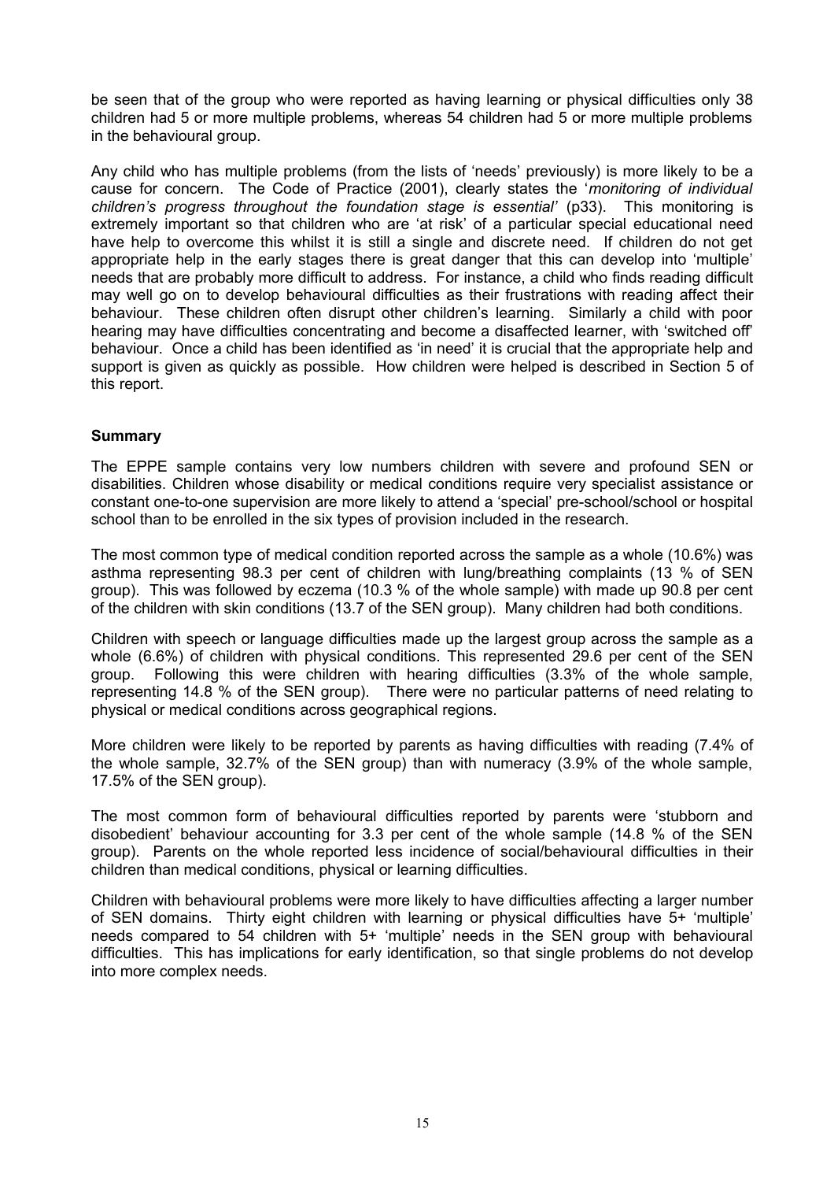be seen that of the group who were reported as having learning or physical difficulties only 38 children had 5 or more multiple problems, whereas 54 children had 5 or more multiple problems in the behavioural group.

Any child who has multiple problems (from the lists of 'needs' previously) is more likely to be a cause for concern. The Code of Practice (2001), clearly states the '*monitoring of individual children's progress throughout the foundation stage is essential'* (p33). This monitoring is extremely important so that children who are 'at risk' of a particular special educational need have help to overcome this whilst it is still a single and discrete need. If children do not get appropriate help in the early stages there is great danger that this can develop into 'multiple' needs that are probably more difficult to address. For instance, a child who finds reading difficult may well go on to develop behavioural difficulties as their frustrations with reading affect their behaviour. These children often disrupt other children's learning. Similarly a child with poor hearing may have difficulties concentrating and become a disaffected learner, with 'switched off' behaviour. Once a child has been identified as 'in need' it is crucial that the appropriate help and support is given as quickly as possible. How children were helped is described in Section 5 of this report.

**Summary**

The EPPE sample contains very low numbers children with severe and profound SEN or disabilities. Children whose disability or medical conditions require very specialist assistance or constant one-to-one supervision are more likely to attend a 'special' pre-school/school or hospital school than to be enrolled in the six types of provision included in the research.

The most common type of medical condition reported across the sample as a whole (10.6%) was asthma representing 98.3 per cent of children with lung/breathing complaints (13 % of SEN group). This was followed by eczema (10.3 % of the whole sample) with made up 90.8 per cent of the children with skin conditions (13.7 of the SEN group). Many children had both conditions.

Children with speech or language difficulties made up the largest group across the sample as a whole (6.6%) of children with physical conditions. This represented 29.6 per cent of the SEN group. Following this were children with hearing difficulties (3.3% of the whole sample, representing 14.8 % of the SEN group). There were no particular patterns of need relating to physical or medical conditions across geographical regions.

More children were likely to be reported by parents as having difficulties with reading (7.4% of the whole sample, 32.7% of the SEN group) than with numeracy (3.9% of the whole sample, 17.5% of the SEN group).

The most common form of behavioural difficulties reported by parents were 'stubborn and disobedient' behaviour accounting for 3.3 per cent of the whole sample (14.8 % of the SEN group). Parents on the whole reported less incidence of social/behavioural difficulties in their children than medical conditions, physical or learning difficulties.

Children with behavioural problems were more likely to have difficulties affecting a larger number of SEN domains. Thirty eight children with learning or physical difficulties have 5+ 'multiple' needs compared to 54 children with 5+ 'multiple' needs in the SEN group with behavioural difficulties. This has implications for early identification, so that single problems do not develop into more complex needs.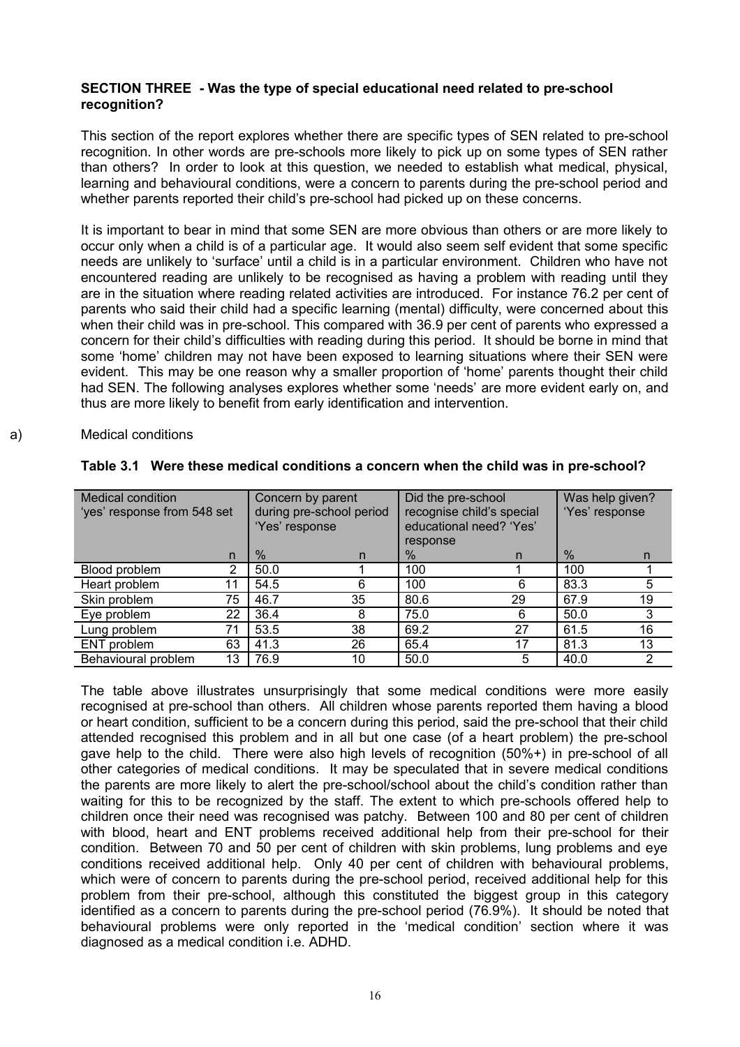**SECTION THREE - Was the type of special educational need related to pre-school recognition?**

This section of the report explores whether there are specific types of SEN related to pre-school recognition. In other words are pre-schools more likely to pick up on some types of SEN rather than others? In order to look at this question, we needed to establish what medical, physical, learning and behavioural conditions, were a concern to parents during the pre-school period and whether parents reported their child's pre-school had picked up on these concerns.

It is important to bear in mind that some SEN are more obvious than others or are more likely to occur only when a child is of a particular age. It would also seem self evident that some specific needs are unlikely to 'surface' until a child is in a particular environment. Children who have not encountered reading are unlikely to be recognised as having a problem with reading until they are in the situation where reading related activities are introduced. For instance 76.2 per cent of parents who said their child had a specific learning (mental) difficulty, were concerned about this when their child was in pre-school. This compared with 36.9 per cent of parents who expressed a concern for their child's difficulties with reading during this period. It should be borne in mind that some 'home' children may not have been exposed to learning situations where their SEN were evident. This may be one reason why a smaller proportion of 'home' parents thought their child had SEN. The following analyses explores whether some 'needs' are more evident early on, and thus are more likely to benefit from early identification and intervention.

a) Medical conditions

**Table 3.1 Were these medical conditions a concern when the child was in pre-school?**

| Medical condition 'yes' response from 548 set | | Concern by parent during pre-school period 'Yes' response | | Did the pre-school recognise child's special educational need? 'Yes' response | | Was help given? 'Yes' response | |
|---|---|---|---|---|---|---|---|
| | n | % | n | % | n | % | n |
| Blood problem | 2 | 50.0 | 1 | 100 | 1 | 100 | 1 |
| Heart problem | 11 | 54.5 | 6 | 100 | 6 | 83.3 | 5 |
| Skin problem | 75 | 46.7 | 35 | 80.6 | 29 | 67.9 | 19 |
| Eye problem | 22 | 36.4 | 8 | 75.0 | 6 | 50.0 | 3 |
| Lung problem | 71 | 53.5 | 38 | 69.2 | 27 | 61.5 | 16 |
| ENT problem | 63 | 41.3 | 26 | 65.4 | 17 | 81.3 | 13 |
| Behavioural problem | 13 | 76.9 | 10 | 50.0 | 5 | 40.0 | 2 |

The table above illustrates unsurprisingly that some medical conditions were more easily recognised at pre-school than others. All children whose parents reported them having a blood or heart condition, sufficient to be a concern during this period, said the pre-school that their child attended recognised this problem and in all but one case (of a heart problem) the pre-school gave help to the child. There were also high levels of recognition (50%+) in pre-school of all other categories of medical conditions. It may be speculated that in severe medical conditions the parents are more likely to alert the pre-school/school about the child's condition rather than waiting for this to be recognized by the staff. The extent to which pre-schools offered help to children once their need was recognised was patchy. Between 100 and 80 per cent of children with blood, heart and ENT problems received additional help from their pre-school for their condition. Between 70 and 50 per cent of children with skin problems, lung problems and eye conditions received additional help. Only 40 per cent of children with behavioural problems, which were of concern to parents during the pre-school period, received additional help for this problem from their pre-school, although this constituted the biggest group in this category identified as a concern to parents during the pre-school period (76.9%). It should be noted that behavioural problems were only reported in the 'medical condition' section where it was diagnosed as a medical condition i.e. ADHD.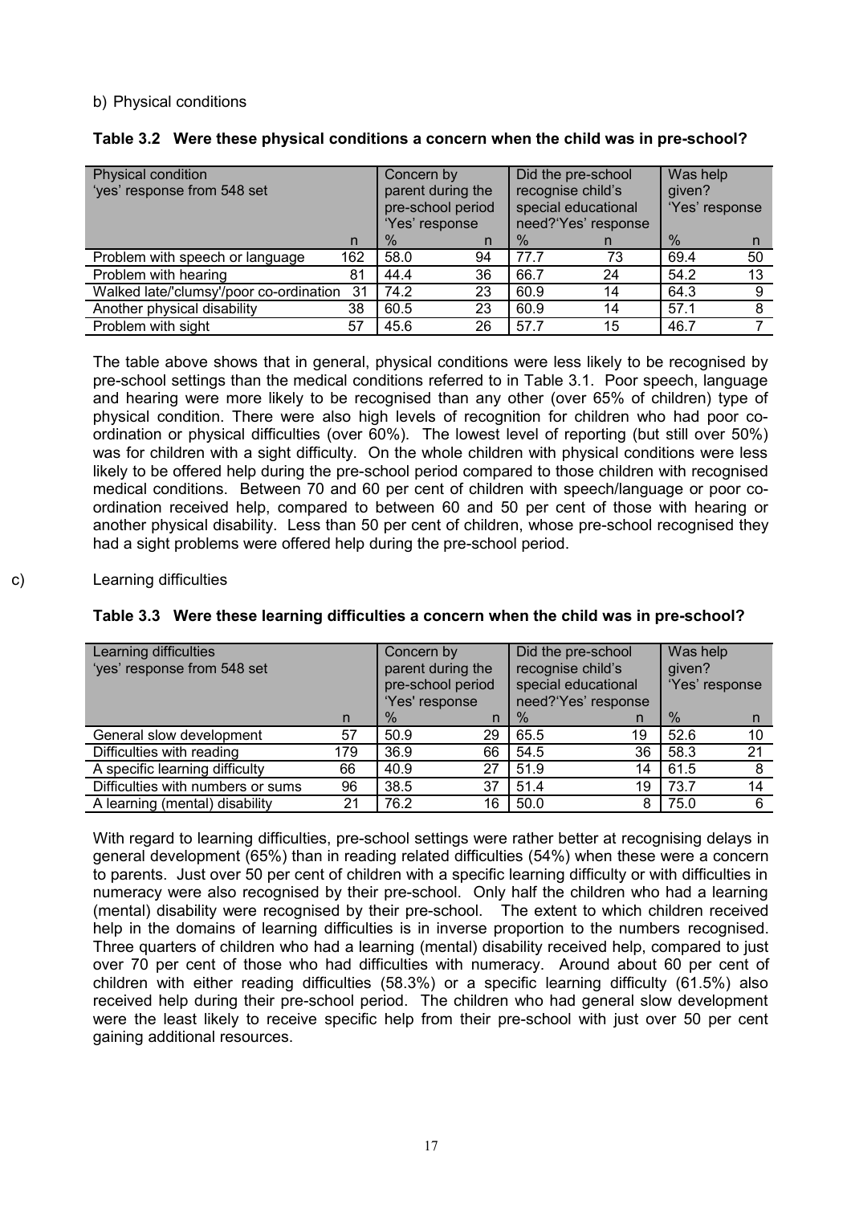b) Physical conditions

**Table 3.2 Were these physical conditions a concern when the child was in pre-school?**

| Physical condition 'yes' response from 548 set | | Concern by parent during the pre-school period 'Yes' response | | Did the pre-school recognise child's special educational need?'Yes' response | | Was help given? 'Yes' response | |
|---|---|---|---|---|---|---|---|
| | n | % | n | % | n | % | n |
| Problem with speech or language | 162 | 58.0 | 94 | 77.7 | 73 | 69.4 | 50 |
| Problem with hearing | 81 | 44.4 | 36 | 66.7 | 24 | 54.2 | 13 |
| Walked late/'clumsy'/poor co-ordination | 31 | 74.2 | 23 | 60.9 | 14 | 64.3 | 9 |
| Another physical disability | 38 | 60.5 | 23 | 60.9 | 14 | 57.1 | 8 |
| Problem with sight | 57 | 45.6 | 26 | 57.7 | 15 | 46.7 | 7 |

The table above shows that in general, physical conditions were less likely to be recognised by pre-school settings than the medical conditions referred to in Table 3.1. Poor speech, language and hearing were more likely to be recognised than any other (over 65% of children) type of physical condition. There were also high levels of recognition for children who had poor co-ordination or physical difficulties (over 60%). The lowest level of reporting (but still over 50%) was for children with a sight difficulty. On the whole children with physical conditions were less likely to be offered help during the pre-school period compared to those children with recognised medical conditions. Between 70 and 60 per cent of children with speech/language or poor co-ordination received help, compared to between 60 and 50 per cent of those with hearing or another physical disability. Less than 50 per cent of children, whose pre-school recognised they had a sight problems were offered help during the pre-school period.

c) Learning difficulties

**Table 3.3 Were these learning difficulties a concern when the child was in pre-school?**

| Learning difficulties 'yes' response from 548 set | | Concern by parent during the pre-school period 'Yes' response | | Did the pre-school recognise child's special educational need?'Yes' response | | Was help given? 'Yes' response | |
|---|---|---|---|---|---|---|---|
| | n | % | n | % | n | % | n |
| General slow development | 57 | 50.9 | 29 | 65.5 | 19 | 52.6 | 10 |
| Difficulties with reading | 179 | 36.9 | 66 | 54.5 | 36 | 58.3 | 21 |
| A specific learning difficulty | 66 | 40.9 | 27 | 51.9 | 14 | 61.5 | 8 |
| Difficulties with numbers or sums | 96 | 38.5 | 37 | 51.4 | 19 | 73.7 | 14 |
| A learning (mental) disability | 21 | 76.2 | 16 | 50.0 | 8 | 75.0 | 6 |

With regard to learning difficulties, pre-school settings were rather better at recognising delays in general development (65%) than in reading related difficulties (54%) when these were a concern to parents. Just over 50 per cent of children with a specific learning difficulty or with difficulties in numeracy were also recognised by their pre-school. Only half the children who had a learning (mental) disability were recognised by their pre-school. The extent to which children received help in the domains of learning difficulties is in inverse proportion to the numbers recognised. Three quarters of children who had a learning (mental) disability received help, compared to just over 70 per cent of those who had difficulties with numeracy. Around about 60 per cent of children with either reading difficulties (58.3%) or a specific learning difficulty (61.5%) also received help during their pre-school period. The children who had general slow development were the least likely to receive specific help from their pre-school with just over 50 per cent gaining additional resources.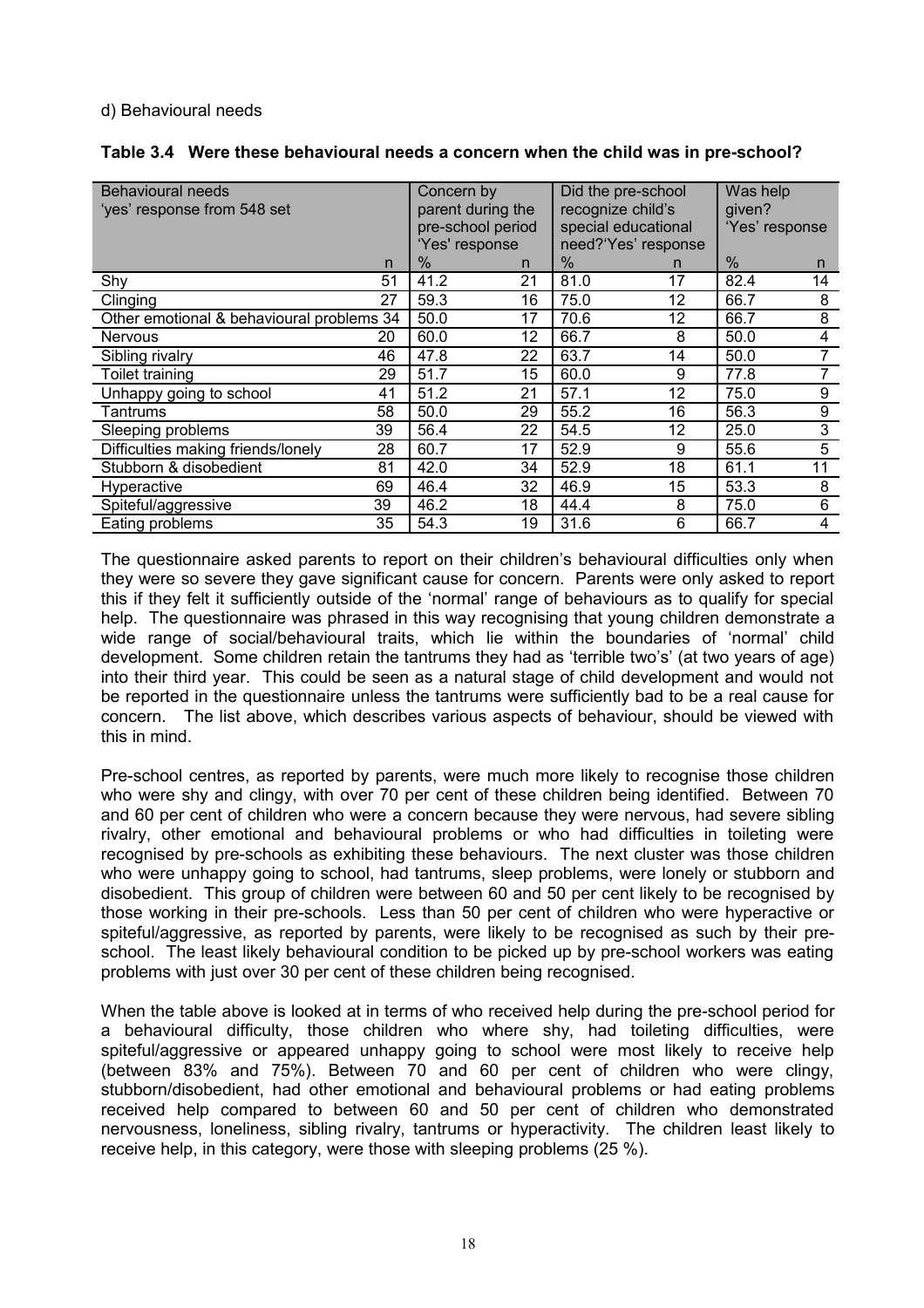d) Behavioural needs

**Table 3.4 Were these behavioural needs a concern when the child was in pre-school?**

| Behavioural needs 'yes' response from 548 set | | Concern by parent during the pre-school period 'Yes' response | | Did the pre-school recognize child's special educational need?'Yes' response | | Was help given? 'Yes' response | |
|---|---|---|---|---|---|---|---|
| | n | % | n | % | n | % | n |
| Shy | 51 | 41.2 | 21 | 81.0 | 17 | 82.4 | 14 |
| Clinging | 27 | 59.3 | 16 | 75.0 | 12 | 66.7 | 8 |
| Other emotional & behavioural problems | 34 | 50.0 | 17 | 70.6 | 12 | 66.7 | 8 |
| Nervous | 20 | 60.0 | 12 | 66.7 | 8 | 50.0 | 4 |
| Sibling rivalry | 46 | 47.8 | 22 | 63.7 | 14 | 50.0 | 7 |
| Toilet training | 29 | 51.7 | 15 | 60.0 | 9 | 77.8 | 7 |
| Unhappy going to school | 41 | 51.2 | 21 | 57.1 | 12 | 75.0 | 9 |
| Tantrums | 58 | 50.0 | 29 | 55.2 | 16 | 56.3 | 9 |
| Sleeping problems | 39 | 56.4 | 22 | 54.5 | 12 | 25.0 | 3 |
| Difficulties making friends/lonely | 28 | 60.7 | 17 | 52.9 | 9 | 55.6 | 5 |
| Stubborn & disobedient | 81 | 42.0 | 34 | 52.9 | 18 | 61.1 | 11 |
| Hyperactive | 69 | 46.4 | 32 | 46.9 | 15 | 53.3 | 8 |
| Spiteful/aggressive | 39 | 46.2 | 18 | 44.4 | 8 | 75.0 | 6 |
| Eating problems | 35 | 54.3 | 19 | 31.6 | 6 | 66.7 | 4 |

The questionnaire asked parents to report on their children's behavioural difficulties only when they were so severe they gave significant cause for concern. Parents were only asked to report this if they felt it sufficiently outside of the 'normal' range of behaviours as to qualify for special help. The questionnaire was phrased in this way recognising that young children demonstrate a wide range of social/behavioural traits, which lie within the boundaries of 'normal' child development. Some children retain the tantrums they had as 'terrible two's' (at two years of age) into their third year. This could be seen as a natural stage of child development and would not be reported in the questionnaire unless the tantrums were sufficiently bad to be a real cause for concern. The list above, which describes various aspects of behaviour, should be viewed with this in mind.

Pre-school centres, as reported by parents, were much more likely to recognise those children who were shy and clingy, with over 70 per cent of these children being identified. Between 70 and 60 per cent of children who were a concern because they were nervous, had severe sibling rivalry, other emotional and behavioural problems or who had difficulties in toileting were recognised by pre-schools as exhibiting these behaviours. The next cluster was those children who were unhappy going to school, had tantrums, sleep problems, were lonely or stubborn and disobedient. This group of children were between 60 and 50 per cent likely to be recognised by those working in their pre-schools. Less than 50 per cent of children who were hyperactive or spiteful/aggressive, as reported by parents, were likely to be recognised as such by their pre-school. The least likely behavioural condition to be picked up by pre-school workers was eating problems with just over 30 per cent of these children being recognised.

When the table above is looked at in terms of who received help during the pre-school period for a behavioural difficulty, those children who where shy, had toileting difficulties, were spiteful/aggressive or appeared unhappy going to school were most likely to receive help (between 83% and 75%). Between 70 and 60 per cent of children who were clingy, stubborn/disobedient, had other emotional and behavioural problems or had eating problems received help compared to between 60 and 50 per cent of children who demonstrated nervousness, loneliness, sibling rivalry, tantrums or hyperactivity. The children least likely to receive help, in this category, were those with sleeping problems (25 %).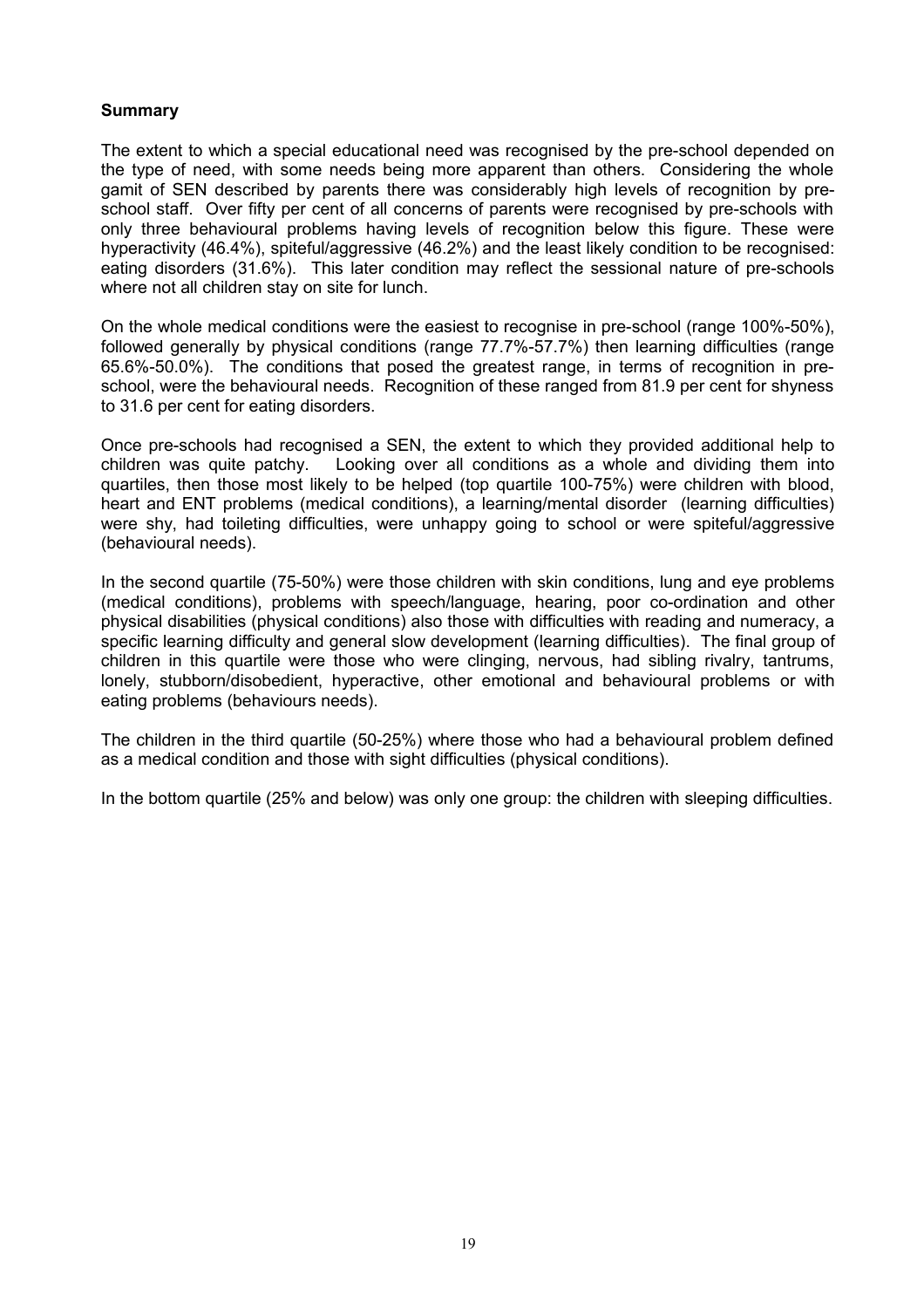**Summary**

The extent to which a special educational need was recognised by the pre-school depended on the type of need, with some needs being more apparent than others. Considering the whole gamit of SEN described by parents there was considerably high levels of recognition by pre-school staff. Over fifty per cent of all concerns of parents were recognised by pre-schools with only three behavioural problems having levels of recognition below this figure. These were hyperactivity (46.4%), spiteful/aggressive (46.2%) and the least likely condition to be recognised: eating disorders (31.6%). This later condition may reflect the sessional nature of pre-schools where not all children stay on site for lunch.

On the whole medical conditions were the easiest to recognise in pre-school (range 100%-50%), followed generally by physical conditions (range 77.7%-57.7%) then learning difficulties (range 65.6%-50.0%). The conditions that posed the greatest range, in terms of recognition in pre-school, were the behavioural needs. Recognition of these ranged from 81.9 per cent for shyness to 31.6 per cent for eating disorders.

Once pre-schools had recognised a SEN, the extent to which they provided additional help to children was quite patchy. Looking over all conditions as a whole and dividing them into quartiles, then those most likely to be helped (top quartile 100-75%) were children with blood, heart and ENT problems (medical conditions), a learning/mental disorder (learning difficulties) were shy, had toileting difficulties, were unhappy going to school or were spiteful/aggressive (behavioural needs).

In the second quartile (75-50%) were those children with skin conditions, lung and eye problems (medical conditions), problems with speech/language, hearing, poor co-ordination and other physical disabilities (physical conditions) also those with difficulties with reading and numeracy, a specific learning difficulty and general slow development (learning difficulties). The final group of children in this quartile were those who were clinging, nervous, had sibling rivalry, tantrums, lonely, stubborn/disobedient, hyperactive, other emotional and behavioural problems or with eating problems (behaviours needs).

The children in the third quartile (50-25%) where those who had a behavioural problem defined as a medical condition and those with sight difficulties (physical conditions).

In the bottom quartile (25% and below) was only one group: the children with sleeping difficulties.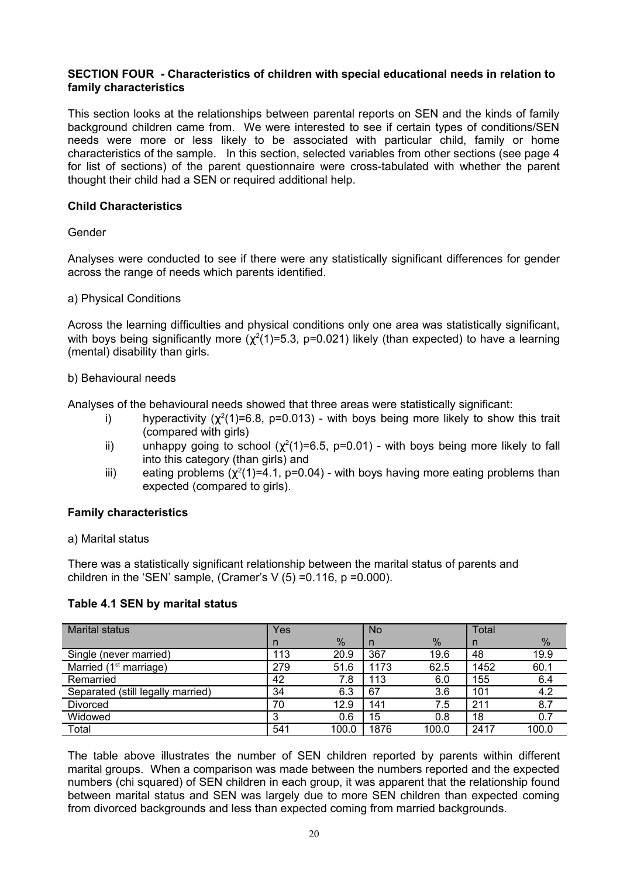### SECTION FOUR - Characteristics of children with special educational needs in relation to family characteristics

This section looks at the relationships between parental reports on SEN and the kinds of family background children came from. We were interested to see if certain types of conditions/SEN needs were more or less likely to be associated with particular child, family or home characteristics of the sample. In this section, selected variables from other sections (see page 4 for list of sections) of the parent questionnaire were cross-tabulated with whether the parent thought their child had a SEN or required additional help.

**Child Characteristics**

Gender

Analyses were conducted to see if there were any statistically significant differences for gender across the range of needs which parents identified.

a) Physical Conditions

Across the learning difficulties and physical conditions only one area was statistically significant, with boys being significantly more ($\chi^2(1)=5.3$, $p=0.021$) likely (than expected) to have a learning (mental) disability than girls.

b) Behavioural needs

Analyses of the behavioural needs showed that three areas were statistically significant:

i) hyperactivity ($\chi^2(1)=6.8$, $p=0.013$) - with boys being more likely to show this trait (compared with girls)

ii) unhappy going to school ($\chi^2(1)=6.5$, $p=0.01$) - with boys being more likely to fall into this category (than girls) and

iii) eating problems ($\chi^2(1)=4.1$, $p=0.04$) - with boys having more eating problems than expected (compared to girls).

**Family characteristics**

a) Marital status

There was a statistically significant relationship between the marital status of parents and children in the 'SEN' sample, (Cramer's V (5) =0.116, p =0.000).

**Table 4.1 SEN by marital status**

| Marital status | Yes | | No | | Total | |
|---|---|---|---|---|---|---|
| | n | % | n | % | n | % |
| Single (never married) | 113 | 20.9 | 367 | 19.6 | 48 | 19.9 |
| Married (1st marriage) | 279 | 51.6 | 1173 | 62.5 | 1452 | 60.1 |
| Remarried | 42 | 7.8 | 113 | 6.0 | 155 | 6.4 |
| Separated (still legally married) | 34 | 6.3 | 67 | 3.6 | 101 | 4.2 |
| Divorced | 70 | 12.9 | 141 | 7.5 | 211 | 8.7 |
| Widowed | 3 | 0.6 | 15 | 0.8 | 18 | 0.7 |
| Total | 541 | 100.0 | 1876 | 100.0 | 2417 | 100.0 |

The table above illustrates the number of SEN children reported by parents within different marital groups. When a comparison was made between the numbers reported and the expected numbers (chi squared) of SEN children in each group, it was apparent that the relationship found between marital status and SEN was largely due to more SEN children than expected coming from divorced backgrounds and less than expected coming from married backgrounds.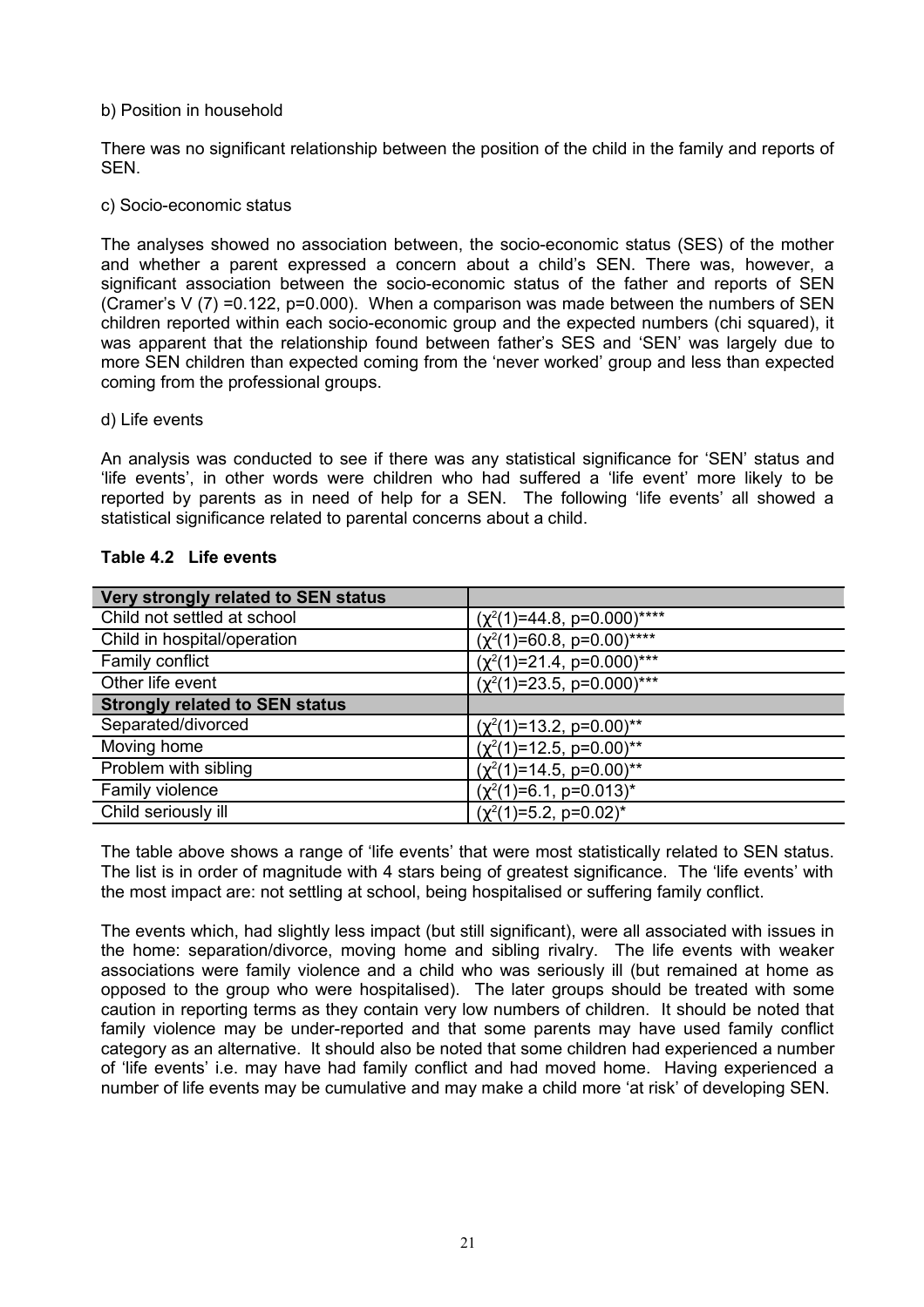b) Position in household

There was no significant relationship between the position of the child in the family and reports of SEN.

c) Socio-economic status

The analyses showed no association between, the socio-economic status (SES) of the mother and whether a parent expressed a concern about a child's SEN. There was, however, a significant association between the socio-economic status of the father and reports of SEN (Cramer's V (7) =0.122, p=0.000). When a comparison was made between the numbers of SEN children reported within each socio-economic group and the expected numbers (chi squared), it was apparent that the relationship found between father's SES and 'SEN' was largely due to more SEN children than expected coming from the 'never worked' group and less than expected coming from the professional groups.

d) Life events

An analysis was conducted to see if there was any statistical significance for 'SEN' status and 'life events', in other words were children who had suffered a 'life event' more likely to be reported by parents as in need of help for a SEN. The following 'life events' all showed a statistical significance related to parental concerns about a child.

**Table 4.2 Life events**

| **Very strongly related to SEN status** | |
|---|---|
| Child not settled at school | ($\chi^2$(1)=44.8, p=0.000)**** |
| Child in hospital/operation | ($\chi^2$(1)=60.8, p=0.00)**** |
| Family conflict | ($\chi^2$(1)=21.4, p=0.000)*** |
| Other life event | ($\chi^2$(1)=23.5, p=0.000)*** |
| **Strongly related to SEN status** | |
| Separated/divorced | ($\chi^2$(1)=13.2, p=0.00)** |
| Moving home | ($\chi^2$(1)=12.5, p=0.00)** |
| Problem with sibling | ($\chi^2$(1)=14.5, p=0.00)** |
| Family violence | ($\chi^2$(1)=6.1, p=0.013)* |
| Child seriously ill | ($\chi^2$(1)=5.2, p=0.02)* |

The table above shows a range of 'life events' that were most statistically related to SEN status. The list is in order of magnitude with 4 stars being of greatest significance. The 'life events' with the most impact are: not settling at school, being hospitalised or suffering family conflict.

The events which, had slightly less impact (but still significant), were all associated with issues in the home: separation/divorce, moving home and sibling rivalry. The life events with weaker associations were family violence and a child who was seriously ill (but remained at home as opposed to the group who were hospitalised). The later groups should be treated with some caution in reporting terms as they contain very low numbers of children. It should be noted that family violence may be under-reported and that some parents may have used family conflict category as an alternative. It should also be noted that some children had experienced a number of 'life events' i.e. may have had family conflict and had moved home. Having experienced a number of life events may be cumulative and may make a child more 'at risk' of developing SEN.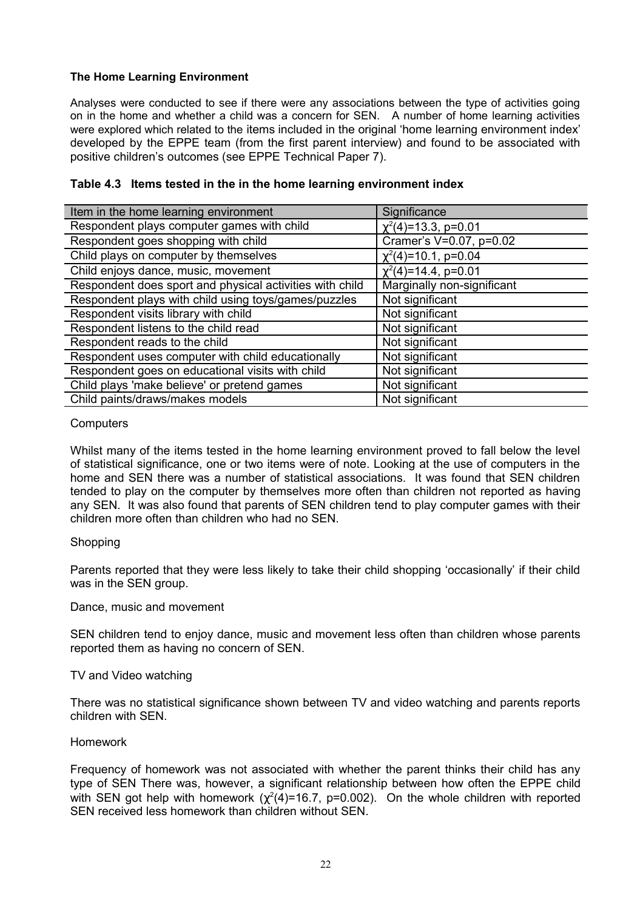**The Home Learning Environment**

Analyses were conducted to see if there were any associations between the type of activities going on in the home and whether a child was a concern for SEN. A number of home learning activities were explored which related to the items included in the original 'home learning environment index' developed by the EPPE team (from the first parent interview) and found to be associated with positive children's outcomes (see EPPE Technical Paper 7).

**Table 4.3 Items tested in the in the home learning environment index**

| Item in the home learning environment | Significance |
|---|---|
| Respondent plays computer games with child | $\chi^2(4)=13.3$, p=0.01 |
| Respondent goes shopping with child | Cramer's V=0.07, p=0.02 |
| Child plays on computer by themselves | $\chi^2(4)=10.1$, p=0.04 |
| Child enjoys dance, music, movement | $\chi^2(4)=14.4$, p=0.01 |
| Respondent does sport and physical activities with child | Marginally non-significant |
| Respondent plays with child using toys/games/puzzles | Not significant |
| Respondent visits library with child | Not significant |
| Respondent listens to the child read | Not significant |
| Respondent reads to the child | Not significant |
| Respondent uses computer with child educationally | Not significant |
| Respondent goes on educational visits with child | Not significant |
| Child plays 'make believe' or pretend games | Not significant |
| Child paints/draws/makes models | Not significant |

Computers

Whilst many of the items tested in the home learning environment proved to fall below the level of statistical significance, one or two items were of note. Looking at the use of computers in the home and SEN there was a number of statistical associations. It was found that SEN children tended to play on the computer by themselves more often than children not reported as having any SEN. It was also found that parents of SEN children tend to play computer games with their children more often than children who had no SEN.

Shopping

Parents reported that they were less likely to take their child shopping 'occasionally' if their child was in the SEN group.

Dance, music and movement

SEN children tend to enjoy dance, music and movement less often than children whose parents reported them as having no concern of SEN.

TV and Video watching

There was no statistical significance shown between TV and video watching and parents reports children with SEN.

Homework

Frequency of homework was not associated with whether the parent thinks their child has any type of SEN There was, however, a significant relationship between how often the EPPE child with SEN got help with homework ($\chi^2(4)=16.7$, p=0.002). On the whole children with reported SEN received less homework than children without SEN.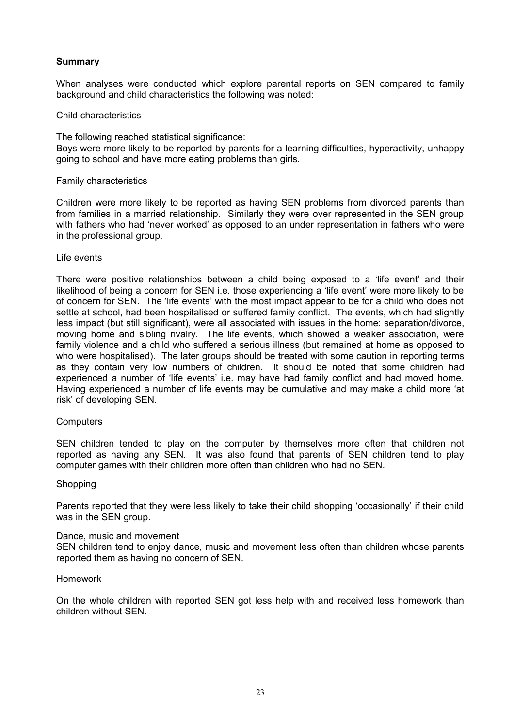**Summary**

When analyses were conducted which explore parental reports on SEN compared to family background and child characteristics the following was noted:

Child characteristics

The following reached statistical significance:
Boys were more likely to be reported by parents for a learning difficulties, hyperactivity, unhappy going to school and have more eating problems than girls.

Family characteristics

Children were more likely to be reported as having SEN problems from divorced parents than from families in a married relationship. Similarly they were over represented in the SEN group with fathers who had 'never worked' as opposed to an under representation in fathers who were in the professional group.

Life events

There were positive relationships between a child being exposed to a 'life event' and their likelihood of being a concern for SEN i.e. those experiencing a 'life event' were more likely to be of concern for SEN. The 'life events' with the most impact appear to be for a child who does not settle at school, had been hospitalised or suffered family conflict. The events, which had slightly less impact (but still significant), were all associated with issues in the home: separation/divorce, moving home and sibling rivalry. The life events, which showed a weaker association, were family violence and a child who suffered a serious illness (but remained at home as opposed to who were hospitalised). The later groups should be treated with some caution in reporting terms as they contain very low numbers of children. It should be noted that some children had experienced a number of 'life events' i.e. may have had family conflict and had moved home. Having experienced a number of life events may be cumulative and may make a child more 'at risk' of developing SEN.

Computers

SEN children tended to play on the computer by themselves more often that children not reported as having any SEN. It was also found that parents of SEN children tend to play computer games with their children more often than children who had no SEN.

Shopping

Parents reported that they were less likely to take their child shopping 'occasionally' if their child was in the SEN group.

Dance, music and movement
SEN children tend to enjoy dance, music and movement less often than children whose parents reported them as having no concern of SEN.

Homework

On the whole children with reported SEN got less help with and received less homework than children without SEN.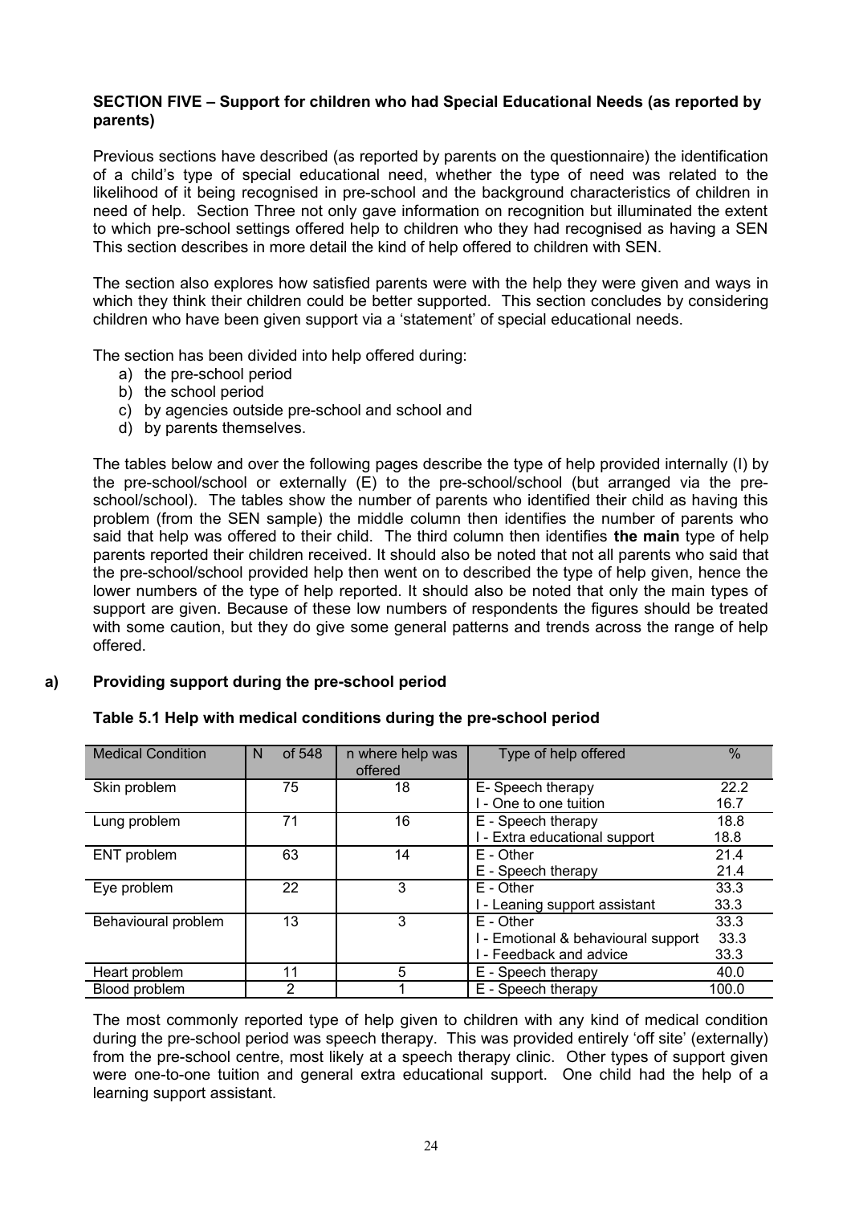**SECTION FIVE – Support for children who had Special Educational Needs (as reported by parents)**

Previous sections have described (as reported by parents on the questionnaire) the identification of a child's type of special educational need, whether the type of need was related to the likelihood of it being recognised in pre-school and the background characteristics of children in need of help. Section Three not only gave information on recognition but illuminated the extent to which pre-school settings offered help to children who they had recognised as having a SEN This section describes in more detail the kind of help offered to children with SEN.

The section also explores how satisfied parents were with the help they were given and ways in which they think their children could be better supported. This section concludes by considering children who have been given support via a 'statement' of special educational needs.

The section has been divided into help offered during:

a) the pre-school period
b) the school period
c) by agencies outside pre-school and school and
d) by parents themselves.

The tables below and over the following pages describe the type of help provided internally (I) by the pre-school/school or externally (E) to the pre-school/school (but arranged via the pre-school/school). The tables show the number of parents who identified their child as having this problem (from the SEN sample) the middle column then identifies the number of parents who said that help was offered to their child. The third column then identifies **the main** type of help parents reported their children received. It should also be noted that not all parents who said that the pre-school/school provided help then went on to described the type of help given, hence the lower numbers of the type of help reported. It should also be noted that only the main types of support are given. Because of these low numbers of respondents the figures should be treated with some caution, but they do give some general patterns and trends across the range of help offered.

## a) Providing support during the pre-school period

**Table 5.1 Help with medical conditions during the pre-school period**

| Medical Condition | N of 548 | n where help was offered | Type of help offered | % |
|---|---|---|---|---|
| Skin problem | 75 | 18 | E- Speech therapy<br>I - One to one tuition | 22.2<br>16.7 |
| Lung problem | 71 | 16 | E - Speech therapy<br>I - Extra educational support | 18.8<br>18.8 |
| ENT problem | 63 | 14 | E - Other<br>E - Speech therapy | 21.4<br>21.4 |
| Eye problem | 22 | 3 | E - Other<br>I - Leaning support assistant | 33.3<br>33.3 |
| Behavioural problem | 13 | 3 | E - Other<br>I - Emotional & behavioural support<br>I - Feedback and advice | 33.3<br>33.3<br>33.3 |
| Heart problem | 11 | 5 | E - Speech therapy | 40.0 |
| Blood problem | 2 | 1 | E - Speech therapy | 100.0 |

The most commonly reported type of help given to children with any kind of medical condition during the pre-school period was speech therapy. This was provided entirely 'off site' (externally) from the pre-school centre, most likely at a speech therapy clinic. Other types of support given were one-to-one tuition and general extra educational support. One child had the help of a learning support assistant.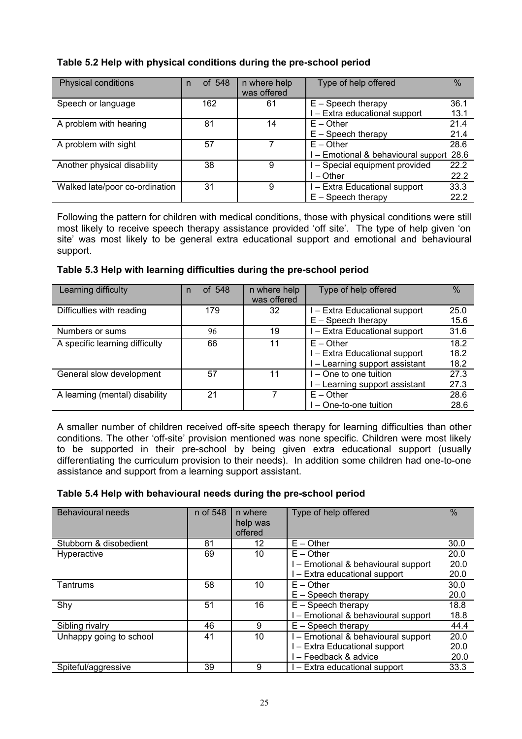**Table 5.2 Help with physical conditions during the pre-school period**

| Physical conditions | n of 548 | n where help was offered | Type of help offered | % |
|---|---|---|---|---|
| Speech or language | 162 | 61 | E – Speech therapy<br>I – Extra educational support | 36.1<br>13.1 |
| A problem with hearing | 81 | 14 | E – Other<br>E – Speech therapy | 21.4<br>21.4 |
| A problem with sight | 57 | 7 | E – Other<br>I – Emotional & behavioural support | 28.6<br>28.6 |
| Another physical disability | 38 | 9 | I – Special equipment provided<br>I – Other | 22.2<br>22.2 |
| Walked late/poor co-ordination | 31 | 9 | I – Extra Educational support<br>E – Speech therapy | 33.3<br>22.2 |

Following the pattern for children with medical conditions, those with physical conditions were still most likely to receive speech therapy assistance provided 'off site'. The type of help given 'on site' was most likely to be general extra educational support and emotional and behavioural support.

**Table 5.3 Help with learning difficulties during the pre-school period**

| Learning difficulty | n of 548 | n where help was offered | Type of help offered | % |
|---|---|---|---|---|
| Difficulties with reading | 179 | 32 | I – Extra Educational support<br>E – Speech therapy | 25.0<br>15.6 |
| Numbers or sums | 96 | 19 | I – Extra Educational support | 31.6 |
| A specific learning difficulty | 66 | 11 | E – Other<br>I – Extra Educational support<br>I – Learning support assistant | 18.2<br>18.2<br>18.2 |
| General slow development | 57 | 11 | I – One to one tuition<br>I – Learning support assistant | 27.3<br>27.3 |
| A learning (mental) disability | 21 | 7 | E – Other<br>I – One-to-one tuition | 28.6<br>28.6 |

A smaller number of children received off-site speech therapy for learning difficulties than other conditions. The other 'off-site' provision mentioned was none specific. Children were most likely to be supported in their pre-school by being given extra educational support (usually differentiating the curriculum provision to their needs). In addition some children had one-to-one assistance and support from a learning support assistant.

**Table 5.4 Help with behavioural needs during the pre-school period**

| Behavioural needs | n of 548 | n where help was offered | Type of help offered | % |
|---|---|---|---|---|
| Stubborn & disobedient | 81 | 12 | E – Other | 30.0 |
| Hyperactive | 69 | 10 | E – Other<br>I – Emotional & behavioural support<br>I – Extra educational support | 20.0<br>20.0<br>20.0 |
| Tantrums | 58 | 10 | E – Other<br>E – Speech therapy | 30.0<br>20.0 |
| Shy | 51 | 16 | E – Speech therapy<br>I – Emotional & behavioural support | 18.8<br>18.8 |
| Sibling rivalry | 46 | 9 | E – Speech therapy | 44.4 |
| Unhappy going to school | 41 | 10 | I – Emotional & behavioural support<br>I – Extra Educational support<br>I – Feedback & advice | 20.0<br>20.0<br>20.0 |
| Spiteful/aggressive | 39 | 9 | I – Extra educational support | 33.3 |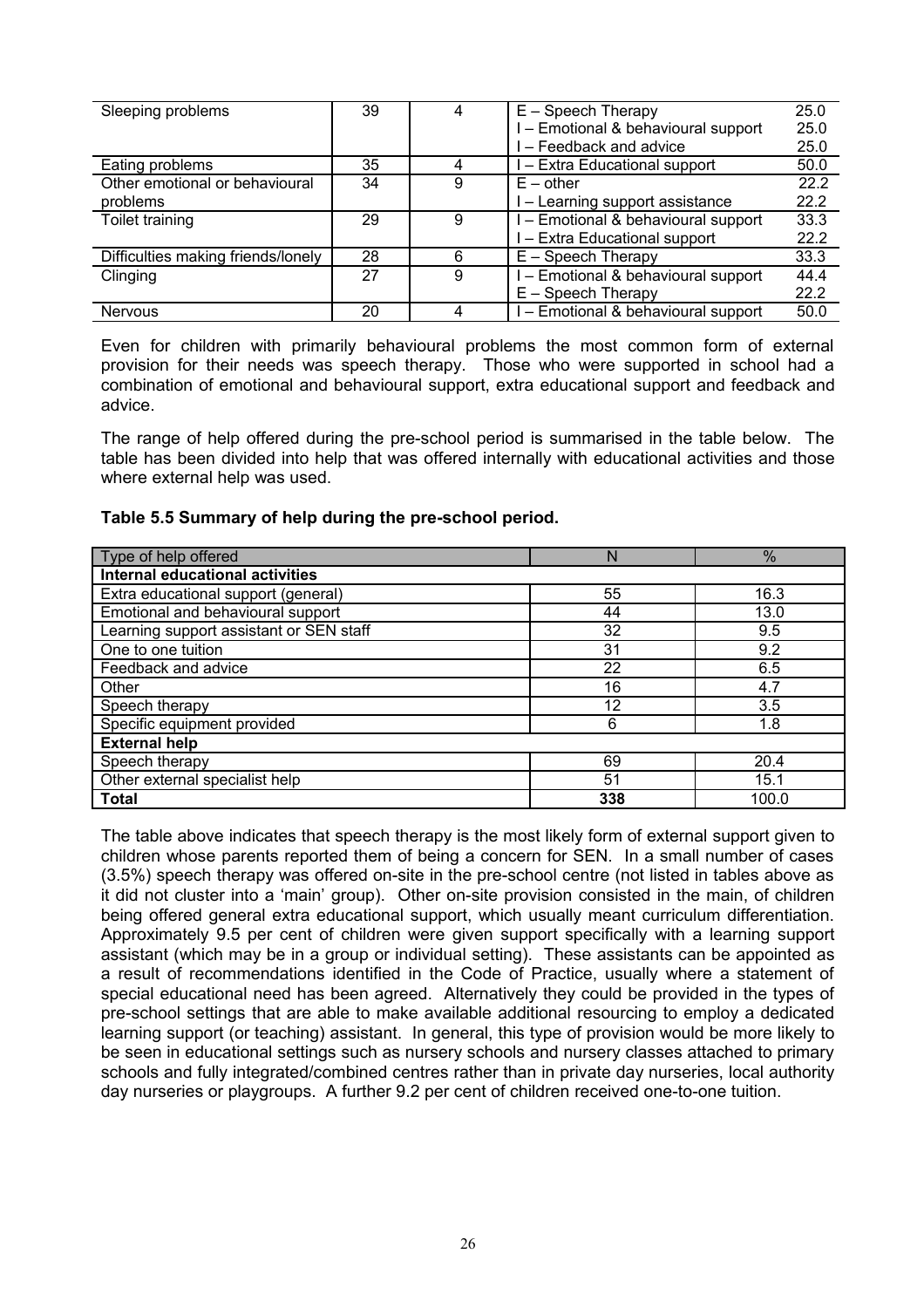| | | | | |
|---|---|---|---|---|
| Sleeping problems | 39 | 4 | E – Speech Therapy<br>I – Emotional & behavioural support<br>I – Feedback and advice | 25.0<br>25.0<br>25.0 |
| Eating problems | 35 | 4 | I – Extra Educational support | 50.0 |
| Other emotional or behavioural problems | 34 | 9 | E – other<br>I – Learning support assistance | 22.2<br>22.2 |
| Toilet training | 29 | 9 | I – Emotional & behavioural support<br>I – Extra Educational support | 33.3<br>22.2 |
| Difficulties making friends/lonely | 28 | 6 | E – Speech Therapy | 33.3 |
| Clinging | 27 | 9 | I – Emotional & behavioural support<br>E – Speech Therapy | 44.4<br>22.2 |
| Nervous | 20 | 4 | I – Emotional & behavioural support | 50.0 |

Even for children with primarily behavioural problems the most common form of external provision for their needs was speech therapy. Those who were supported in school had a combination of emotional and behavioural support, extra educational support and feedback and advice.

The range of help offered during the pre-school period is summarised in the table below. The table has been divided into help that was offered internally with educational activities and those where external help was used.

**Table 5.5 Summary of help during the pre-school period.**

| Type of help offered | N | % |
|---|---|---|
| **Internal educational activities** | | |
| Extra educational support (general) | 55 | 16.3 |
| Emotional and behavioural support | 44 | 13.0 |
| Learning support assistant or SEN staff | 32 | 9.5 |
| One to one tuition | 31 | 9.2 |
| Feedback and advice | 22 | 6.5 |
| Other | 16 | 4.7 |
| Speech therapy | 12 | 3.5 |
| Specific equipment provided | 6 | 1.8 |
| **External help** | | |
| Speech therapy | 69 | 20.4 |
| Other external specialist help | 51 | 15.1 |
| **Total** | **338** | 100.0 |

The table above indicates that speech therapy is the most likely form of external support given to children whose parents reported them of being a concern for SEN. In a small number of cases (3.5%) speech therapy was offered on-site in the pre-school centre (not listed in tables above as it did not cluster into a 'main' group). Other on-site provision consisted in the main, of children being offered general extra educational support, which usually meant curriculum differentiation. Approximately 9.5 per cent of children were given support specifically with a learning support assistant (which may be in a group or individual setting). These assistants can be appointed as a result of recommendations identified in the Code of Practice, usually where a statement of special educational need has been agreed. Alternatively they could be provided in the types of pre-school settings that are able to make available additional resourcing to employ a dedicated learning support (or teaching) assistant. In general, this type of provision would be more likely to be seen in educational settings such as nursery schools and nursery classes attached to primary schools and fully integrated/combined centres rather than in private day nurseries, local authority day nurseries or playgroups. A further 9.2 per cent of children received one-to-one tuition.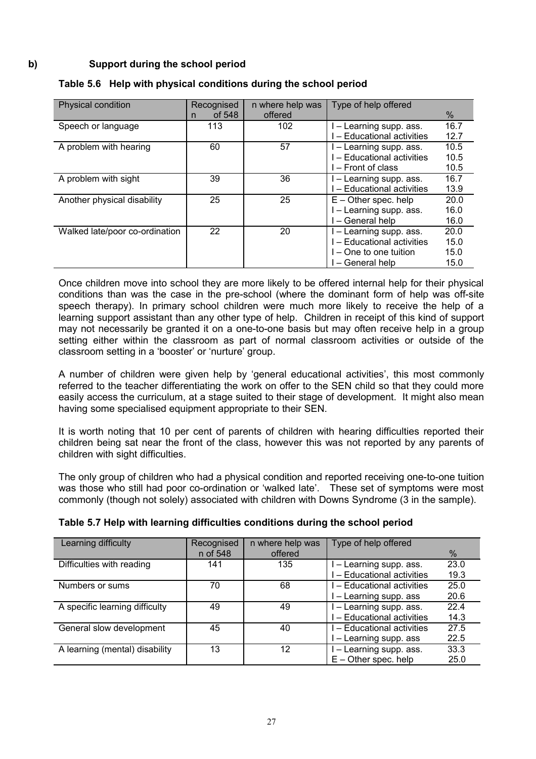**b) Support during the school period**

**Table 5.6 Help with physical conditions during the school period**

| Physical condition | Recognised n of 548 | n where help was offered | Type of help offered | % |
|---|---|---|---|---|
| Speech or language | 113 | 102 | I – Learning supp. ass. | 16.7 |
| | | | I – Educational activities | 12.7 |
| A problem with hearing | 60 | 57 | I – Learning supp. ass. | 10.5 |
| | | | I – Educational activities | 10.5 |
| | | | I – Front of class | 10.5 |
| A problem with sight | 39 | 36 | I – Learning supp. ass. | 16.7 |
| | | | I – Educational activities | 13.9 |
| Another physical disability | 25 | 25 | E – Other spec. help | 20.0 |
| | | | I – Learning supp. ass. | 16.0 |
| | | | I – General help | 16.0 |
| Walked late/poor co-ordination | 22 | 20 | I – Learning supp. ass. | 20.0 |
| | | | I – Educational activities | 15.0 |
| | | | I – One to one tuition | 15.0 |
| | | | I – General help | 15.0 |

Once children move into school they are more likely to be offered internal help for their physical conditions than was the case in the pre-school (where the dominant form of help was off-site speech therapy). In primary school children were much more likely to receive the help of a learning support assistant than any other type of help. Children in receipt of this kind of support may not necessarily be granted it on a one-to-one basis but may often receive help in a group setting either within the classroom as part of normal classroom activities or outside of the classroom setting in a 'booster' or 'nurture' group.

A number of children were given help by 'general educational activities', this most commonly referred to the teacher differentiating the work on offer to the SEN child so that they could more easily access the curriculum, at a stage suited to their stage of development. It might also mean having some specialised equipment appropriate to their SEN.

It is worth noting that 10 per cent of parents of children with hearing difficulties reported their children being sat near the front of the class, however this was not reported by any parents of children with sight difficulties.

The only group of children who had a physical condition and reported receiving one-to-one tuition was those who still had poor co-ordination or 'walked late'. These set of symptoms were most commonly (though not solely) associated with children with Downs Syndrome (3 in the sample).

**Table 5.7 Help with learning difficulties conditions during the school period**

| Learning difficulty | Recognised n of 548 | n where help was offered | Type of help offered | % |
|---|---|---|---|---|
| Difficulties with reading | 141 | 135 | I – Learning supp. ass. | 23.0 |
| | | | I – Educational activities | 19.3 |
| Numbers or sums | 70 | 68 | I – Educational activities | 25.0 |
| | | | I – Learning supp. ass | 20.6 |
| A specific learning difficulty | 49 | 49 | I – Learning supp. ass. | 22.4 |
| | | | I – Educational activities | 14.3 |
| General slow development | 45 | 40 | I – Educational activities | 27.5 |
| | | | I – Learning supp. ass | 22.5 |
| A learning (mental) disability | 13 | 12 | I – Learning supp. ass. | 33.3 |
| | | | E – Other spec. help | 25.0 |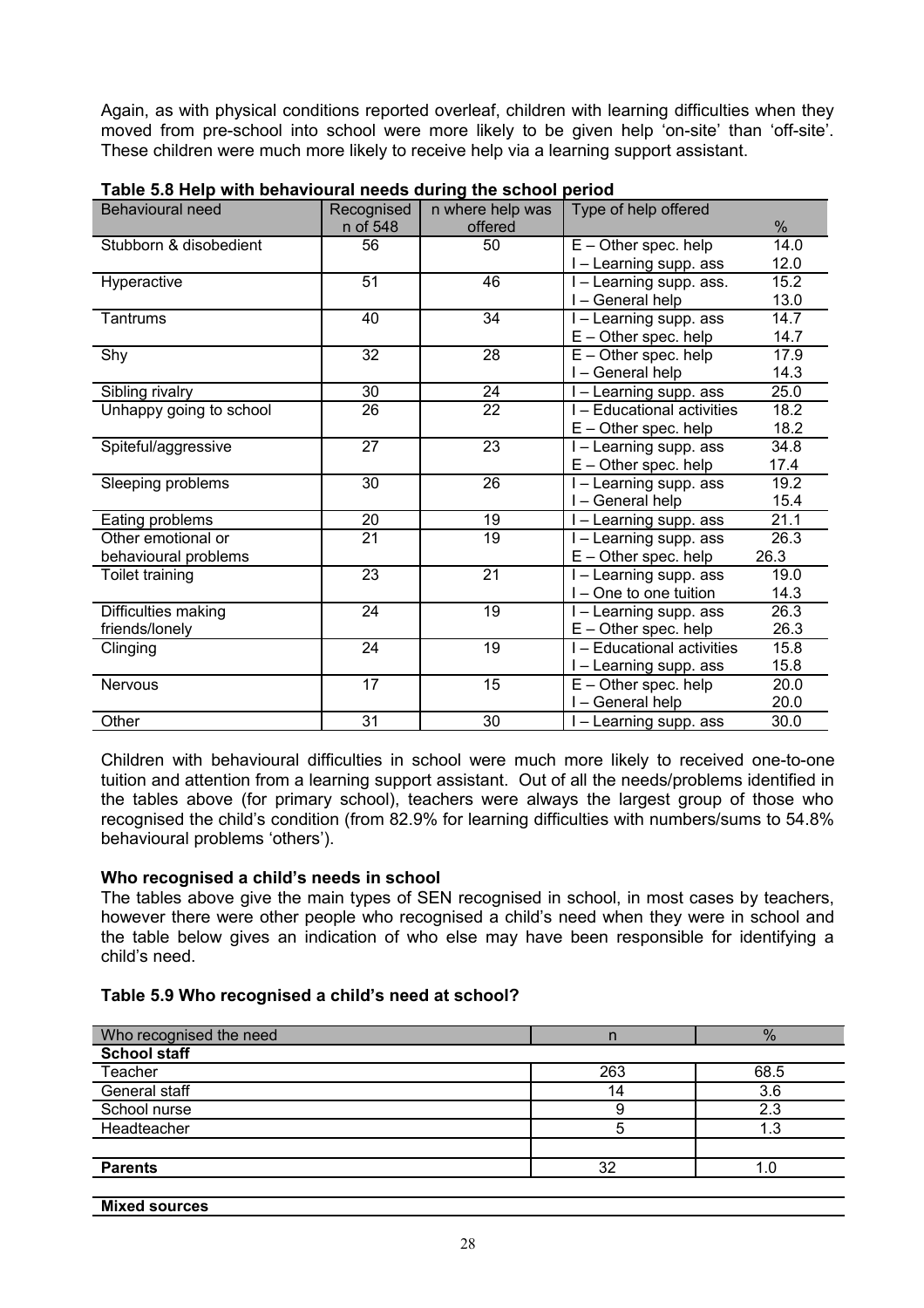Again, as with physical conditions reported overleaf, children with learning difficulties when they moved from pre-school into school were more likely to be given help 'on-site' than 'off-site'. These children were much more likely to receive help via a learning support assistant.

**Table 5.8 Help with behavioural needs during the school period**

| Behavioural need | Recognised n of 548 | n where help was offered | Type of help offered | % |
|---|---|---|---|---|
| Stubborn & disobedient | 56 | 50 | E – Other spec. help | 14.0 |
| | | | I – Learning supp. ass | 12.0 |
| Hyperactive | 51 | 46 | I – Learning supp. ass. | 15.2 |
| | | | I – General help | 13.0 |
| Tantrums | 40 | 34 | I – Learning supp. ass | 14.7 |
| | | | E – Other spec. help | 14.7 |
| Shy | 32 | 28 | E – Other spec. help | 17.9 |
| | | | I – General help | 14.3 |
| Sibling rivalry | 30 | 24 | I – Learning supp. ass | 25.0 |
| Unhappy going to school | 26 | 22 | I – Educational activities | 18.2 |
| | | | E – Other spec. help | 18.2 |
| Spiteful/aggressive | 27 | 23 | I – Learning supp. ass | 34.8 |
| | | | E – Other spec. help | 17.4 |
| Sleeping problems | 30 | 26 | I – Learning supp. ass | 19.2 |
| | | | I – General help | 15.4 |
| Eating problems | 20 | 19 | I – Learning supp. ass | 21.1 |
| Other emotional or behavioural problems | 21 | 19 | I – Learning supp. ass | 26.3 |
| | | | E – Other spec. help | 26.3 |
| Toilet training | 23 | 21 | I – Learning supp. ass | 19.0 |
| | | | I – One to one tuition | 14.3 |
| Difficulties making friends/lonely | 24 | 19 | I – Learning supp. ass | 26.3 |
| | | | E – Other spec. help | 26.3 |
| Clinging | 24 | 19 | I – Educational activities | 15.8 |
| | | | I – Learning supp. ass | 15.8 |
| Nervous | 17 | 15 | E – Other spec. help | 20.0 |
| | | | I – General help | 20.0 |
| Other | 31 | 30 | I – Learning supp. ass | 30.0 |

Children with behavioural difficulties in school were much more likely to received one-to-one tuition and attention from a learning support assistant. Out of all the needs/problems identified in the tables above (for primary school), teachers were always the largest group of those who recognised the child's condition (from 82.9% for learning difficulties with numbers/sums to 54.8% behavioural problems 'others').

### Who recognised a child's needs in school

The tables above give the main types of SEN recognised in school, in most cases by teachers, however there were other people who recognised a child's need when they were in school and the table below gives an indication of who else may have been responsible for identifying a child's need.

**Table 5.9 Who recognised a child's need at school?**

| Who recognised the need | n | % |
|---|---|---|
| **School staff** | | |
| Teacher | 263 | 68.5 |
| General staff | 14 | 3.6 |
| School nurse | 9 | 2.3 |
| Headteacher | 5 | 1.3 |
| | | |
| **Parents** | 32 | 1.0 |
| | | |
| **Mixed sources** | | |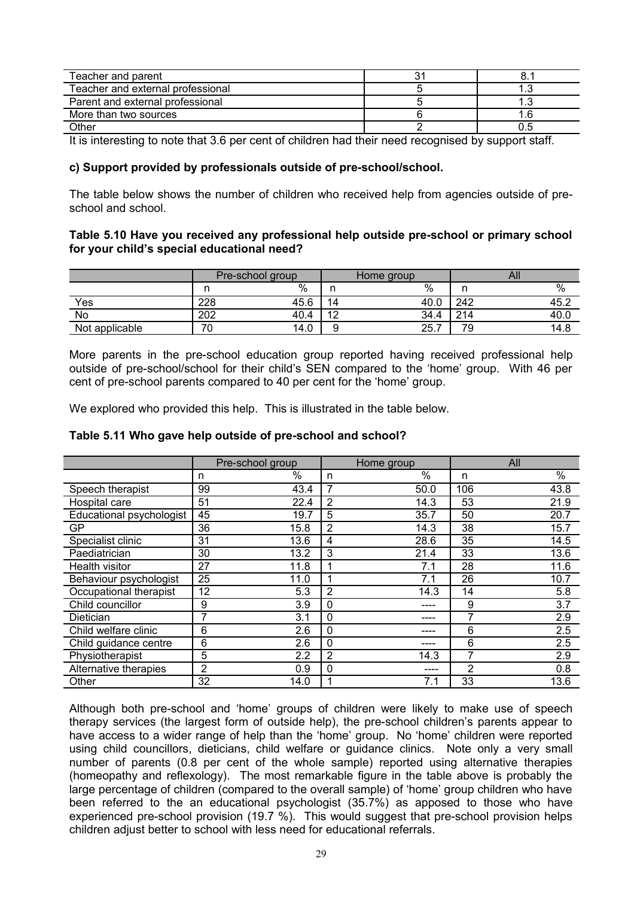| | | |
|---|---|---|
| Teacher and parent | 31 | 8.1 |
| Teacher and external professional | 5 | 1.3 |
| Parent and external professional | 5 | 1.3 |
| More than two sources | 6 | 1.6 |
| Other | 2 | 0.5 |

It is interesting to note that 3.6 per cent of children had their need recognised by support staff.

**c) Support provided by professionals outside of pre-school/school.**

The table below shows the number of children who received help from agencies outside of pre-school and school.

**Table 5.10 Have you received any professional help outside pre-school or primary school for your child's special educational need?**

| | Pre-school group | | Home group | | All | |
|---|---|---|---|---|---|---|
| | n | % | n | % | n | % |
| Yes | 228 | 45.6 | 14 | 40.0 | 242 | 45.2 |
| No | 202 | 40.4 | 12 | 34.4 | 214 | 40.0 |
| Not applicable | 70 | 14.0 | 9 | 25.7 | 79 | 14.8 |

More parents in the pre-school education group reported having received professional help outside of pre-school/school for their child's SEN compared to the 'home' group. With 46 per cent of pre-school parents compared to 40 per cent for the 'home' group.

We explored who provided this help. This is illustrated in the table below.

**Table 5.11 Who gave help outside of pre-school and school?**

| | Pre-school group | | Home group | | All | |
|---|---|---|---|---|---|---|
| | n | % | n | % | n | % |
| Speech therapist | 99 | 43.4 | 7 | 50.0 | 106 | 43.8 |
| Hospital care | 51 | 22.4 | 2 | 14.3 | 53 | 21.9 |
| Educational psychologist | 45 | 19.7 | 5 | 35.7 | 50 | 20.7 |
| GP | 36 | 15.8 | 2 | 14.3 | 38 | 15.7 |
| Specialist clinic | 31 | 13.6 | 4 | 28.6 | 35 | 14.5 |
| Paediatrician | 30 | 13.2 | 3 | 21.4 | 33 | 13.6 |
| Health visitor | 27 | 11.8 | 1 | 7.1 | 28 | 11.6 |
| Behaviour psychologist | 25 | 11.0 | 1 | 7.1 | 26 | 10.7 |
| Occupational therapist | 12 | 5.3 | 2 | 14.3 | 14 | 5.8 |
| Child councillor | 9 | 3.9 | 0 | ---- | 9 | 3.7 |
| Dietician | 7 | 3.1 | 0 | ---- | 7 | 2.9 |
| Child welfare clinic | 6 | 2.6 | 0 | ---- | 6 | 2.5 |
| Child guidance centre | 6 | 2.6 | 0 | ---- | 6 | 2.5 |
| Physiotherapist | 5 | 2.2 | 2 | 14.3 | 7 | 2.9 |
| Alternative therapies | 2 | 0.9 | 0 | ---- | 2 | 0.8 |
| Other | 32 | 14.0 | 1 | 7.1 | 33 | 13.6 |

Although both pre-school and 'home' groups of children were likely to make use of speech therapy services (the largest form of outside help), the pre-school children's parents appear to have access to a wider range of help than the 'home' group. No 'home' children were reported using child councillors, dieticians, child welfare or guidance clinics. Note only a very small number of parents (0.8 per cent of the whole sample) reported using alternative therapies (homeopathy and reflexology). The most remarkable figure in the table above is probably the large percentage of children (compared to the overall sample) of 'home' group children who have been referred to the an educational psychologist (35.7%) as apposed to those who have experienced pre-school provision (19.7 %). This would suggest that pre-school provision helps children adjust better to school with less need for educational referrals.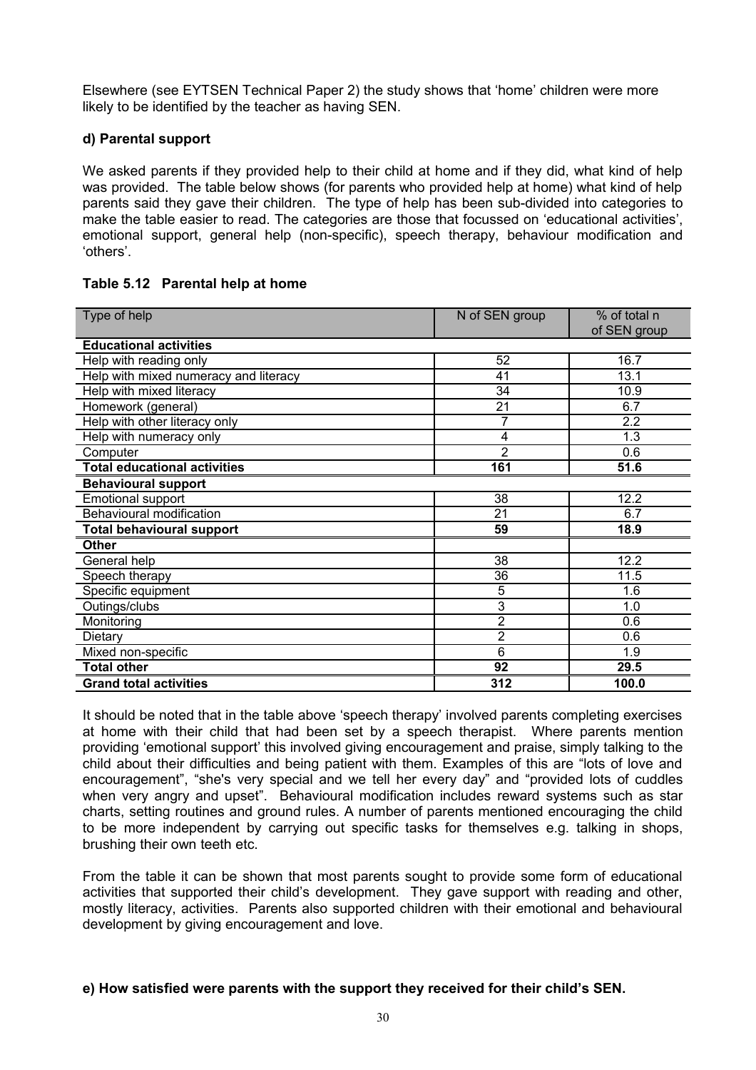Elsewhere (see EYTSEN Technical Paper 2) the study shows that 'home' children were more likely to be identified by the teacher as having SEN.

### d) Parental support

We asked parents if they provided help to their child at home and if they did, what kind of help was provided. The table below shows (for parents who provided help at home) what kind of help parents said they gave their children. The type of help has been sub-divided into categories to make the table easier to read. The categories are those that focussed on 'educational activities', emotional support, general help (non-specific), speech therapy, behaviour modification and 'others'.

**Table 5.12 Parental help at home**

| Type of help | N of SEN group | % of total n of SEN group |
|---|---|---|
| **Educational activities** | | |
| Help with reading only | 52 | 16.7 |
| Help with mixed numeracy and literacy | 41 | 13.1 |
| Help with mixed literacy | 34 | 10.9 |
| Homework (general) | 21 | 6.7 |
| Help with other literacy only | 7 | 2.2 |
| Help with numeracy only | 4 | 1.3 |
| Computer | 2 | 0.6 |
| **Total educational activities** | **161** | **51.6** |
| **Behavioural support** | | |
| Emotional support | 38 | 12.2 |
| Behavioural modification | 21 | 6.7 |
| **Total behavioural support** | **59** | **18.9** |
| **Other** | | |
| General help | 38 | 12.2 |
| Speech therapy | 36 | 11.5 |
| Specific equipment | 5 | 1.6 |
| Outings/clubs | 3 | 1.0 |
| Monitoring | 2 | 0.6 |
| Dietary | 2 | 0.6 |
| Mixed non-specific | 6 | 1.9 |
| **Total other** | **92** | **29.5** |
| **Grand total activities** | **312** | **100.0** |

It should be noted that in the table above 'speech therapy' involved parents completing exercises at home with their child that had been set by a speech therapist. Where parents mention providing 'emotional support' this involved giving encouragement and praise, simply talking to the child about their difficulties and being patient with them. Examples of this are "lots of love and encouragement", "she's very special and we tell her every day" and "provided lots of cuddles when very angry and upset". Behavioural modification includes reward systems such as star charts, setting routines and ground rules. A number of parents mentioned encouraging the child to be more independent by carrying out specific tasks for themselves e.g. talking in shops, brushing their own teeth etc.

From the table it can be shown that most parents sought to provide some form of educational activities that supported their child's development. They gave support with reading and other, mostly literacy, activities. Parents also supported children with their emotional and behavioural development by giving encouragement and love.

### e) How satisfied were parents with the support they received for their child's SEN.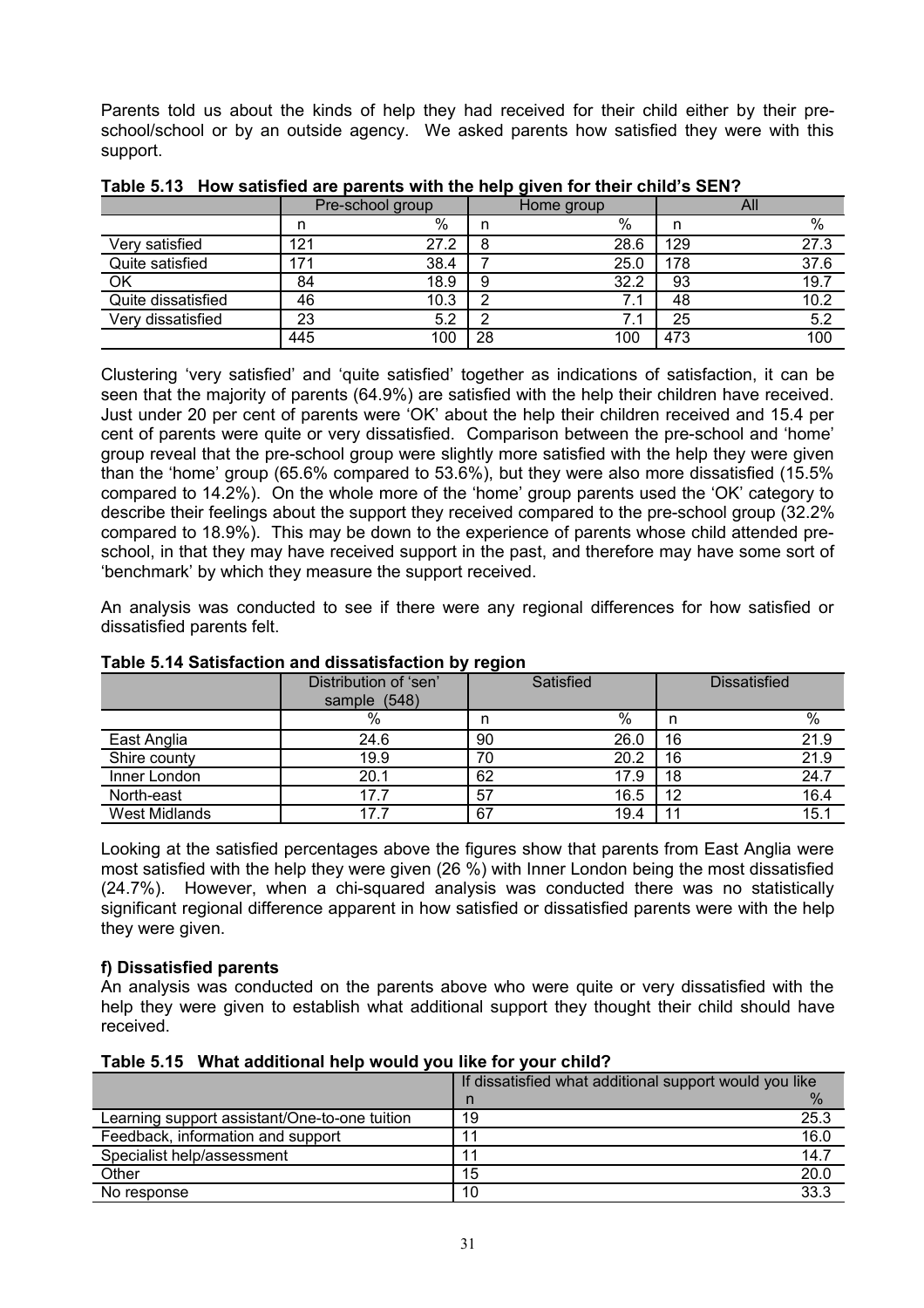Parents told us about the kinds of help they had received for their child either by their pre-school/school or by an outside agency. We asked parents how satisfied they were with this support.

**Table 5.13 How satisfied are parents with the help given for their child's SEN?**

| | Pre-school group | | Home group | | All | |
|---|---|---|---|---|---|---|
| | n | % | n | % | n | % |
| Very satisfied | 121 | 27.2 | 8 | 28.6 | 129 | 27.3 |
| Quite satisfied | 171 | 38.4 | 7 | 25.0 | 178 | 37.6 |
| OK | 84 | 18.9 | 9 | 32.2 | 93 | 19.7 |
| Quite dissatisfied | 46 | 10.3 | 2 | 7.1 | 48 | 10.2 |
| Very dissatisfied | 23 | 5.2 | 2 | 7.1 | 25 | 5.2 |
| | 445 | 100 | 28 | 100 | 473 | 100 |

Clustering 'very satisfied' and 'quite satisfied' together as indications of satisfaction, it can be seen that the majority of parents (64.9%) are satisfied with the help their children have received. Just under 20 per cent of parents were 'OK' about the help their children received and 15.4 per cent of parents were quite or very dissatisfied. Comparison between the pre-school and 'home' group reveal that the pre-school group were slightly more satisfied with the help they were given than the 'home' group (65.6% compared to 53.6%), but they were also more dissatisfied (15.5% compared to 14.2%). On the whole more of the 'home' group parents used the 'OK' category to describe their feelings about the support they received compared to the pre-school group (32.2% compared to 18.9%). This may be down to the experience of parents whose child attended pre-school, in that they may have received support in the past, and therefore may have some sort of 'benchmark' by which they measure the support received.

An analysis was conducted to see if there were any regional differences for how satisfied or dissatisfied parents felt.

**Table 5.14 Satisfaction and dissatisfaction by region**

| | Distribution of 'sen' sample (548) | Satisfied | | Dissatisfied | |
|---|---|---|---|---|---|
| | % | n | % | n | % |
| East Anglia | 24.6 | 90 | 26.0 | 16 | 21.9 |
| Shire county | 19.9 | 70 | 20.2 | 16 | 21.9 |
| Inner London | 20.1 | 62 | 17.9 | 18 | 24.7 |
| North-east | 17.7 | 57 | 16.5 | 12 | 16.4 |
| West Midlands | 17.7 | 67 | 19.4 | 11 | 15.1 |

Looking at the satisfied percentages above the figures show that parents from East Anglia were most satisfied with the help they were given (26 %) with Inner London being the most dissatisfied (24.7%). However, when a chi-squared analysis was conducted there was no statistically significant regional difference apparent in how satisfied or dissatisfied parents were with the help they were given.

**f) Dissatisfied parents**

An analysis was conducted on the parents above who were quite or very dissatisfied with the help they were given to establish what additional support they thought their child should have received.

**Table 5.15 What additional help would you like for your child?**

| | If dissatisfied what additional support would you like | |
|---|---|---|
| | n | % |
| Learning support assistant/One-to-one tuition | 19 | 25.3 |
| Feedback, information and support | 11 | 16.0 |
| Specialist help/assessment | 11 | 14.7 |
| Other | 15 | 20.0 |
| No response | 10 | 33.3 |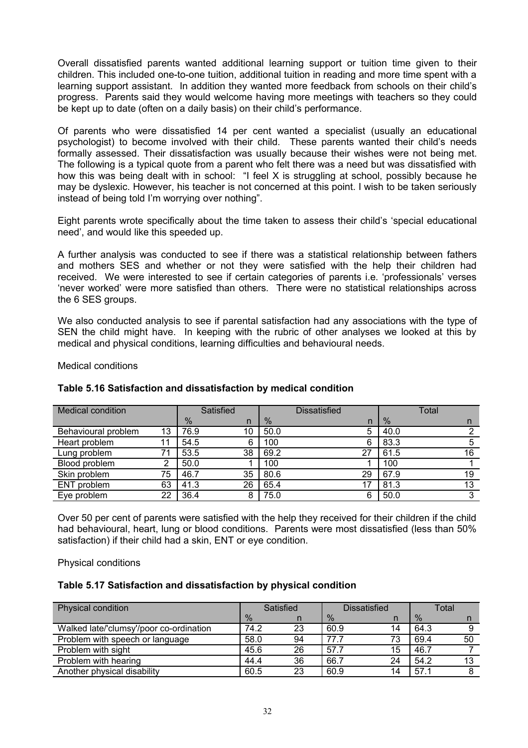Overall dissatisfied parents wanted additional learning support or tuition time given to their children. This included one-to-one tuition, additional tuition in reading and more time spent with a learning support assistant. In addition they wanted more feedback from schools on their child's progress. Parents said they would welcome having more meetings with teachers so they could be kept up to date (often on a daily basis) on their child's performance.

Of parents who were dissatisfied 14 per cent wanted a specialist (usually an educational psychologist) to become involved with their child. These parents wanted their child's needs formally assessed. Their dissatisfaction was usually because their wishes were not being met. The following is a typical quote from a parent who felt there was a need but was dissatisfied with how this was being dealt with in school: "I feel X is struggling at school, possibly because he may be dyslexic. However, his teacher is not concerned at this point. I wish to be taken seriously instead of being told I'm worrying over nothing".

Eight parents wrote specifically about the time taken to assess their child's 'special educational need', and would like this speeded up.

A further analysis was conducted to see if there was a statistical relationship between fathers and mothers SES and whether or not they were satisfied with the help their children had received. We were interested to see if certain categories of parents i.e. 'professionals' verses 'never worked' were more satisfied than others. There were no statistical relationships across the 6 SES groups.

We also conducted analysis to see if parental satisfaction had any associations with the type of SEN the child might have. In keeping with the rubric of other analyses we looked at this by medical and physical conditions, learning difficulties and behavioural needs.

Medical conditions

**Table 5.16 Satisfaction and dissatisfaction by medical condition**

| Medical condition | | Satisfied | | Dissatisfied | | Total | |
|---|---|---|---|---|---|---|---|
| | | % | n | % | n | % | n |
| Behavioural problem | 13 | 76.9 | 10 | 50.0 | 5 | 40.0 | 2 |
| Heart problem | 11 | 54.5 | 6 | 100 | 6 | 83.3 | 5 |
| Lung problem | 71 | 53.5 | 38 | 69.2 | 27 | 61.5 | 16 |
| Blood problem | 2 | 50.0 | 1 | 100 | 1 | 100 | 1 |
| Skin problem | 75 | 46.7 | 35 | 80.6 | 29 | 67.9 | 19 |
| ENT problem | 63 | 41.3 | 26 | 65.4 | 17 | 81.3 | 13 |
| Eye problem | 22 | 36.4 | 8 | 75.0 | 6 | 50.0 | 3 |

Over 50 per cent of parents were satisfied with the help they received for their children if the child had behavioural, heart, lung or blood conditions. Parents were most dissatisfied (less than 50% satisfaction) if their child had a skin, ENT or eye condition.

Physical conditions

**Table 5.17 Satisfaction and dissatisfaction by physical condition**

| Physical condition | Satisfied | | Dissatisfied | | Total | |
|---|---|---|---|---|---|---|
| | % | n | % | n | % | n |
| Walked late/'clumsy'/poor co-ordination | 74.2 | 23 | 60.9 | 14 | 64.3 | 9 |
| Problem with speech or language | 58.0 | 94 | 77.7 | 73 | 69.4 | 50 |
| Problem with sight | 45.6 | 26 | 57.7 | 15 | 46.7 | 7 |
| Problem with hearing | 44.4 | 36 | 66.7 | 24 | 54.2 | 13 |
| Another physical disability | 60.5 | 23 | 60.9 | 14 | 57.1 | 8 |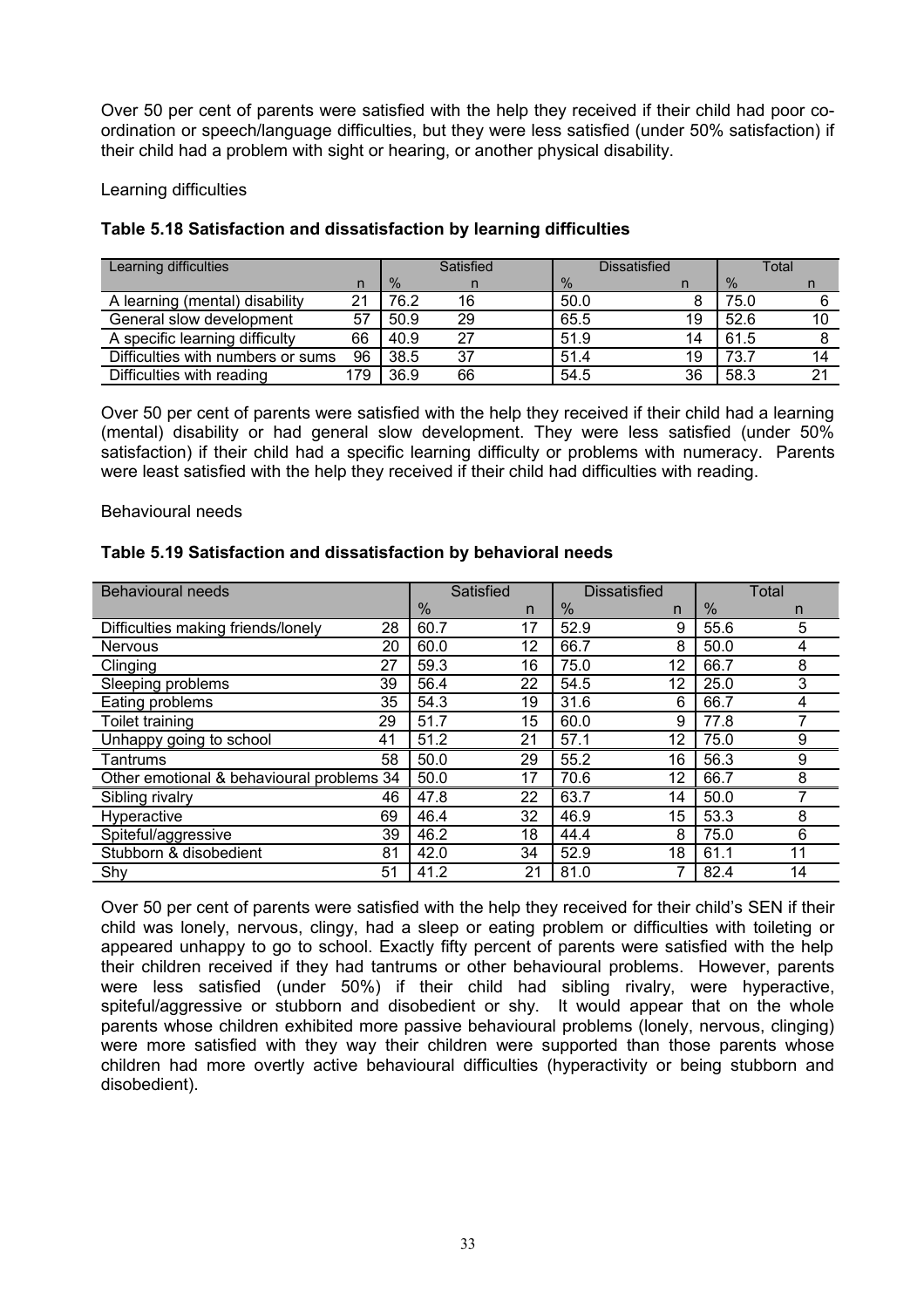Over 50 per cent of parents were satisfied with the help they received if their child had poor co-ordination or speech/language difficulties, but they were less satisfied (under 50% satisfaction) if their child had a problem with sight or hearing, or another physical disability.

Learning difficulties

**Table 5.18 Satisfaction and dissatisfaction by learning difficulties**

| Learning difficulties | | Satisfied | | Dissatisfied | | Total | |
|---|---|---|---|---|---|---|---|
| | n | % | n | % | n | % | n |
| A learning (mental) disability | 21 | 76.2 | 16 | 50.0 | 8 | 75.0 | 6 |
| General slow development | 57 | 50.9 | 29 | 65.5 | 19 | 52.6 | 10 |
| A specific learning difficulty | 66 | 40.9 | 27 | 51.9 | 14 | 61.5 | 8 |
| Difficulties with numbers or sums | 96 | 38.5 | 37 | 51.4 | 19 | 73.7 | 14 |
| Difficulties with reading | 179 | 36.9 | 66 | 54.5 | 36 | 58.3 | 21 |

Over 50 per cent of parents were satisfied with the help they received if their child had a learning (mental) disability or had general slow development. They were less satisfied (under 50% satisfaction) if their child had a specific learning difficulty or problems with numeracy. Parents were least satisfied with the help they received if their child had difficulties with reading.

Behavioural needs

**Table 5.19 Satisfaction and dissatisfaction by behavioral needs**

| Behavioural needs | | Satisfied | | Dissatisfied | | Total | |
|---|---|---|---|---|---|---|---|
| | | % | n | % | n | % | n |
| Difficulties making friends/lonely | 28 | 60.7 | 17 | 52.9 | 9 | 55.6 | 5 |
| Nervous | 20 | 60.0 | 12 | 66.7 | 8 | 50.0 | 4 |
| Clinging | 27 | 59.3 | 16 | 75.0 | 12 | 66.7 | 8 |
| Sleeping problems | 39 | 56.4 | 22 | 54.5 | 12 | 25.0 | 3 |
| Eating problems | 35 | 54.3 | 19 | 31.6 | 6 | 66.7 | 4 |
| Toilet training | 29 | 51.7 | 15 | 60.0 | 9 | 77.8 | 7 |
| Unhappy going to school | 41 | 51.2 | 21 | 57.1 | 12 | 75.0 | 9 |
| Tantrums | 58 | 50.0 | 29 | 55.2 | 16 | 56.3 | 9 |
| Other emotional & behavioural problems | 34 | 50.0 | 17 | 70.6 | 12 | 66.7 | 8 |
| Sibling rivalry | 46 | 47.8 | 22 | 63.7 | 14 | 50.0 | 7 |
| Hyperactive | 69 | 46.4 | 32 | 46.9 | 15 | 53.3 | 8 |
| Spiteful/aggressive | 39 | 46.2 | 18 | 44.4 | 8 | 75.0 | 6 |
| Stubborn & disobedient | 81 | 42.0 | 34 | 52.9 | 18 | 61.1 | 11 |
| Shy | 51 | 41.2 | 21 | 81.0 | 7 | 82.4 | 14 |

Over 50 per cent of parents were satisfied with the help they received for their child's SEN if their child was lonely, nervous, clingy, had a sleep or eating problem or difficulties with toileting or appeared unhappy to go to school. Exactly fifty percent of parents were satisfied with the help their children received if they had tantrums or other behavioural problems. However, parents were less satisfied (under 50%) if their child had sibling rivalry, were hyperactive, spiteful/aggressive or stubborn and disobedient or shy. It would appear that on the whole parents whose children exhibited more passive behavioural problems (lonely, nervous, clinging) were more satisfied with they way their children were supported than those parents whose children had more overtly active behavioural difficulties (hyperactivity or being stubborn and disobedient).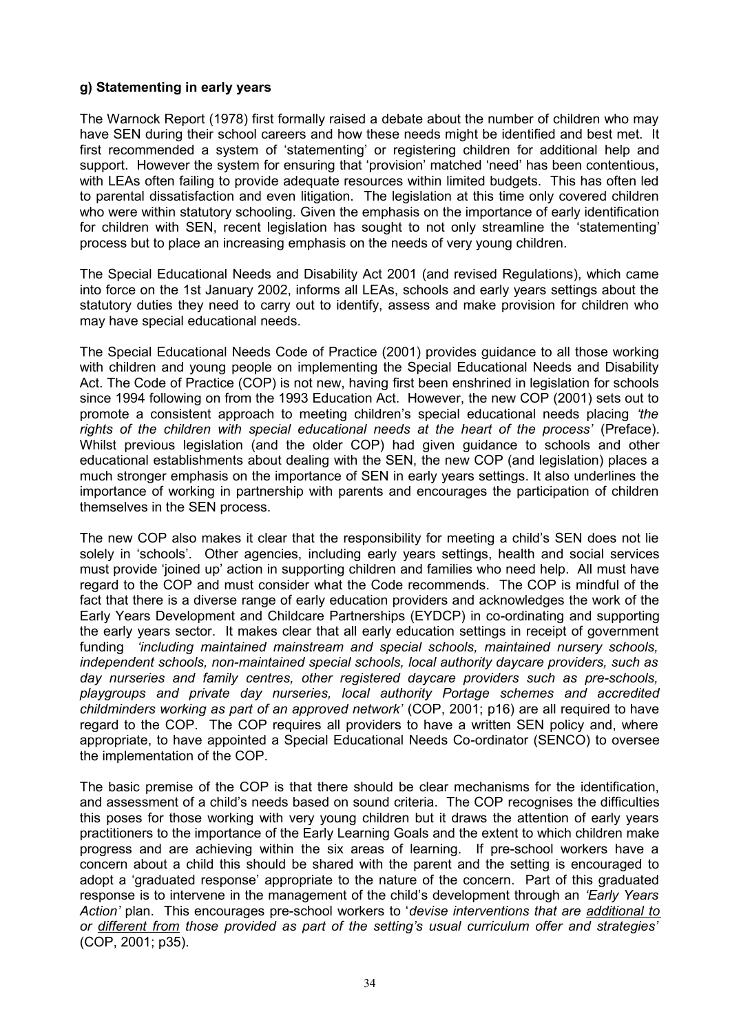**g) Statementing in early years**

The Warnock Report (1978) first formally raised a debate about the number of children who may have SEN during their school careers and how these needs might be identified and best met. It first recommended a system of 'statementing' or registering children for additional help and support. However the system for ensuring that 'provision' matched 'need' has been contentious, with LEAs often failing to provide adequate resources within limited budgets. This has often led to parental dissatisfaction and even litigation. The legislation at this time only covered children who were within statutory schooling. Given the emphasis on the importance of early identification for children with SEN, recent legislation has sought to not only streamline the 'statementing' process but to place an increasing emphasis on the needs of very young children.

The Special Educational Needs and Disability Act 2001 (and revised Regulations), which came into force on the 1st January 2002, informs all LEAs, schools and early years settings about the statutory duties they need to carry out to identify, assess and make provision for children who may have special educational needs.

The Special Educational Needs Code of Practice (2001) provides guidance to all those working with children and young people on implementing the Special Educational Needs and Disability Act. The Code of Practice (COP) is not new, having first been enshrined in legislation for schools since 1994 following on from the 1993 Education Act. However, the new COP (2001) sets out to promote a consistent approach to meeting children's special educational needs placing *'the rights of the children with special educational needs at the heart of the process'* (Preface). Whilst previous legislation (and the older COP) had given guidance to schools and other educational establishments about dealing with the SEN, the new COP (and legislation) places a much stronger emphasis on the importance of SEN in early years settings. It also underlines the importance of working in partnership with parents and encourages the participation of children themselves in the SEN process.

The new COP also makes it clear that the responsibility for meeting a child's SEN does not lie solely in 'schools'. Other agencies, including early years settings, health and social services must provide 'joined up' action in supporting children and families who need help. All must have regard to the COP and must consider what the Code recommends. The COP is mindful of the fact that there is a diverse range of early education providers and acknowledges the work of the Early Years Development and Childcare Partnerships (EYDCP) in co-ordinating and supporting the early years sector. It makes clear that all early education settings in receipt of government funding *'including maintained mainstream and special schools, maintained nursery schools, independent schools, non-maintained special schools, local authority daycare providers, such as day nurseries and family centres, other registered daycare providers such as pre-schools, playgroups and private day nurseries, local authority Portage schemes and accredited childminders working as part of an approved network'* (COP, 2001; p16) are all required to have regard to the COP. The COP requires all providers to have a written SEN policy and, where appropriate, to have appointed a Special Educational Needs Co-ordinator (SENCO) to oversee the implementation of the COP.

The basic premise of the COP is that there should be clear mechanisms for the identification, and assessment of a child's needs based on sound criteria. The COP recognises the difficulties this poses for those working with very young children but it draws the attention of early years practitioners to the importance of the Early Learning Goals and the extent to which children make progress and are achieving within the six areas of learning. If pre-school workers have a concern about a child this should be shared with the parent and the setting is encouraged to adopt a 'graduated response' appropriate to the nature of the concern. Part of this graduated response is to intervene in the management of the child's development through an *'Early Years Action'* plan. This encourages pre-school workers to '*devise interventions that are additional to or different from those provided as part of the setting's usual curriculum offer and strategies'* (COP, 2001; p35).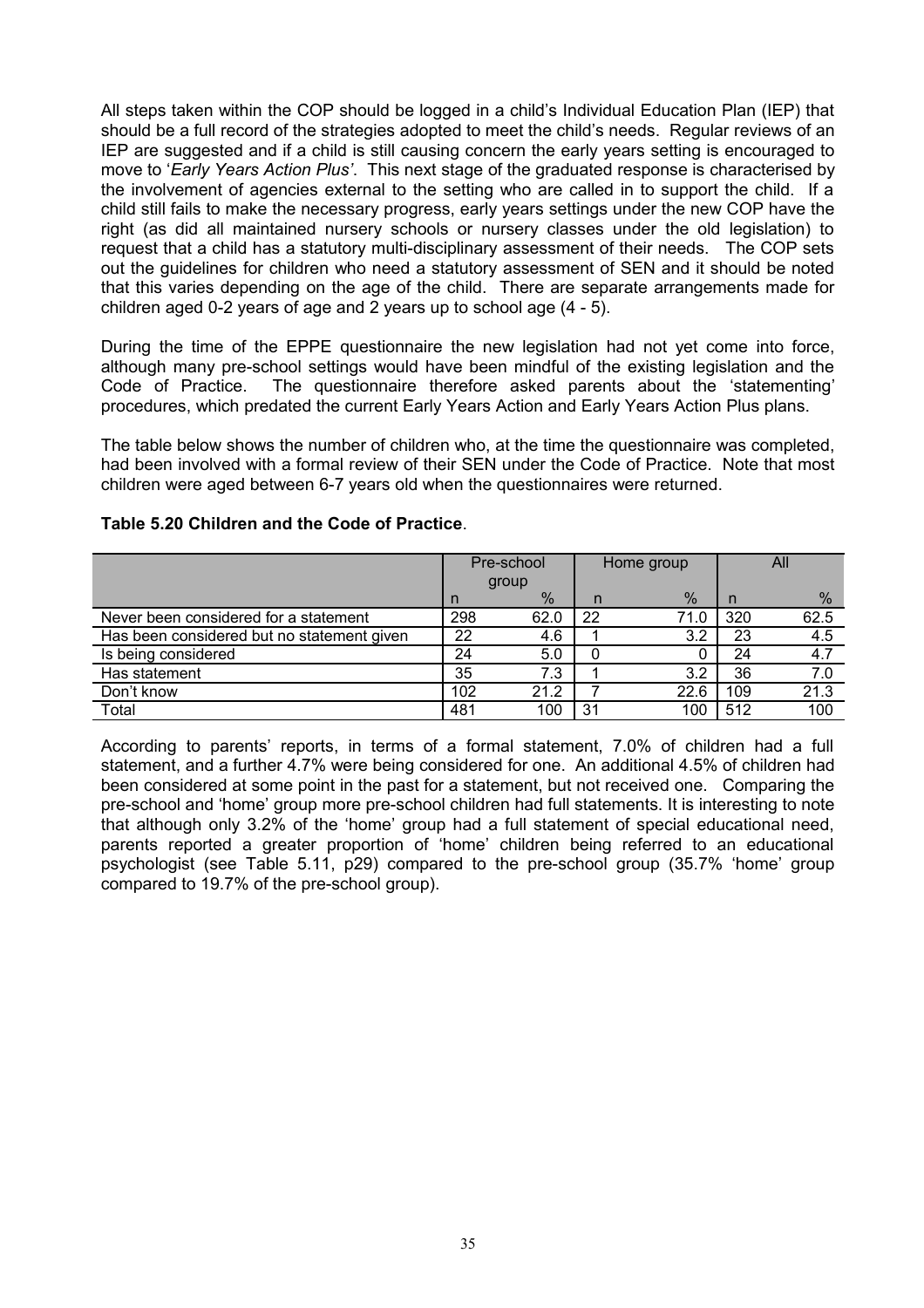All steps taken within the COP should be logged in a child's Individual Education Plan (IEP) that should be a full record of the strategies adopted to meet the child's needs. Regular reviews of an IEP are suggested and if a child is still causing concern the early years setting is encouraged to move to '*Early Years Action Plus'*. This next stage of the graduated response is characterised by the involvement of agencies external to the setting who are called in to support the child. If a child still fails to make the necessary progress, early years settings under the new COP have the right (as did all maintained nursery schools or nursery classes under the old legislation) to request that a child has a statutory multi-disciplinary assessment of their needs. The COP sets out the guidelines for children who need a statutory assessment of SEN and it should be noted that this varies depending on the age of the child. There are separate arrangements made for children aged 0-2 years of age and 2 years up to school age (4 - 5).

During the time of the EPPE questionnaire the new legislation had not yet come into force, although many pre-school settings would have been mindful of the existing legislation and the Code of Practice. The questionnaire therefore asked parents about the 'statementing' procedures, which predated the current Early Years Action and Early Years Action Plus plans.

The table below shows the number of children who, at the time the questionnaire was completed, had been involved with a formal review of their SEN under the Code of Practice. Note that most children were aged between 6-7 years old when the questionnaires were returned.

**Table 5.20 Children and the Code of Practice**.

| | Pre-school group | | Home group | | All | |
|---|---|---|---|---|---|---|
| | n | % | n | % | n | % |
| Never been considered for a statement | 298 | 62.0 | 22 | 71.0 | 320 | 62.5 |
| Has been considered but no statement given | 22 | 4.6 | 1 | 3.2 | 23 | 4.5 |
| Is being considered | 24 | 5.0 | 0 | 0 | 24 | 4.7 |
| Has statement | 35 | 7.3 | 1 | 3.2 | 36 | 7.0 |
| Don't know | 102 | 21.2 | 7 | 22.6 | 109 | 21.3 |
| Total | 481 | 100 | 31 | 100 | 512 | 100 |

According to parents' reports, in terms of a formal statement, 7.0% of children had a full statement, and a further 4.7% were being considered for one. An additional 4.5% of children had been considered at some point in the past for a statement, but not received one. Comparing the pre-school and 'home' group more pre-school children had full statements. It is interesting to note that although only 3.2% of the 'home' group had a full statement of special educational need, parents reported a greater proportion of 'home' children being referred to an educational psychologist (see Table 5.11, p29) compared to the pre-school group (35.7% 'home' group compared to 19.7% of the pre-school group).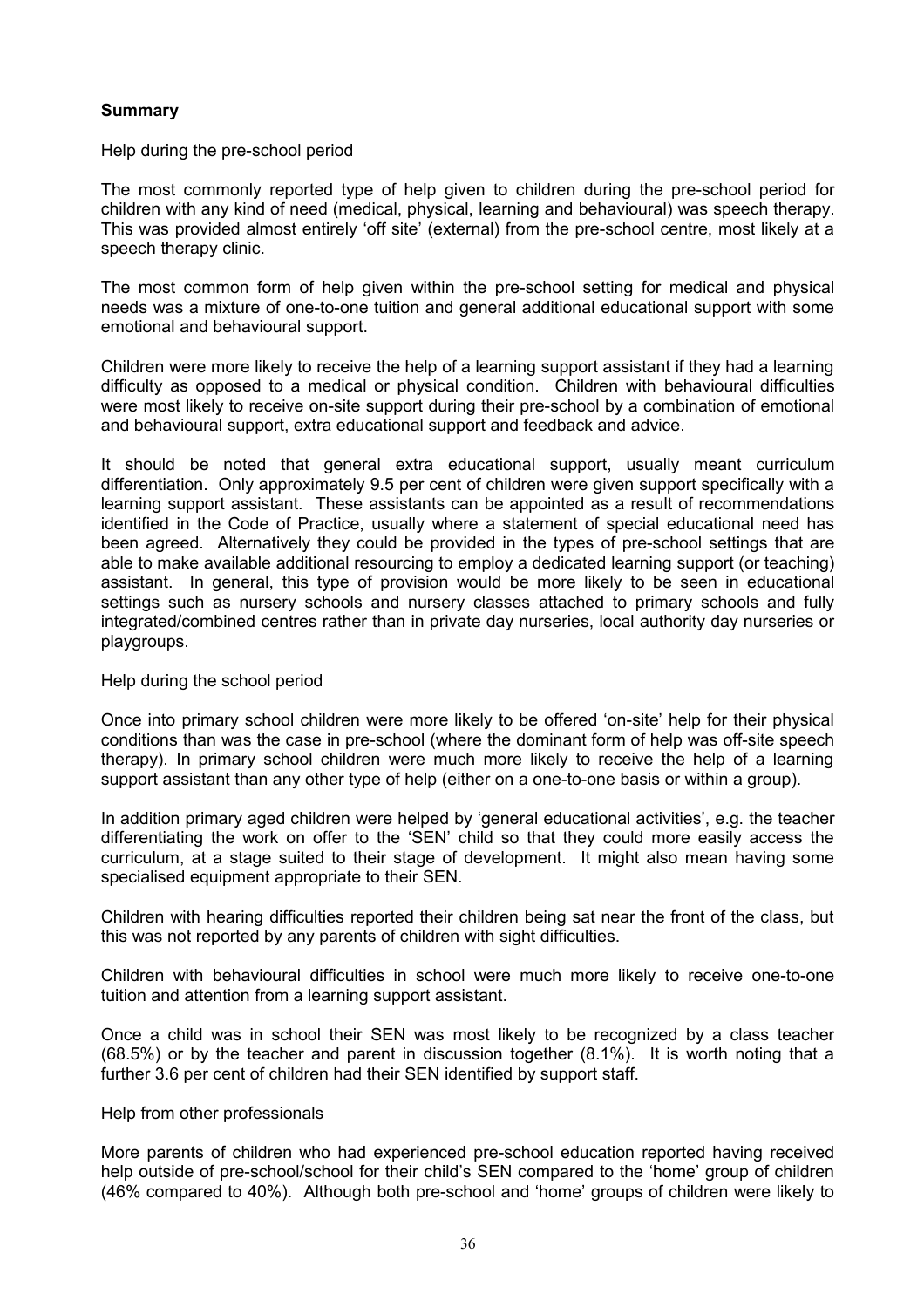**Summary**

Help during the pre-school period

The most commonly reported type of help given to children during the pre-school period for children with any kind of need (medical, physical, learning and behavioural) was speech therapy. This was provided almost entirely 'off site' (external) from the pre-school centre, most likely at a speech therapy clinic.

The most common form of help given within the pre-school setting for medical and physical needs was a mixture of one-to-one tuition and general additional educational support with some emotional and behavioural support.

Children were more likely to receive the help of a learning support assistant if they had a learning difficulty as opposed to a medical or physical condition. Children with behavioural difficulties were most likely to receive on-site support during their pre-school by a combination of emotional and behavioural support, extra educational support and feedback and advice.

It should be noted that general extra educational support, usually meant curriculum differentiation. Only approximately 9.5 per cent of children were given support specifically with a learning support assistant. These assistants can be appointed as a result of recommendations identified in the Code of Practice, usually where a statement of special educational need has been agreed. Alternatively they could be provided in the types of pre-school settings that are able to make available additional resourcing to employ a dedicated learning support (or teaching) assistant. In general, this type of provision would be more likely to be seen in educational settings such as nursery schools and nursery classes attached to primary schools and fully integrated/combined centres rather than in private day nurseries, local authority day nurseries or playgroups.

Help during the school period

Once into primary school children were more likely to be offered 'on-site' help for their physical conditions than was the case in pre-school (where the dominant form of help was off-site speech therapy). In primary school children were much more likely to receive the help of a learning support assistant than any other type of help (either on a one-to-one basis or within a group).

In addition primary aged children were helped by 'general educational activities', e.g. the teacher differentiating the work on offer to the 'SEN' child so that they could more easily access the curriculum, at a stage suited to their stage of development. It might also mean having some specialised equipment appropriate to their SEN.

Children with hearing difficulties reported their children being sat near the front of the class, but this was not reported by any parents of children with sight difficulties.

Children with behavioural difficulties in school were much more likely to receive one-to-one tuition and attention from a learning support assistant.

Once a child was in school their SEN was most likely to be recognized by a class teacher (68.5%) or by the teacher and parent in discussion together (8.1%). It is worth noting that a further 3.6 per cent of children had their SEN identified by support staff.

Help from other professionals

More parents of children who had experienced pre-school education reported having received help outside of pre-school/school for their child's SEN compared to the 'home' group of children (46% compared to 40%). Although both pre-school and 'home' groups of children were likely to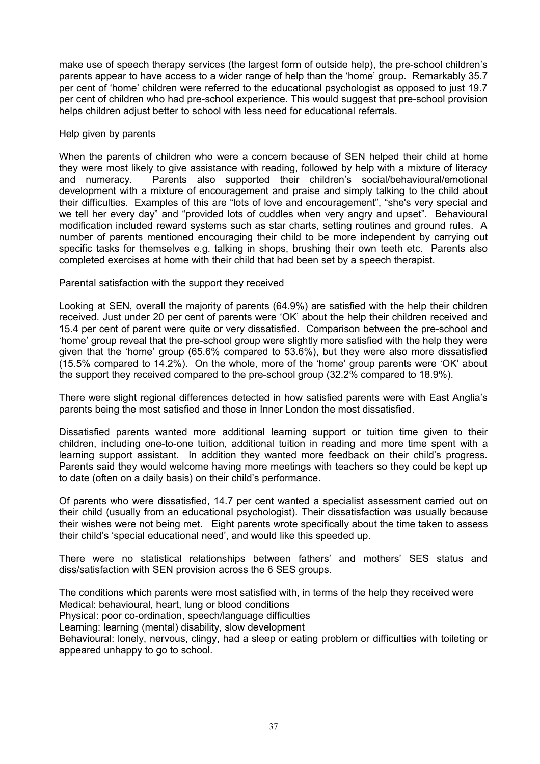make use of speech therapy services (the largest form of outside help), the pre-school children's parents appear to have access to a wider range of help than the 'home' group. Remarkably 35.7 per cent of 'home' children were referred to the educational psychologist as opposed to just 19.7 per cent of children who had pre-school experience. This would suggest that pre-school provision helps children adjust better to school with less need for educational referrals.

Help given by parents

When the parents of children who were a concern because of SEN helped their child at home they were most likely to give assistance with reading, followed by help with a mixture of literacy and numeracy. Parents also supported their children's social/behavioural/emotional development with a mixture of encouragement and praise and simply talking to the child about their difficulties. Examples of this are "lots of love and encouragement", "she's very special and we tell her every day" and "provided lots of cuddles when very angry and upset". Behavioural modification included reward systems such as star charts, setting routines and ground rules. A number of parents mentioned encouraging their child to be more independent by carrying out specific tasks for themselves e.g. talking in shops, brushing their own teeth etc. Parents also completed exercises at home with their child that had been set by a speech therapist.

Parental satisfaction with the support they received

Looking at SEN, overall the majority of parents (64.9%) are satisfied with the help their children received. Just under 20 per cent of parents were 'OK' about the help their children received and 15.4 per cent of parent were quite or very dissatisfied. Comparison between the pre-school and 'home' group reveal that the pre-school group were slightly more satisfied with the help they were given that the 'home' group (65.6% compared to 53.6%), but they were also more dissatisfied (15.5% compared to 14.2%). On the whole, more of the 'home' group parents were 'OK' about the support they received compared to the pre-school group (32.2% compared to 18.9%).

There were slight regional differences detected in how satisfied parents were with East Anglia's parents being the most satisfied and those in Inner London the most dissatisfied.

Dissatisfied parents wanted more additional learning support or tuition time given to their children, including one-to-one tuition, additional tuition in reading and more time spent with a learning support assistant. In addition they wanted more feedback on their child's progress. Parents said they would welcome having more meetings with teachers so they could be kept up to date (often on a daily basis) on their child's performance.

Of parents who were dissatisfied, 14.7 per cent wanted a specialist assessment carried out on their child (usually from an educational psychologist). Their dissatisfaction was usually because their wishes were not being met. Eight parents wrote specifically about the time taken to assess their child's 'special educational need', and would like this speeded up.

There were no statistical relationships between fathers' and mothers' SES status and diss/satisfaction with SEN provision across the 6 SES groups.

The conditions which parents were most satisfied with, in terms of the help they received were
Medical: behavioural, heart, lung or blood conditions
Physical: poor co-ordination, speech/language difficulties
Learning: learning (mental) disability, slow development
Behavioural: lonely, nervous, clingy, had a sleep or eating problem or difficulties with toileting or appeared unhappy to go to school.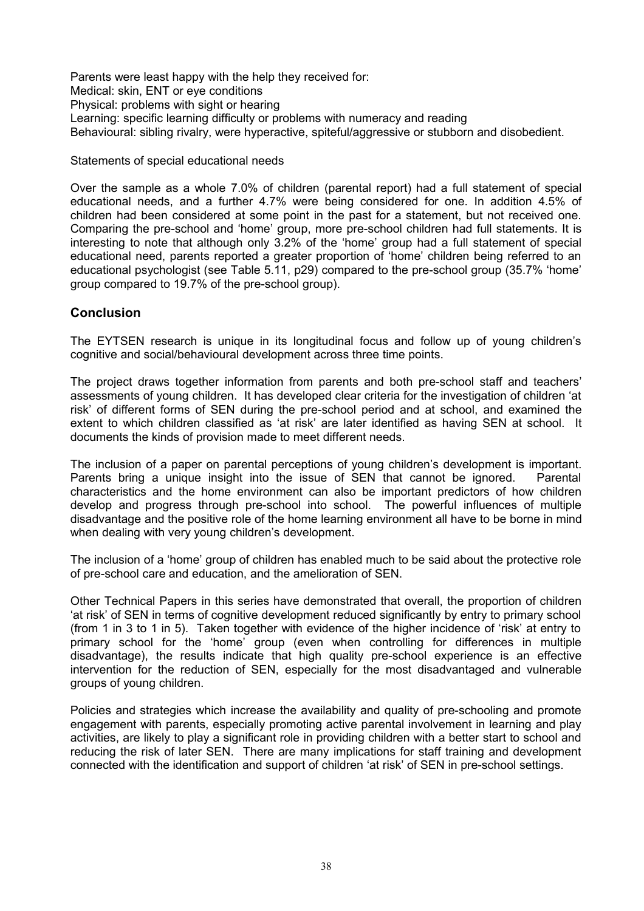Parents were least happy with the help they received for:
Medical: skin, ENT or eye conditions
Physical: problems with sight or hearing
Learning: specific learning difficulty or problems with numeracy and reading
Behavioural: sibling rivalry, were hyperactive, spiteful/aggressive or stubborn and disobedient.

Statements of special educational needs

Over the sample as a whole 7.0% of children (parental report) had a full statement of special educational needs, and a further 4.7% were being considered for one. In addition 4.5% of children had been considered at some point in the past for a statement, but not received one. Comparing the pre-school and 'home' group, more pre-school children had full statements. It is interesting to note that although only 3.2% of the 'home' group had a full statement of special educational need, parents reported a greater proportion of 'home' children being referred to an educational psychologist (see Table 5.11, p29) compared to the pre-school group (35.7% 'home' group compared to 19.7% of the pre-school group).

## Conclusion

The EYTSEN research is unique in its longitudinal focus and follow up of young children's cognitive and social/behavioural development across three time points.

The project draws together information from parents and both pre-school staff and teachers' assessments of young children. It has developed clear criteria for the investigation of children 'at risk' of different forms of SEN during the pre-school period and at school, and examined the extent to which children classified as 'at risk' are later identified as having SEN at school. It documents the kinds of provision made to meet different needs.

The inclusion of a paper on parental perceptions of young children's development is important. Parents bring a unique insight into the issue of SEN that cannot be ignored. Parental characteristics and the home environment can also be important predictors of how children develop and progress through pre-school into school. The powerful influences of multiple disadvantage and the positive role of the home learning environment all have to be borne in mind when dealing with very young children's development.

The inclusion of a 'home' group of children has enabled much to be said about the protective role of pre-school care and education, and the amelioration of SEN.

Other Technical Papers in this series have demonstrated that overall, the proportion of children 'at risk' of SEN in terms of cognitive development reduced significantly by entry to primary school (from 1 in 3 to 1 in 5). Taken together with evidence of the higher incidence of 'risk' at entry to primary school for the 'home' group (even when controlling for differences in multiple disadvantage), the results indicate that high quality pre-school experience is an effective intervention for the reduction of SEN, especially for the most disadvantaged and vulnerable groups of young children.

Policies and strategies which increase the availability and quality of pre-schooling and promote engagement with parents, especially promoting active parental involvement in learning and play activities, are likely to play a significant role in providing children with a better start to school and reducing the risk of later SEN. There are many implications for staff training and development connected with the identification and support of children 'at risk' of SEN in pre-school settings.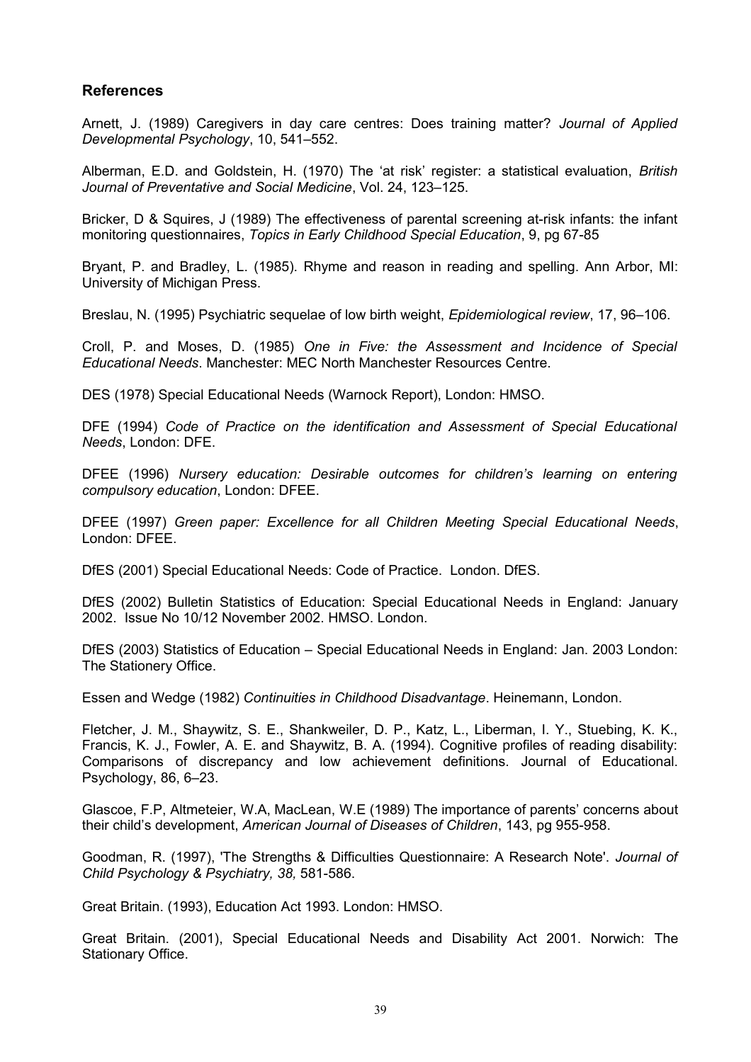## References

Arnett, J. (1989) Caregivers in day care centres: Does training matter? *Journal of Applied Developmental Psychology*, 10, 541–552.

Alberman, E.D. and Goldstein, H. (1970) The 'at risk' register: a statistical evaluation, *British Journal of Preventative and Social Medicine*, Vol. 24, 123–125.

Bricker, D & Squires, J (1989) The effectiveness of parental screening at-risk infants: the infant monitoring questionnaires, *Topics in Early Childhood Special Education*, 9, pg 67-85

Bryant, P. and Bradley, L. (1985). Rhyme and reason in reading and spelling. Ann Arbor, MI: University of Michigan Press.

Breslau, N. (1995) Psychiatric sequelae of low birth weight, *Epidemiological review*, 17, 96–106.

Croll, P. and Moses, D. (1985) *One in Five: the Assessment and Incidence of Special Educational Needs*. Manchester: MEC North Manchester Resources Centre.

DES (1978) Special Educational Needs (Warnock Report), London: HMSO.

DFE (1994) *Code of Practice on the identification and Assessment of Special Educational Needs*, London: DFE.

DFEE (1996) *Nursery education: Desirable outcomes for children's learning on entering compulsory education*, London: DFEE.

DFEE (1997) *Green paper: Excellence for all Children Meeting Special Educational Needs*, London: DFEE.

DfES (2001) Special Educational Needs: Code of Practice. London. DfES.

DfES (2002) Bulletin Statistics of Education: Special Educational Needs in England: January 2002. Issue No 10/12 November 2002. HMSO. London.

DfES (2003) Statistics of Education – Special Educational Needs in England: Jan. 2003 London: The Stationery Office.

Essen and Wedge (1982) *Continuities in Childhood Disadvantage*. Heinemann, London.

Fletcher, J. M., Shaywitz, S. E., Shankweiler, D. P., Katz, L., Liberman, I. Y., Stuebing, K. K., Francis, K. J., Fowler, A. E. and Shaywitz, B. A. (1994). Cognitive profiles of reading disability: Comparisons of discrepancy and low achievement definitions. Journal of Educational. Psychology, 86, 6–23.

Glascoe, F.P, Altmeteier, W.A, MacLean, W.E (1989) The importance of parents' concerns about their child's development, *American Journal of Diseases of Children*, 143, pg 955-958.

Goodman, R. (1997), 'The Strengths & Difficulties Questionnaire: A Research Note'. *Journal of Child Psychology & Psychiatry, 38,* 581-586.

Great Britain. (1993), Education Act 1993. London: HMSO.

Great Britain. (2001), Special Educational Needs and Disability Act 2001. Norwich: The Stationary Office.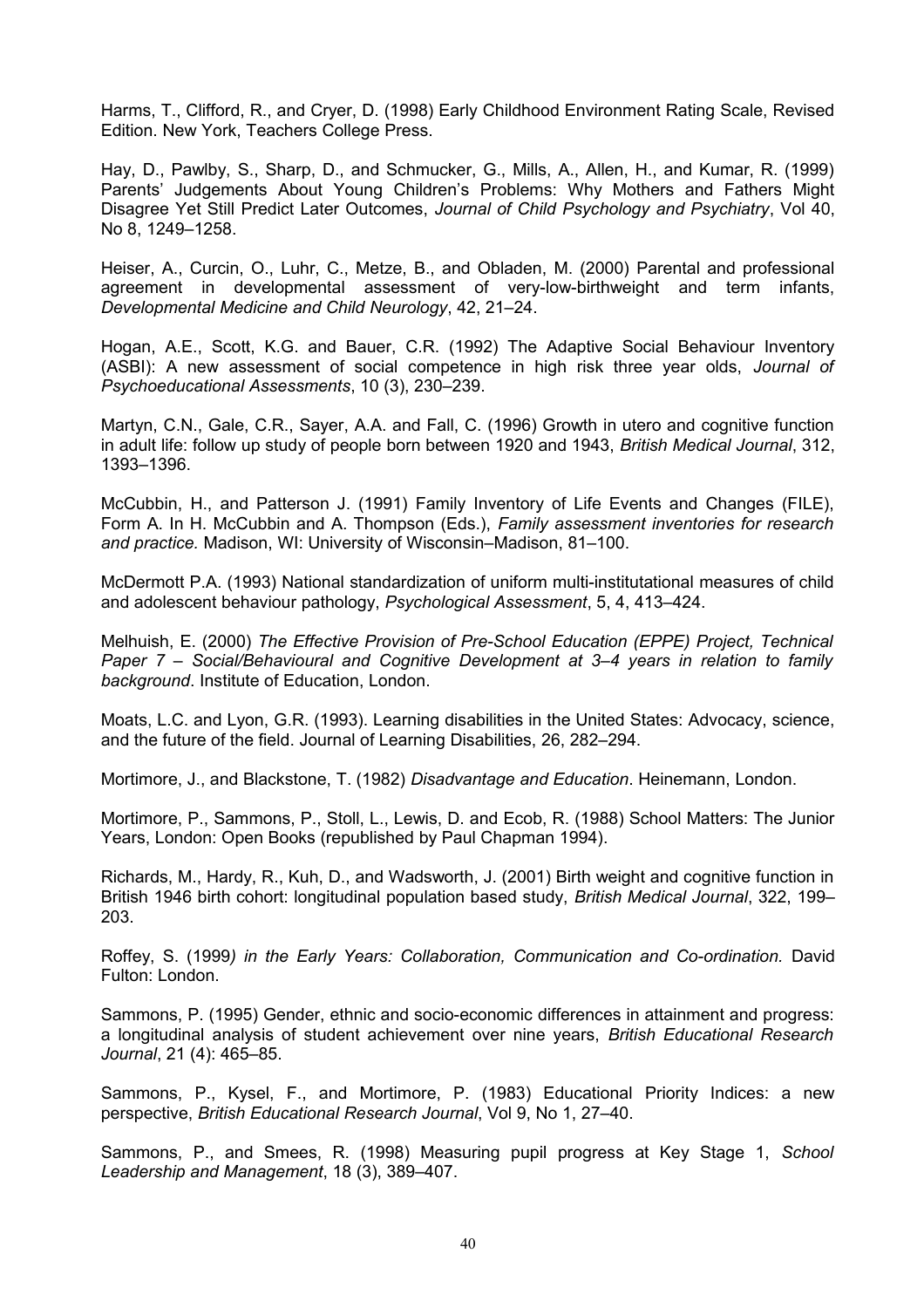Harms, T., Clifford, R., and Cryer, D. (1998) Early Childhood Environment Rating Scale, Revised Edition. New York, Teachers College Press.

Hay, D., Pawlby, S., Sharp, D., and Schmucker, G., Mills, A., Allen, H., and Kumar, R. (1999) Parents' Judgements About Young Children's Problems: Why Mothers and Fathers Might Disagree Yet Still Predict Later Outcomes, *Journal of Child Psychology and Psychiatry*, Vol 40, No 8, 1249–1258.

Heiser, A., Curcin, O., Luhr, C., Metze, B., and Obladen, M. (2000) Parental and professional agreement in developmental assessment of very-low-birthweight and term infants, *Developmental Medicine and Child Neurology*, 42, 21–24.

Hogan, A.E., Scott, K.G. and Bauer, C.R. (1992) The Adaptive Social Behaviour Inventory (ASBI): A new assessment of social competence in high risk three year olds, *Journal of Psychoeducational Assessments*, 10 (3), 230–239.

Martyn, C.N., Gale, C.R., Sayer, A.A. and Fall, C. (1996) Growth in utero and cognitive function in adult life: follow up study of people born between 1920 and 1943, *British Medical Journal*, 312, 1393–1396.

McCubbin, H., and Patterson J. (1991) Family Inventory of Life Events and Changes (FILE), Form A. In H. McCubbin and A. Thompson (Eds.), *Family assessment inventories for research and practice.* Madison, WI: University of Wisconsin–Madison, 81–100.

McDermott P.A. (1993) National standardization of uniform multi-institutational measures of child and adolescent behaviour pathology, *Psychological Assessment*, 5, 4, 413–424.

Melhuish, E. (2000) *The Effective Provision of Pre-School Education (EPPE) Project, Technical Paper 7 – Social/Behavioural and Cognitive Development at 3–4 years in relation to family background*. Institute of Education, London.

Moats, L.C. and Lyon, G.R. (1993). Learning disabilities in the United States: Advocacy, science, and the future of the field. Journal of Learning Disabilities, 26, 282–294.

Mortimore, J., and Blackstone, T. (1982) *Disadvantage and Education*. Heinemann, London.

Mortimore, P., Sammons, P., Stoll, L., Lewis, D. and Ecob, R. (1988) School Matters: The Junior Years, London: Open Books (republished by Paul Chapman 1994).

Richards, M., Hardy, R., Kuh, D., and Wadsworth, J. (2001) Birth weight and cognitive function in British 1946 birth cohort: longitudinal population based study, *British Medical Journal*, 322, 199–203.

Roffey, S. (1999*) in the Early Years: Collaboration, Communication and Co-ordination.* David Fulton: London.

Sammons, P. (1995) Gender, ethnic and socio-economic differences in attainment and progress: a longitudinal analysis of student achievement over nine years, *British Educational Research Journal*, 21 (4): 465–85.

Sammons, P., Kysel, F., and Mortimore, P. (1983) Educational Priority Indices: a new perspective, *British Educational Research Journal*, Vol 9, No 1, 27–40.

Sammons, P., and Smees, R. (1998) Measuring pupil progress at Key Stage 1, *School Leadership and Management*, 18 (3), 389–407.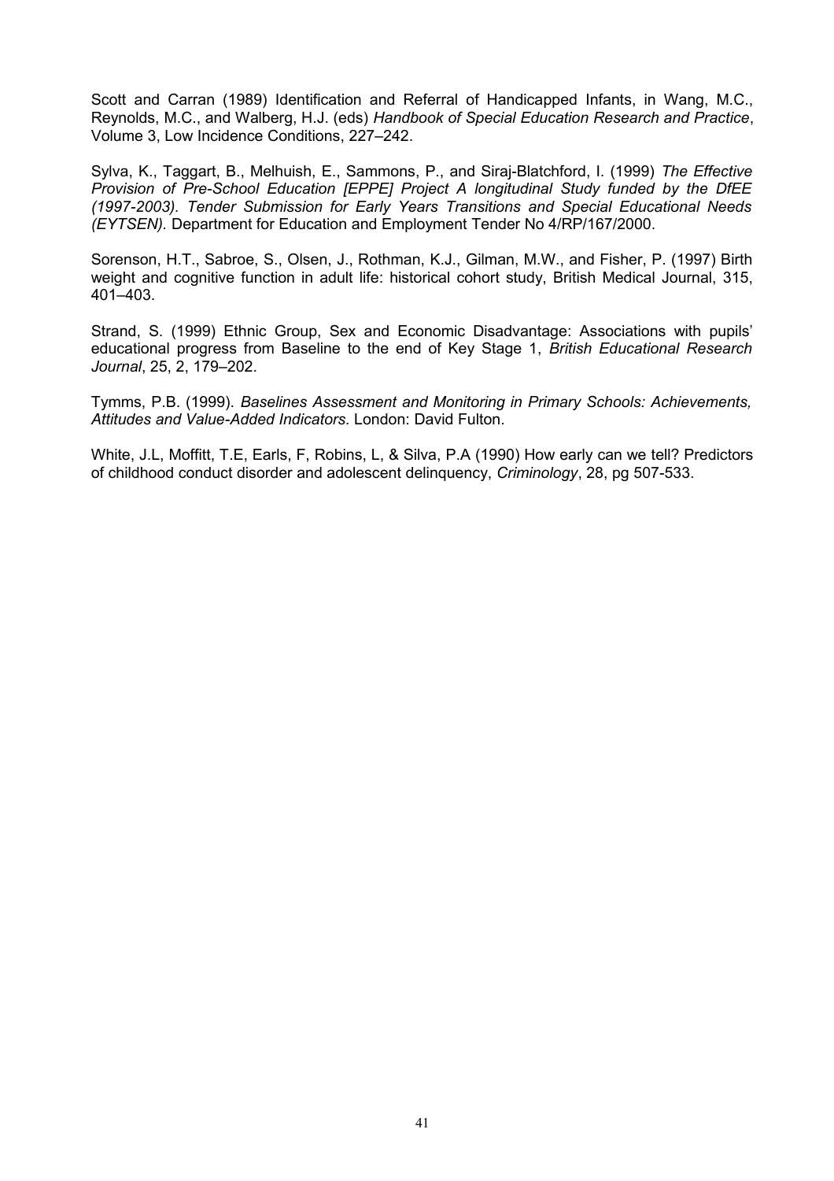Scott and Carran (1989) Identification and Referral of Handicapped Infants, in Wang, M.C., Reynolds, M.C., and Walberg, H.J. (eds) *Handbook of Special Education Research and Practice*, Volume 3, Low Incidence Conditions, 227–242.

Sylva, K., Taggart, B., Melhuish, E., Sammons, P., and Siraj-Blatchford, I. (1999) *The Effective Provision of Pre-School Education [EPPE] Project A longitudinal Study funded by the DfEE (1997-2003). Tender Submission for Early Years Transitions and Special Educational Needs (EYTSEN).* Department for Education and Employment Tender No 4/RP/167/2000.

Sorenson, H.T., Sabroe, S., Olsen, J., Rothman, K.J., Gilman, M.W., and Fisher, P. (1997) Birth weight and cognitive function in adult life: historical cohort study, British Medical Journal, 315, 401–403.

Strand, S. (1999) Ethnic Group, Sex and Economic Disadvantage: Associations with pupils' educational progress from Baseline to the end of Key Stage 1, *British Educational Research Journal*, 25, 2, 179–202.

Tymms, P.B. (1999). *Baselines Assessment and Monitoring in Primary Schools: Achievements, Attitudes and Value-Added Indicators.* London: David Fulton.

White, J.L, Moffitt, T.E, Earls, F, Robins, L, & Silva, P.A (1990) How early can we tell? Predictors of childhood conduct disorder and adolescent delinquency, *Criminology*, 28, pg 507-533.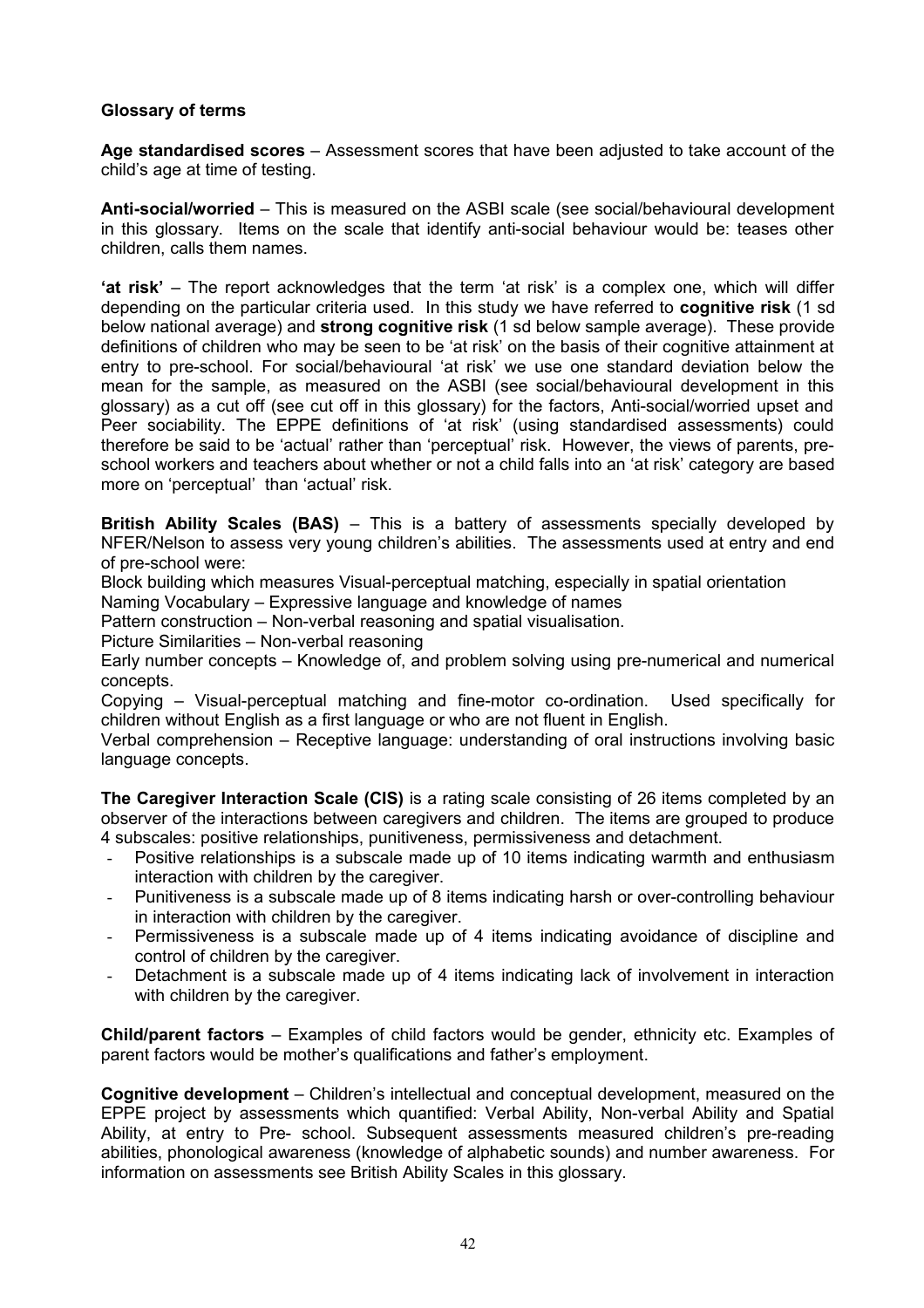**Glossary of terms**

**Age standardised scores** – Assessment scores that have been adjusted to take account of the child's age at time of testing.

**Anti-social/worried** – This is measured on the ASBI scale (see social/behavioural development in this glossary. Items on the scale that identify anti-social behaviour would be: teases other children, calls them names.

**'at risk'** – The report acknowledges that the term 'at risk' is a complex one, which will differ depending on the particular criteria used. In this study we have referred to **cognitive risk** (1 sd below national average) and **strong cognitive risk** (1 sd below sample average). These provide definitions of children who may be seen to be 'at risk' on the basis of their cognitive attainment at entry to pre-school. For social/behavioural 'at risk' we use one standard deviation below the mean for the sample, as measured on the ASBI (see social/behavioural development in this glossary) as a cut off (see cut off in this glossary) for the factors, Anti-social/worried upset and Peer sociability. The EPPE definitions of 'at risk' (using standardised assessments) could therefore be said to be 'actual' rather than 'perceptual' risk. However, the views of parents, pre-school workers and teachers about whether or not a child falls into an 'at risk' category are based more on 'perceptual' than 'actual' risk.

**British Ability Scales (BAS)** – This is a battery of assessments specially developed by NFER/Nelson to assess very young children's abilities. The assessments used at entry and end of pre-school were:

Block building which measures Visual-perceptual matching, especially in spatial orientation

Naming Vocabulary – Expressive language and knowledge of names

Pattern construction – Non-verbal reasoning and spatial visualisation.

Picture Similarities – Non-verbal reasoning

Early number concepts – Knowledge of, and problem solving using pre-numerical and numerical concepts.

Copying – Visual-perceptual matching and fine-motor co-ordination. Used specifically for children without English as a first language or who are not fluent in English.

Verbal comprehension – Receptive language: understanding of oral instructions involving basic language concepts.

**The Caregiver Interaction Scale (CIS)** is a rating scale consisting of 26 items completed by an observer of the interactions between caregivers and children. The items are grouped to produce 4 subscales: positive relationships, punitiveness, permissiveness and detachment.

- Positive relationships is a subscale made up of 10 items indicating warmth and enthusiasm interaction with children by the caregiver.
- Punitiveness is a subscale made up of 8 items indicating harsh or over-controlling behaviour in interaction with children by the caregiver.
- Permissiveness is a subscale made up of 4 items indicating avoidance of discipline and control of children by the caregiver.
- Detachment is a subscale made up of 4 items indicating lack of involvement in interaction with children by the caregiver.

**Child/parent factors** – Examples of child factors would be gender, ethnicity etc. Examples of parent factors would be mother's qualifications and father's employment.

**Cognitive development** – Children's intellectual and conceptual development, measured on the EPPE project by assessments which quantified: Verbal Ability, Non-verbal Ability and Spatial Ability, at entry to Pre- school. Subsequent assessments measured children's pre-reading abilities, phonological awareness (knowledge of alphabetic sounds) and number awareness. For information on assessments see British Ability Scales in this glossary.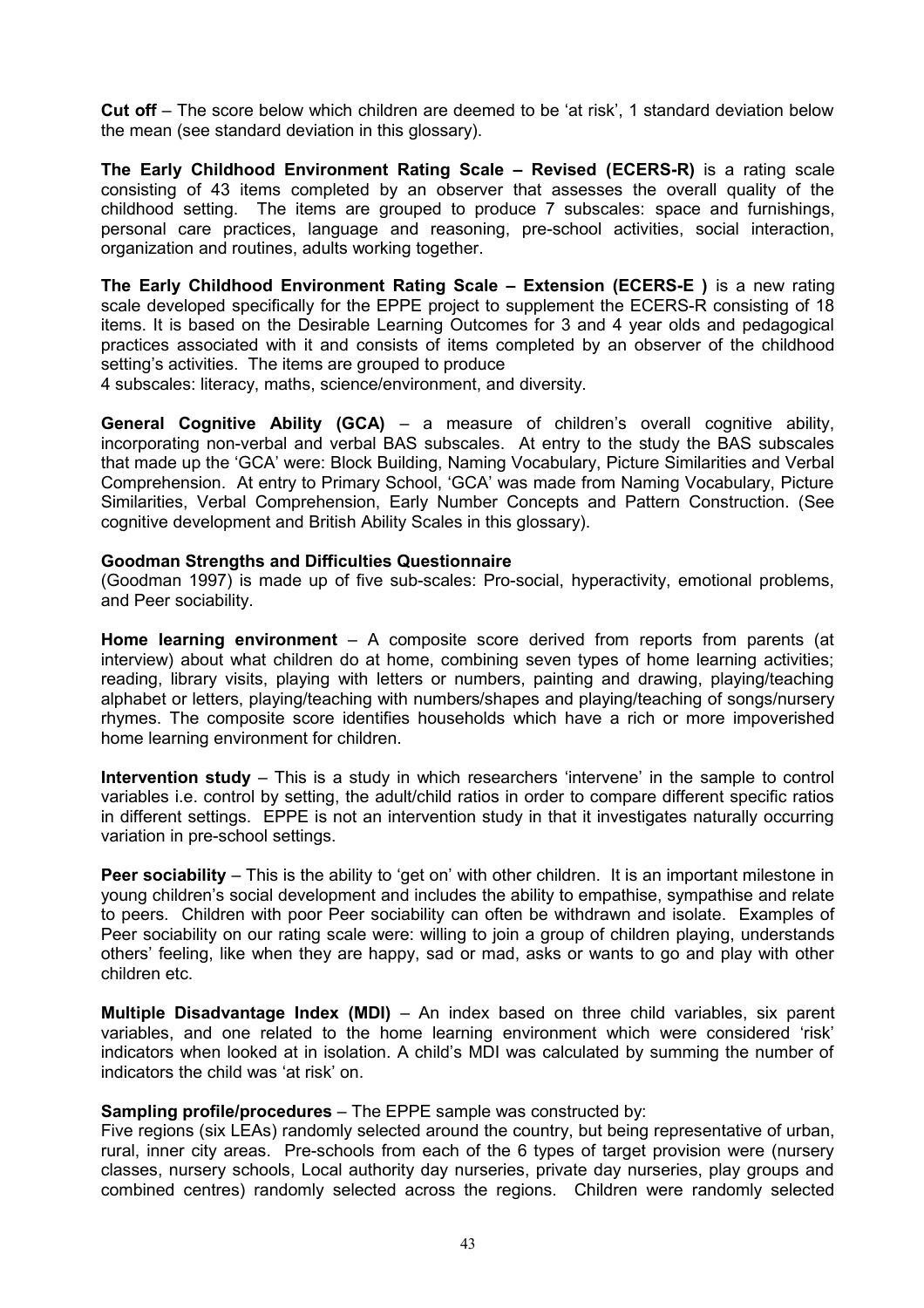**Cut off** – The score below which children are deemed to be 'at risk', 1 standard deviation below the mean (see standard deviation in this glossary).

**The Early Childhood Environment Rating Scale – Revised (ECERS-R)** is a rating scale consisting of 43 items completed by an observer that assesses the overall quality of the childhood setting. The items are grouped to produce 7 subscales: space and furnishings, personal care practices, language and reasoning, pre-school activities, social interaction, organization and routines, adults working together.

**The Early Childhood Environment Rating Scale – Extension (ECERS-E )** is a new rating scale developed specifically for the EPPE project to supplement the ECERS-R consisting of 18 items. It is based on the Desirable Learning Outcomes for 3 and 4 year olds and pedagogical practices associated with it and consists of items completed by an observer of the childhood setting's activities. The items are grouped to produce
4 subscales: literacy, maths, science/environment, and diversity.

**General Cognitive Ability (GCA)** – a measure of children's overall cognitive ability, incorporating non-verbal and verbal BAS subscales. At entry to the study the BAS subscales that made up the 'GCA' were: Block Building, Naming Vocabulary, Picture Similarities and Verbal Comprehension. At entry to Primary School, 'GCA' was made from Naming Vocabulary, Picture Similarities, Verbal Comprehension, Early Number Concepts and Pattern Construction. (See cognitive development and British Ability Scales in this glossary).

**Goodman Strengths and Difficulties Questionnaire**
(Goodman 1997) is made up of five sub-scales: Pro-social, hyperactivity, emotional problems, and Peer sociability.

**Home learning environment** – A composite score derived from reports from parents (at interview) about what children do at home, combining seven types of home learning activities; reading, library visits, playing with letters or numbers, painting and drawing, playing/teaching alphabet or letters, playing/teaching with numbers/shapes and playing/teaching of songs/nursery rhymes. The composite score identifies households which have a rich or more impoverished home learning environment for children.

**Intervention study** – This is a study in which researchers 'intervene' in the sample to control variables i.e. control by setting, the adult/child ratios in order to compare different specific ratios in different settings. EPPE is not an intervention study in that it investigates naturally occurring variation in pre-school settings.

**Peer sociability** – This is the ability to 'get on' with other children. It is an important milestone in young children's social development and includes the ability to empathise, sympathise and relate to peers. Children with poor Peer sociability can often be withdrawn and isolate. Examples of Peer sociability on our rating scale were: willing to join a group of children playing, understands others' feeling, like when they are happy, sad or mad, asks or wants to go and play with other children etc.

**Multiple Disadvantage Index (MDI)** – An index based on three child variables, six parent variables, and one related to the home learning environment which were considered 'risk' indicators when looked at in isolation. A child's MDI was calculated by summing the number of indicators the child was 'at risk' on.

**Sampling profile/procedures** – The EPPE sample was constructed by:
Five regions (six LEAs) randomly selected around the country, but being representative of urban, rural, inner city areas. Pre-schools from each of the 6 types of target provision were (nursery classes, nursery schools, Local authority day nurseries, private day nurseries, play groups and combined centres) randomly selected across the regions. Children were randomly selected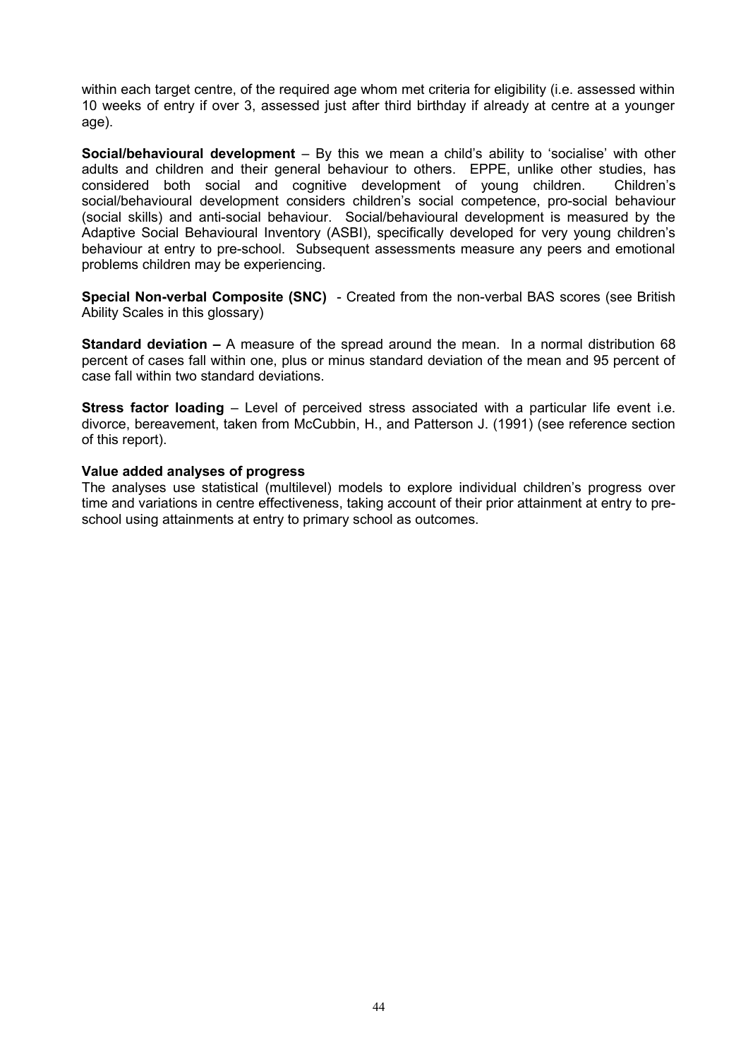within each target centre, of the required age whom met criteria for eligibility (i.e. assessed within 10 weeks of entry if over 3, assessed just after third birthday if already at centre at a younger age).

**Social/behavioural development** – By this we mean a child's ability to 'socialise' with other adults and children and their general behaviour to others. EPPE, unlike other studies, has considered both social and cognitive development of young children. Children's social/behavioural development considers children's social competence, pro-social behaviour (social skills) and anti-social behaviour. Social/behavioural development is measured by the Adaptive Social Behavioural Inventory (ASBI), specifically developed for very young children's behaviour at entry to pre-school. Subsequent assessments measure any peers and emotional problems children may be experiencing.

**Special Non-verbal Composite (SNC)** - Created from the non-verbal BAS scores (see British Ability Scales in this glossary)

**Standard deviation –** A measure of the spread around the mean. In a normal distribution 68 percent of cases fall within one, plus or minus standard deviation of the mean and 95 percent of case fall within two standard deviations.

**Stress factor loading** – Level of perceived stress associated with a particular life event i.e. divorce, bereavement, taken from McCubbin, H., and Patterson J. (1991) (see reference section of this report).

**Value added analyses of progress**

The analyses use statistical (multilevel) models to explore individual children's progress over time and variations in centre effectiveness, taking account of their prior attainment at entry to pre-school using attainments at entry to primary school as outcomes.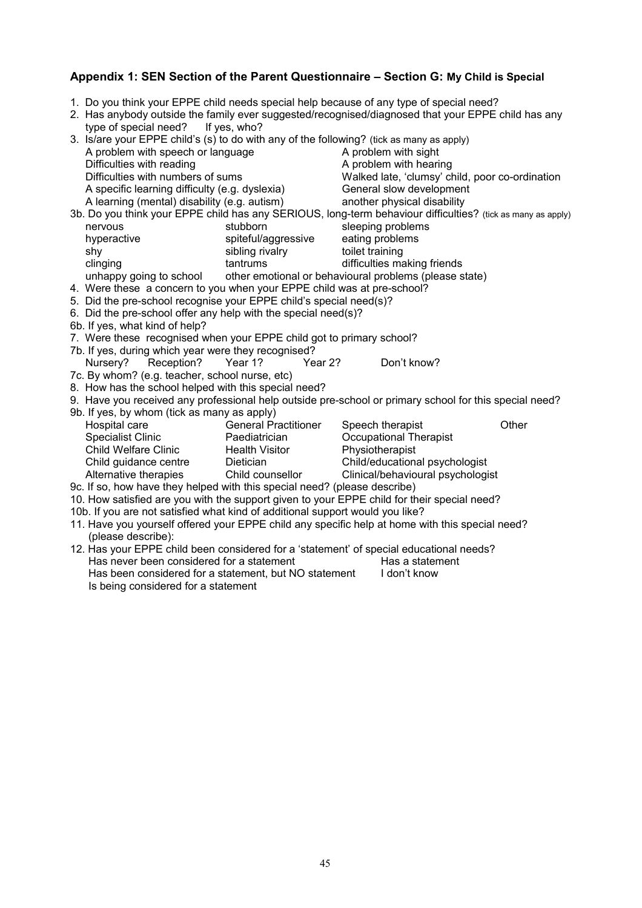## Appendix 1: SEN Section of the Parent Questionnaire – Section G: My Child is Special

1. Do you think your EPPE child needs special help because of any type of special need?
2. Has anybody outside the family ever suggested/recognised/diagnosed that your EPPE child has any type of special need? If yes, who?
3. Is/are your EPPE child's (s) to do with any of the following? (tick as many as apply)

   A problem with speech or language
   Difficulties with reading
   Difficulties with numbers of sums
   A specific learning difficulty (e.g. dyslexia)
   A learning (mental) disability (e.g. autism)
   A problem with sight
   A problem with hearing
   Walked late, 'clumsy' child, poor co-ordination
   General slow development
   another physical disability

3b. Do you think your EPPE child has any SERIOUS, long-term behaviour difficulties? (tick as many as apply)

   nervous
   hyperactive
   shy
   clinging
   unhappy going to school
   stubborn
   spiteful/aggressive
   sibling rivalry
   tantrums
   sleeping problems
   eating problems
   toilet training
   difficulties making friends
   other emotional or behavioural problems (please state)

4. Were these a concern to you when your EPPE child was at pre-school?
5. Did the pre-school recognise your EPPE child's special need(s)?
6. Did the pre-school offer any help with the special need(s)?

6b. If yes, what kind of help?

7. Were these recognised when your EPPE child got to primary school?

7b. If yes, during which year were they recognised?

   Nursery? Reception? Year 1? Year 2? Don't know?

7c. By whom? (e.g. teacher, school nurse, etc)

8. How has the school helped with this special need?
9. Have you received any professional help outside pre-school or primary school for this special need?

9b. If yes, by whom (tick as many as apply)

   Hospital care
   Specialist Clinic
   Child Welfare Clinic
   Child guidance centre
   Alternative therapies
   General Practitioner
   Paediatrician
   Health Visitor
   Dietician
   Child counsellor
   Speech therapist
   Occupational Therapist
   Physiotherapist
   Child/educational psychologist
   Clinical/behavioural psychologist
   Other

9c. If so, how have they helped with this special need? (please describe)

10. How satisfied are you with the support given to your EPPE child for their special need?

10b. If you are not satisfied what kind of additional support would you like?

11. Have you yourself offered your EPPE child any specific help at home with this special need? (please describe):
12. Has your EPPE child been considered for a 'statement' of special educational needs?

   Has never been considered for a statement
   Has been considered for a statement, but NO statement
   Is being considered for a statement
   Has a statement
   I don't know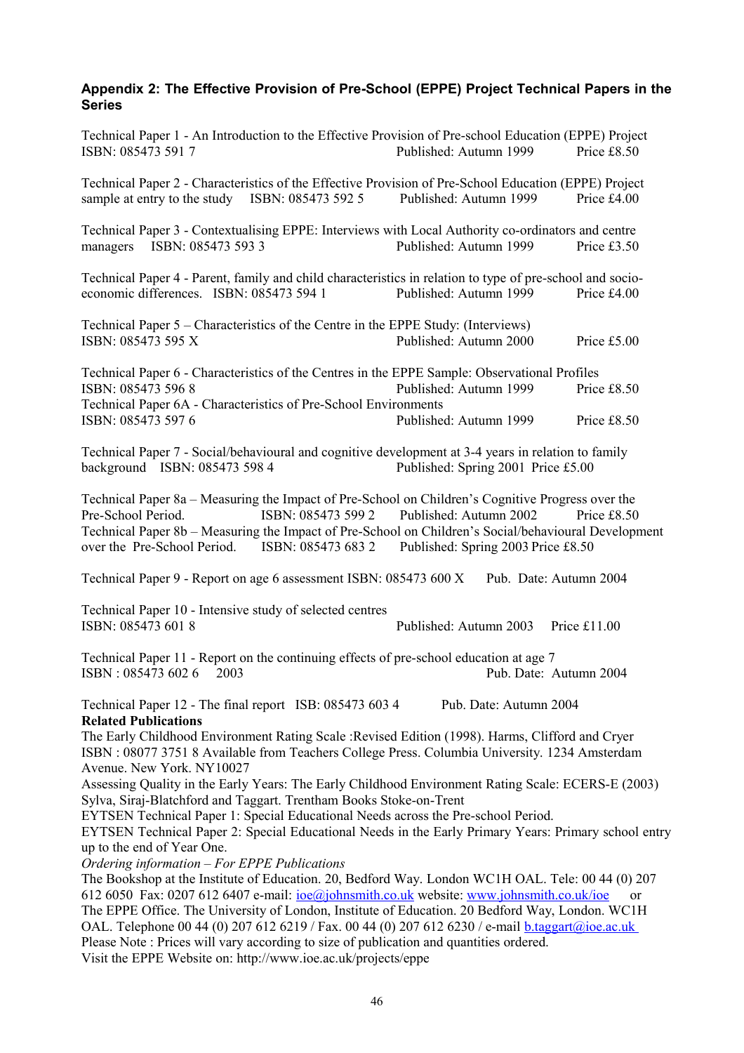## Appendix 2: The Effective Provision of Pre-School (EPPE) Project Technical Papers in the Series

Technical Paper 1 - An Introduction to the Effective Provision of Pre-school Education (EPPE) Project
ISBN: 085473 591 7 Published: Autumn 1999 Price £8.50

Technical Paper 2 - Characteristics of the Effective Provision of Pre-School Education (EPPE) Project sample at entry to the study ISBN: 085473 592 5 Published: Autumn 1999 Price £4.00

Technical Paper 3 - Contextualising EPPE: Interviews with Local Authority co-ordinators and centre managers ISBN: 085473 593 3 Published: Autumn 1999 Price £3.50

Technical Paper 4 - Parent, family and child characteristics in relation to type of pre-school and socio-economic differences. ISBN: 085473 594 1 Published: Autumn 1999 Price £4.00

Technical Paper 5 – Characteristics of the Centre in the EPPE Study: (Interviews)
ISBN: 085473 595 X Published: Autumn 2000 Price £5.00

Technical Paper 6 - Characteristics of the Centres in the EPPE Sample: Observational Profiles
ISBN: 085473 596 8 Published: Autumn 1999 Price £8.50
Technical Paper 6A - Characteristics of Pre-School Environments
ISBN: 085473 597 6 Published: Autumn 1999 Price £8.50

Technical Paper 7 - Social/behavioural and cognitive development at 3-4 years in relation to family background ISBN: 085473 598 4 Published: Spring 2001 Price £5.00

Technical Paper 8a – Measuring the Impact of Pre-School on Children's Cognitive Progress over the Pre-School Period. ISBN: 085473 599 2 Published: Autumn 2002 Price £8.50
Technical Paper 8b – Measuring the Impact of Pre-School on Children's Social/behavioural Development over the Pre-School Period. ISBN: 085473 683 2 Published: Spring 2003 Price £8.50

Technical Paper 9 - Report on age 6 assessment ISBN: 085473 600 X Pub. Date: Autumn 2004

Technical Paper 10 - Intensive study of selected centres
ISBN: 085473 601 8 Published: Autumn 2003 Price £11.00

Technical Paper 11 - Report on the continuing effects of pre-school education at age 7
ISBN : 085473 602 6 2003 Pub. Date: Autumn 2004

Technical Paper 12 - The final report ISB: 085473 603 4 Pub. Date: Autumn 2004

**Related Publications**

The Early Childhood Environment Rating Scale :Revised Edition (1998). Harms, Clifford and Cryer ISBN : 08077 3751 8 Available from Teachers College Press. Columbia University. 1234 Amsterdam Avenue. New York. NY10027

Assessing Quality in the Early Years: The Early Childhood Environment Rating Scale: ECERS-E (2003) Sylva, Siraj-Blatchford and Taggart. Trentham Books Stoke-on-Trent

EYTSEN Technical Paper 1: Special Educational Needs across the Pre-school Period.

EYTSEN Technical Paper 2: Special Educational Needs in the Early Primary Years: Primary school entry up to the end of Year One.

*Ordering information – For EPPE Publications*

The Bookshop at the Institute of Education. 20, Bedford Way. London WC1H OAL. Tele: 00 44 (0) 207 612 6050 Fax: 0207 612 6407 e-mail: ioe@johnsmith.co.uk website: www.johnsmith.co.uk/ioe or The EPPE Office. The University of London, Institute of Education. 20 Bedford Way, London. WC1H OAL. Telephone 00 44 (0) 207 612 6219 / Fax. 00 44 (0) 207 612 6230 / e-mail b.taggart@ioe.ac.uk

Please Note : Prices will vary according to size of publication and quantities ordered.

Visit the EPPE Website on: http://www.ioe.ac.uk/projects/eppe